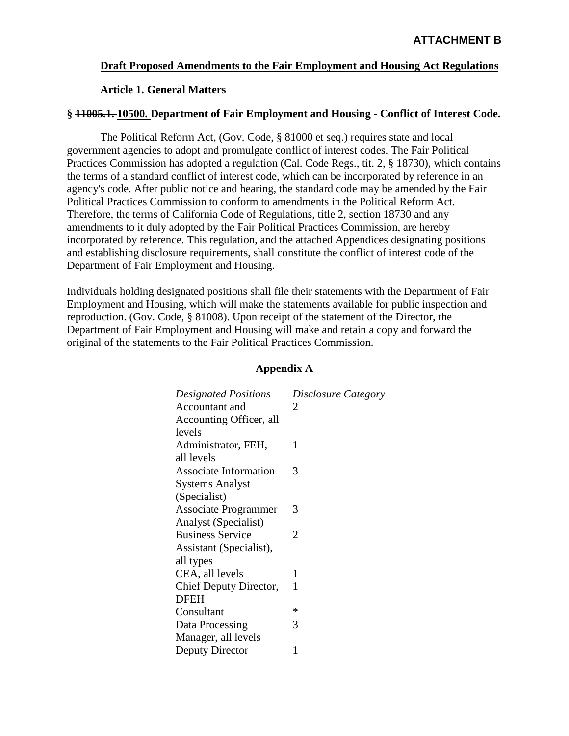**ATTACHMENT B**

**Draft Proposed Amendments to the Fair Employment and Housing Act Regulations**

**Article 1. General Matters**

**§ ~~11005.1.~~ 10500. Department of Fair Employment and Housing - Conflict of Interest Code.**

The Political Reform Act, (Gov. Code, § 81000 et seq.) requires state and local government agencies to adopt and promulgate conflict of interest codes. The Fair Political Practices Commission has adopted a regulation (Cal. Code Regs., tit. 2, § 18730), which contains the terms of a standard conflict of interest code, which can be incorporated by reference in an agency's code. After public notice and hearing, the standard code may be amended by the Fair Political Practices Commission to conform to amendments in the Political Reform Act. Therefore, the terms of California Code of Regulations, title 2, section 18730 and any amendments to it duly adopted by the Fair Political Practices Commission, are hereby incorporated by reference. This regulation, and the attached Appendices designating positions and establishing disclosure requirements, shall constitute the conflict of interest code of the Department of Fair Employment and Housing.

Individuals holding designated positions shall file their statements with the Department of Fair Employment and Housing, which will make the statements available for public inspection and reproduction. (Gov. Code, § 81008). Upon receipt of the statement of the Director, the Department of Fair Employment and Housing will make and retain a copy and forward the original of the statements to the Fair Political Practices Commission.

**Appendix A**

| *Designated Positions* | *Disclosure Category* |
|---|---|
| Accountant and Accounting Officer, all levels | 2 |
| Administrator, FEH, all levels | 1 |
| Associate Information Systems Analyst (Specialist) | 3 |
| Associate Programmer Analyst (Specialist) | 3 |
| Business Service Assistant (Specialist), all types | 2 |
| CEA, all levels | 1 |
| Chief Deputy Director, DFEH | 1 |
| Consultant | * |
| Data Processing Manager, all levels | 3 |
| Deputy Director | 1 |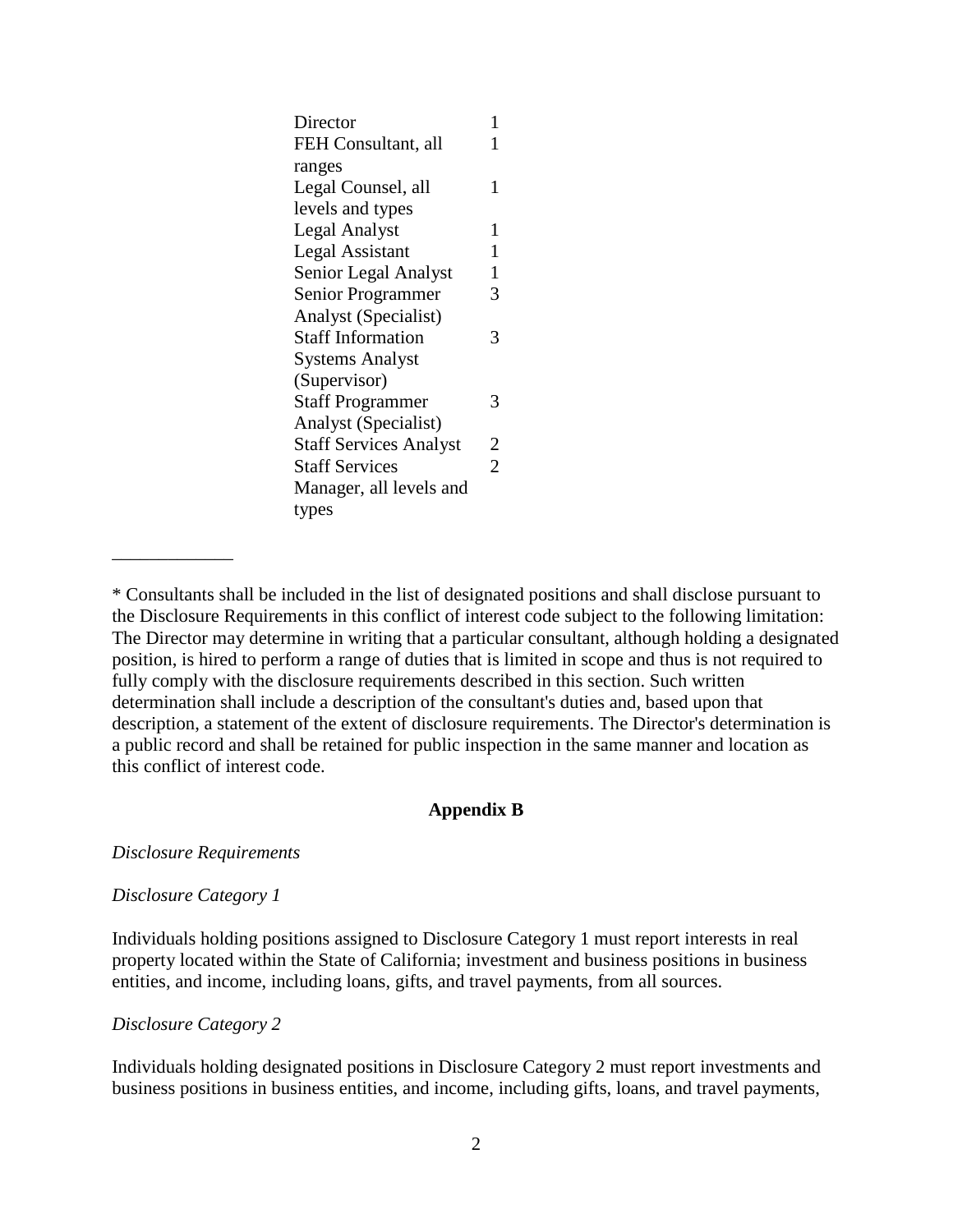| | |
|---|---|
| Director | 1 |
| FEH Consultant, all ranges | 1 |
| Legal Counsel, all levels and types | 1 |
| Legal Analyst | 1 |
| Legal Assistant | 1 |
| Senior Legal Analyst | 1 |
| Senior Programmer Analyst (Specialist) | 3 |
| Staff Information Systems Analyst (Supervisor) | 3 |
| Staff Programmer Analyst (Specialist) | 3 |
| Staff Services Analyst | 2 |
| Staff Services Manager, all levels and types | 2 |

_____________

* Consultants shall be included in the list of designated positions and shall disclose pursuant to the Disclosure Requirements in this conflict of interest code subject to the following limitation: The Director may determine in writing that a particular consultant, although holding a designated position, is hired to perform a range of duties that is limited in scope and thus is not required to fully comply with the disclosure requirements described in this section. Such written determination shall include a description of the consultant's duties and, based upon that description, a statement of the extent of disclosure requirements. The Director's determination is a public record and shall be retained for public inspection in the same manner and location as this conflict of interest code.

## Appendix B

*Disclosure Requirements*

*Disclosure Category 1*

Individuals holding positions assigned to Disclosure Category 1 must report interests in real property located within the State of California; investment and business positions in business entities, and income, including loans, gifts, and travel payments, from all sources.

*Disclosure Category 2*

Individuals holding designated positions in Disclosure Category 2 must report investments and business positions in business entities, and income, including gifts, loans, and travel payments,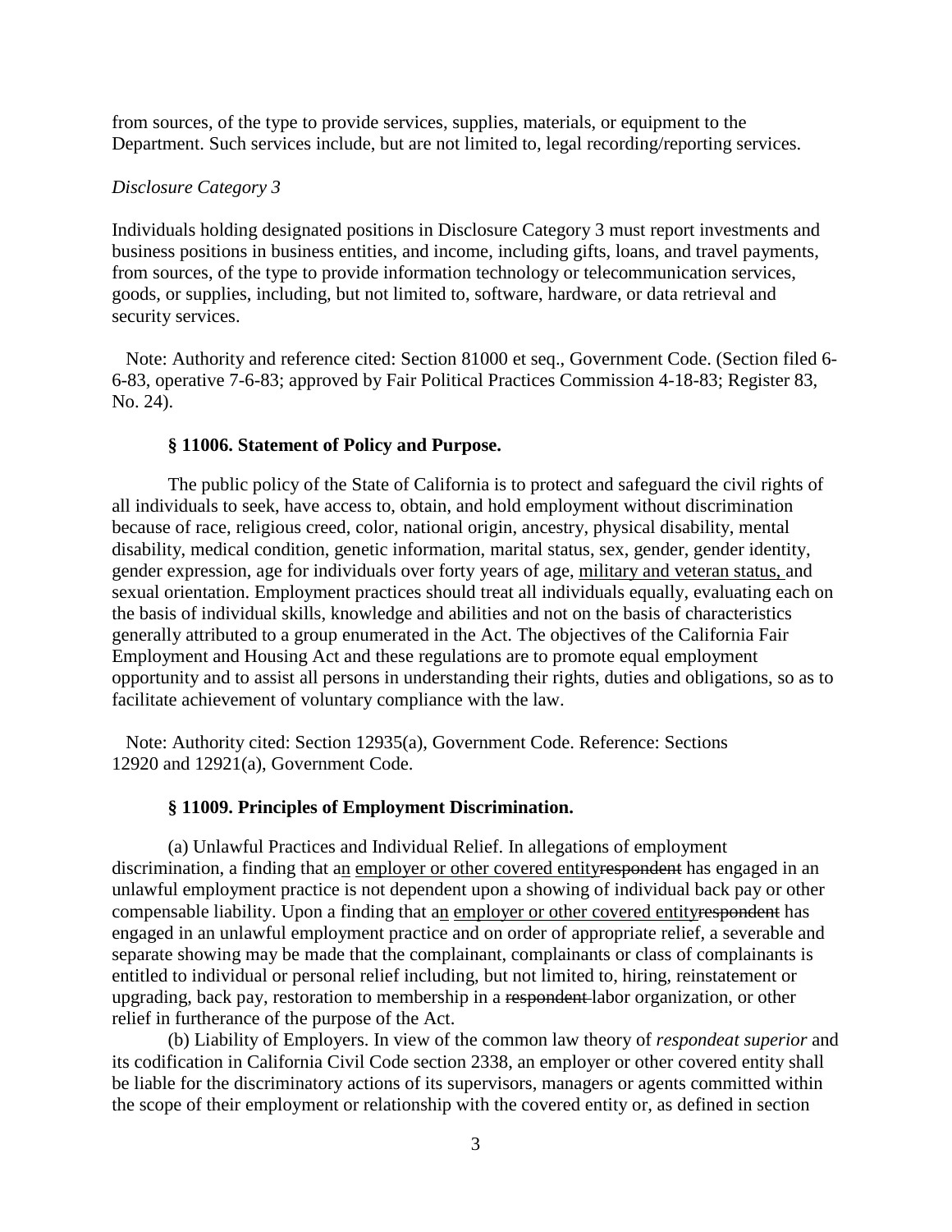from sources, of the type to provide services, supplies, materials, or equipment to the Department. Such services include, but are not limited to, legal recording/reporting services.

*Disclosure Category 3*

Individuals holding designated positions in Disclosure Category 3 must report investments and business positions in business entities, and income, including gifts, loans, and travel payments, from sources, of the type to provide information technology or telecommunication services, goods, or supplies, including, but not limited to, software, hardware, or data retrieval and security services.

Note: Authority and reference cited: Section 81000 et seq., Government Code. (Section filed 6-6-83, operative 7-6-83; approved by Fair Political Practices Commission 4-18-83; Register 83, No. 24).

### § 11006. Statement of Policy and Purpose.

The public policy of the State of California is to protect and safeguard the civil rights of all individuals to seek, have access to, obtain, and hold employment without discrimination because of race, religious creed, color, national origin, ancestry, physical disability, mental disability, medical condition, genetic information, marital status, sex, gender, gender identity, gender expression, age for individuals over forty years of age, <u>military and veteran status,</u> and sexual orientation. Employment practices should treat all individuals equally, evaluating each on the basis of individual skills, knowledge and abilities and not on the basis of characteristics generally attributed to a group enumerated in the Act. The objectives of the California Fair Employment and Housing Act and these regulations are to promote equal employment opportunity and to assist all persons in understanding their rights, duties and obligations, so as to facilitate achievement of voluntary compliance with the law.

Note: Authority cited: Section 12935(a), Government Code. Reference: Sections 12920 and 12921(a), Government Code.

### § 11009. Principles of Employment Discrimination.

(a) Unlawful Practices and Individual Relief. In allegations of employment discrimination, a finding that a<u>n</u> <u>employer or other covered entity</u>~~respondent~~ has engaged in an unlawful employment practice is not dependent upon a showing of individual back pay or other compensable liability. Upon a finding that a<u>n</u> <u>employer or other covered entity</u>~~respondent~~ has engaged in an unlawful employment practice and on order of appropriate relief, a severable and separate showing may be made that the complainant, complainants or class of complainants is entitled to individual or personal relief including, but not limited to, hiring, reinstatement or upgrading, back pay, restoration to membership in a ~~respondent~~ labor organization, or other relief in furtherance of the purpose of the Act.

(b) Liability of Employers. In view of the common law theory of *respondeat superior* and its codification in California Civil Code section 2338, an employer or other covered entity shall be liable for the discriminatory actions of its supervisors, managers or agents committed within the scope of their employment or relationship with the covered entity or, as defined in section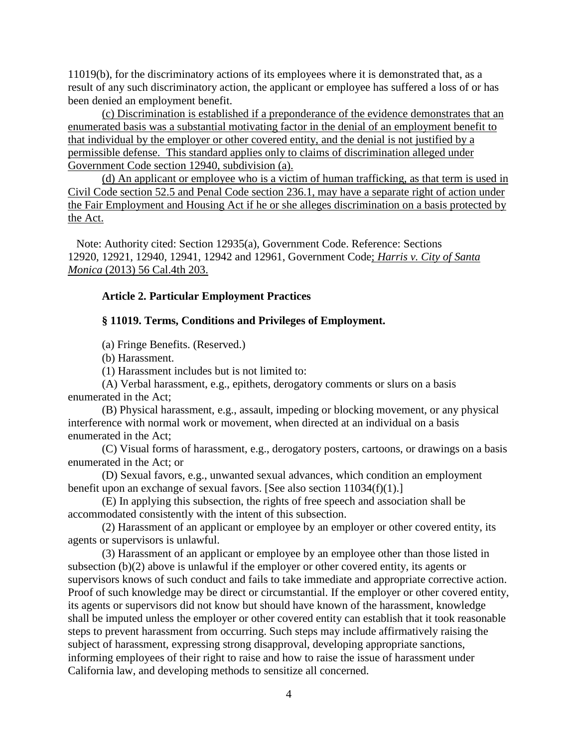11019(b), for the discriminatory actions of its employees where it is demonstrated that, as a result of any such discriminatory action, the applicant or employee has suffered a loss of or has been denied an employment benefit.

(c) Discrimination is established if a preponderance of the evidence demonstrates that an enumerated basis was a substantial motivating factor in the denial of an employment benefit to that individual by the employer or other covered entity, and the denial is not justified by a permissible defense. This standard applies only to claims of discrimination alleged under Government Code section 12940, subdivision (a).

(d) An applicant or employee who is a victim of human trafficking, as that term is used in Civil Code section 52.5 and Penal Code section 236.1, may have a separate right of action under the Fair Employment and Housing Act if he or she alleges discrimination on a basis protected by the Act.

Note: Authority cited: Section 12935(a), Government Code. Reference: Sections 12920, 12921, 12940, 12941, 12942 and 12961, Government Code; *Harris v. City of Santa Monica* (2013) 56 Cal.4th 203.

**Article 2. Particular Employment Practices**

**§ 11019. Terms, Conditions and Privileges of Employment.**

(a) Fringe Benefits. (Reserved.)

(b) Harassment.

(1) Harassment includes but is not limited to:

(A) Verbal harassment, e.g., epithets, derogatory comments or slurs on a basis enumerated in the Act;

(B) Physical harassment, e.g., assault, impeding or blocking movement, or any physical interference with normal work or movement, when directed at an individual on a basis enumerated in the Act;

(C) Visual forms of harassment, e.g., derogatory posters, cartoons, or drawings on a basis enumerated in the Act; or

(D) Sexual favors, e.g., unwanted sexual advances, which condition an employment benefit upon an exchange of sexual favors. [See also section 11034(f)(1).]

(E) In applying this subsection, the rights of free speech and association shall be accommodated consistently with the intent of this subsection.

(2) Harassment of an applicant or employee by an employer or other covered entity, its agents or supervisors is unlawful.

(3) Harassment of an applicant or employee by an employee other than those listed in subsection (b)(2) above is unlawful if the employer or other covered entity, its agents or supervisors knows of such conduct and fails to take immediate and appropriate corrective action. Proof of such knowledge may be direct or circumstantial. If the employer or other covered entity, its agents or supervisors did not know but should have known of the harassment, knowledge shall be imputed unless the employer or other covered entity can establish that it took reasonable steps to prevent harassment from occurring. Such steps may include affirmatively raising the subject of harassment, expressing strong disapproval, developing appropriate sanctions, informing employees of their right to raise and how to raise the issue of harassment under California law, and developing methods to sensitize all concerned.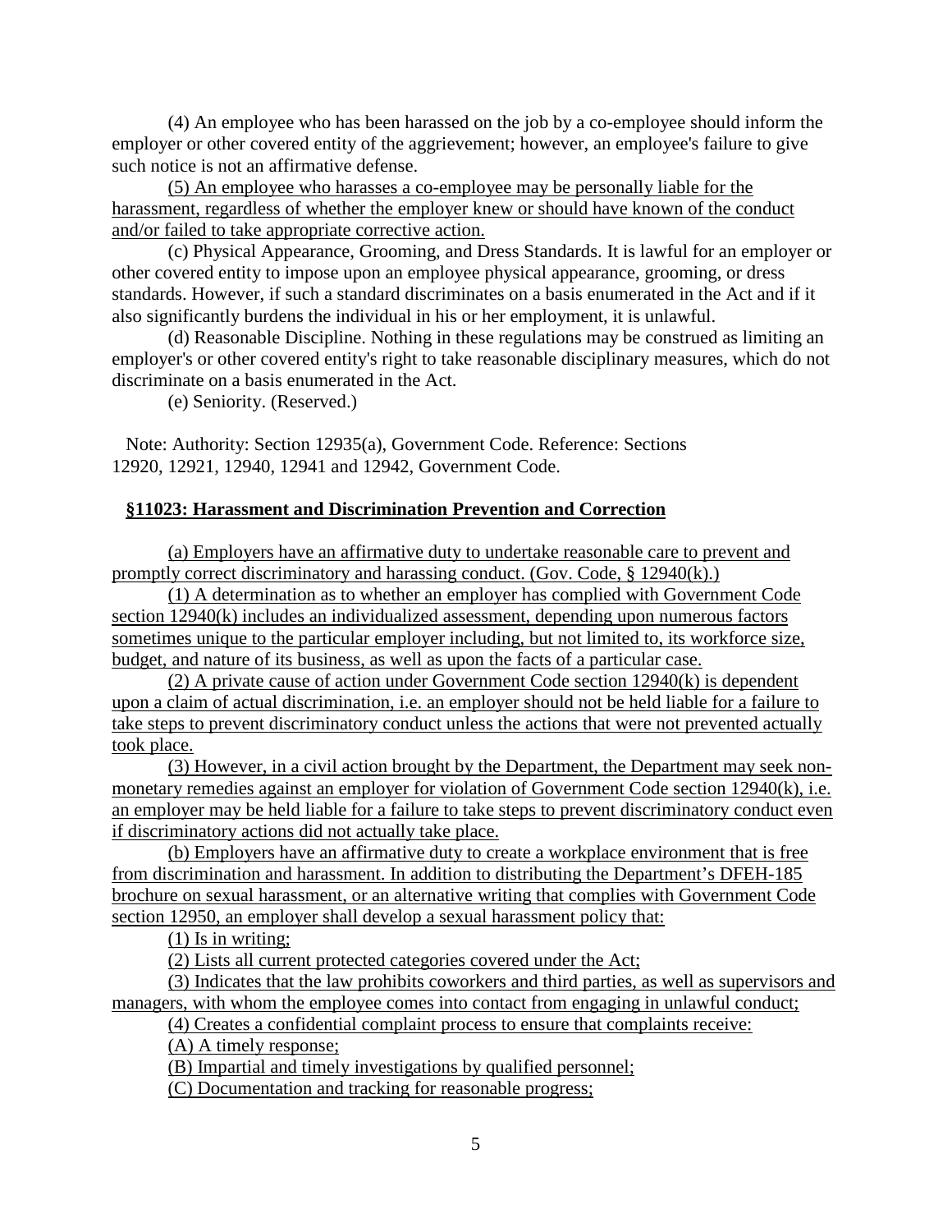(4) An employee who has been harassed on the job by a co-employee should inform the employer or other covered entity of the aggrievement; however, an employee's failure to give such notice is not an affirmative defense.

(5) An employee who harasses a co-employee may be personally liable for the harassment, regardless of whether the employer knew or should have known of the conduct and/or failed to take appropriate corrective action.

(c) Physical Appearance, Grooming, and Dress Standards. It is lawful for an employer or other covered entity to impose upon an employee physical appearance, grooming, or dress standards. However, if such a standard discriminates on a basis enumerated in the Act and if it also significantly burdens the individual in his or her employment, it is unlawful.

(d) Reasonable Discipline. Nothing in these regulations may be construed as limiting an employer's or other covered entity's right to take reasonable disciplinary measures, which do not discriminate on a basis enumerated in the Act.

(e) Seniority. (Reserved.)

Note: Authority: Section 12935(a), Government Code. Reference: Sections 12920, 12921, 12940, 12941 and 12942, Government Code.

## §11023: Harassment and Discrimination Prevention and Correction

(a) Employers have an affirmative duty to undertake reasonable care to prevent and promptly correct discriminatory and harassing conduct. (Gov. Code, § 12940(k).)

(1) A determination as to whether an employer has complied with Government Code section 12940(k) includes an individualized assessment, depending upon numerous factors sometimes unique to the particular employer including, but not limited to, its workforce size, budget, and nature of its business, as well as upon the facts of a particular case.

(2) A private cause of action under Government Code section 12940(k) is dependent upon a claim of actual discrimination, i.e. an employer should not be held liable for a failure to take steps to prevent discriminatory conduct unless the actions that were not prevented actually took place.

(3) However, in a civil action brought by the Department, the Department may seek non-monetary remedies against an employer for violation of Government Code section 12940(k), i.e. an employer may be held liable for a failure to take steps to prevent discriminatory conduct even if discriminatory actions did not actually take place.

(b) Employers have an affirmative duty to create a workplace environment that is free from discrimination and harassment. In addition to distributing the Department's DFEH-185 brochure on sexual harassment, or an alternative writing that complies with Government Code section 12950, an employer shall develop a sexual harassment policy that:

(1) Is in writing;

(2) Lists all current protected categories covered under the Act;

(3) Indicates that the law prohibits coworkers and third parties, as well as supervisors and managers, with whom the employee comes into contact from engaging in unlawful conduct;

(4) Creates a confidential complaint process to ensure that complaints receive:

(A) A timely response;

(B) Impartial and timely investigations by qualified personnel;

(C) Documentation and tracking for reasonable progress;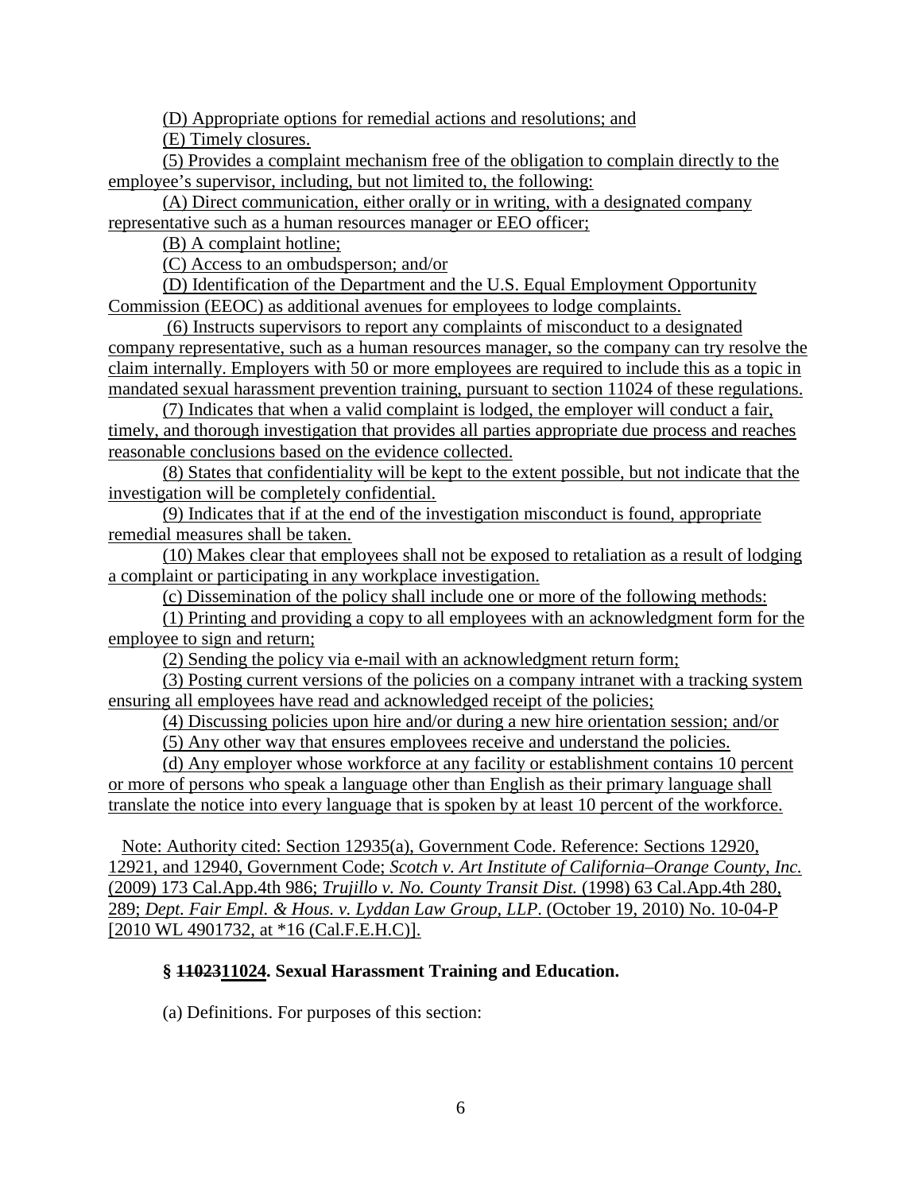(D) Appropriate options for remedial actions and resolutions; and

(E) Timely closures.

(5) Provides a complaint mechanism free of the obligation to complain directly to the employee's supervisor, including, but not limited to, the following:

(A) Direct communication, either orally or in writing, with a designated company representative such as a human resources manager or EEO officer;

(B) A complaint hotline;

(C) Access to an ombudsperson; and/or

(D) Identification of the Department and the U.S. Equal Employment Opportunity Commission (EEOC) as additional avenues for employees to lodge complaints.

(6) Instructs supervisors to report any complaints of misconduct to a designated company representative, such as a human resources manager, so the company can try resolve the claim internally. Employers with 50 or more employees are required to include this as a topic in mandated sexual harassment prevention training, pursuant to section 11024 of these regulations.

(7) Indicates that when a valid complaint is lodged, the employer will conduct a fair, timely, and thorough investigation that provides all parties appropriate due process and reaches reasonable conclusions based on the evidence collected.

(8) States that confidentiality will be kept to the extent possible, but not indicate that the investigation will be completely confidential.

(9) Indicates that if at the end of the investigation misconduct is found, appropriate remedial measures shall be taken.

(10) Makes clear that employees shall not be exposed to retaliation as a result of lodging a complaint or participating in any workplace investigation.

(c) Dissemination of the policy shall include one or more of the following methods:

(1) Printing and providing a copy to all employees with an acknowledgment form for the employee to sign and return;

(2) Sending the policy via e-mail with an acknowledgment return form;

(3) Posting current versions of the policies on a company intranet with a tracking system ensuring all employees have read and acknowledged receipt of the policies;

(4) Discussing policies upon hire and/or during a new hire orientation session; and/or

(5) Any other way that ensures employees receive and understand the policies.

(d) Any employer whose workforce at any facility or establishment contains 10 percent or more of persons who speak a language other than English as their primary language shall translate the notice into every language that is spoken by at least 10 percent of the workforce.

Note: Authority cited: Section 12935(a), Government Code. Reference: Sections 12920, 12921, and 12940, Government Code; *Scotch v. Art Institute of California–Orange County, Inc.* (2009) 173 Cal.App.4th 986; *Trujillo v. No. County Transit Dist.* (1998) 63 Cal.App.4th 280, 289; *Dept. Fair Empl. & Hous. v. Lyddan Law Group, LLP*. (October 19, 2010) No. 10-04-P [2010 WL 4901732, at *16 (Cal.F.E.H.C)].

**§ ~~11023~~11024. Sexual Harassment Training and Education.**

(a) Definitions. For purposes of this section: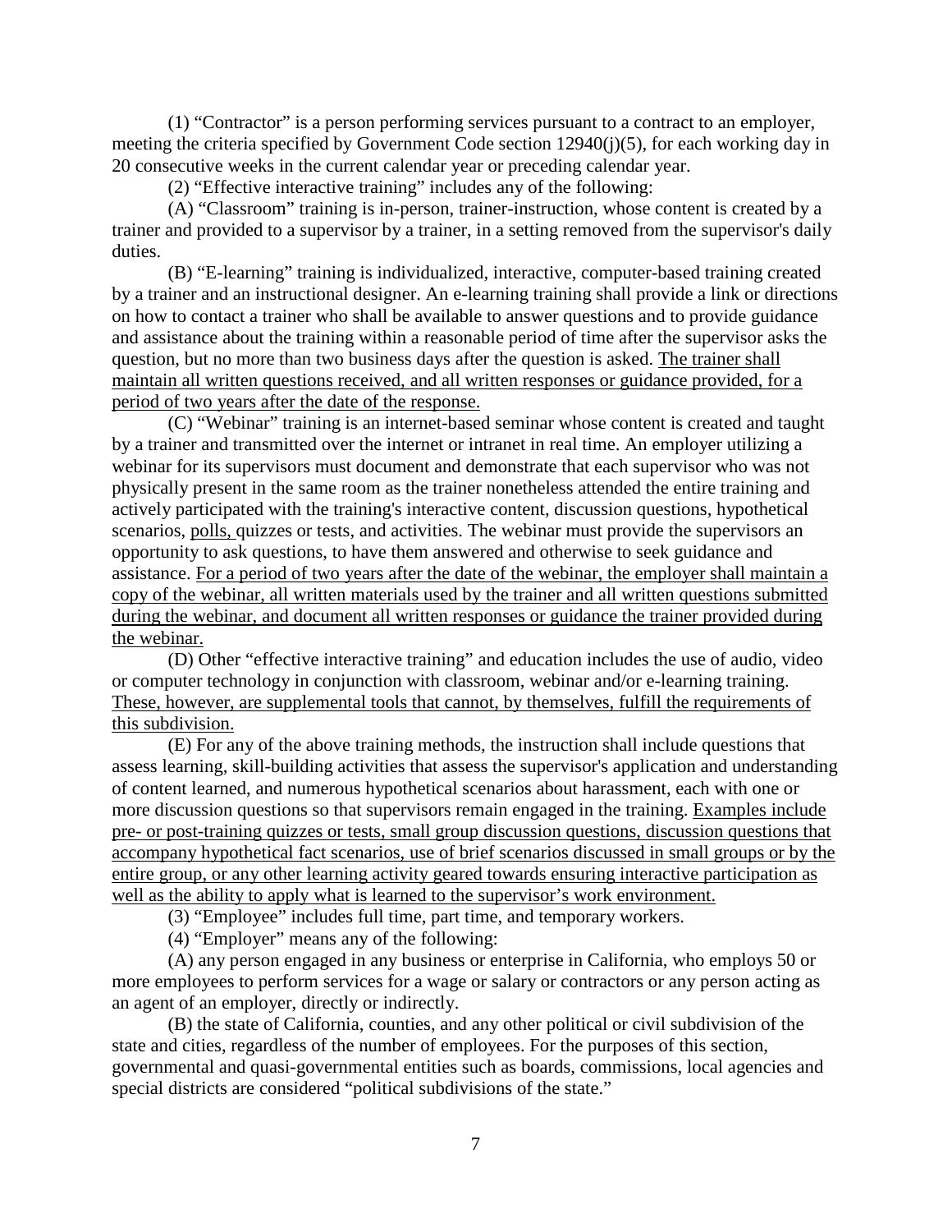(1) "Contractor" is a person performing services pursuant to a contract to an employer, meeting the criteria specified by Government Code section 12940(j)(5), for each working day in 20 consecutive weeks in the current calendar year or preceding calendar year.

(2) "Effective interactive training" includes any of the following:

(A) "Classroom" training is in-person, trainer-instruction, whose content is created by a trainer and provided to a supervisor by a trainer, in a setting removed from the supervisor's daily duties.

(B) "E-learning" training is individualized, interactive, computer-based training created by a trainer and an instructional designer. An e-learning training shall provide a link or directions on how to contact a trainer who shall be available to answer questions and to provide guidance and assistance about the training within a reasonable period of time after the supervisor asks the question, but no more than two business days after the question is asked. <u>The trainer shall maintain all written questions received, and all written responses or guidance provided, for a period of two years after the date of the response.</u>

(C) "Webinar" training is an internet-based seminar whose content is created and taught by a trainer and transmitted over the internet or intranet in real time. An employer utilizing a webinar for its supervisors must document and demonstrate that each supervisor who was not physically present in the same room as the trainer nonetheless attended the entire training and actively participated with the training's interactive content, discussion questions, hypothetical scenarios, <u>polls,</u> quizzes or tests, and activities. The webinar must provide the supervisors an opportunity to ask questions, to have them answered and otherwise to seek guidance and assistance. <u>For a period of two years after the date of the webinar, the employer shall maintain a copy of the webinar, all written materials used by the trainer and all written questions submitted during the webinar, and document all written responses or guidance the trainer provided during the webinar.</u>

(D) Other "effective interactive training" and education includes the use of audio, video or computer technology in conjunction with classroom, webinar and/or e-learning training. <u>These, however, are supplemental tools that cannot, by themselves, fulfill the requirements of this subdivision.</u>

(E) For any of the above training methods, the instruction shall include questions that assess learning, skill-building activities that assess the supervisor's application and understanding of content learned, and numerous hypothetical scenarios about harassment, each with one or more discussion questions so that supervisors remain engaged in the training. <u>Examples include pre- or post-training quizzes or tests, small group discussion questions, discussion questions that accompany hypothetical fact scenarios, use of brief scenarios discussed in small groups or by the entire group, or any other learning activity geared towards ensuring interactive participation as well as the ability to apply what is learned to the supervisor's work environment.</u>

(3) "Employee" includes full time, part time, and temporary workers.

(4) "Employer" means any of the following:

(A) any person engaged in any business or enterprise in California, who employs 50 or more employees to perform services for a wage or salary or contractors or any person acting as an agent of an employer, directly or indirectly.

(B) the state of California, counties, and any other political or civil subdivision of the state and cities, regardless of the number of employees. For the purposes of this section, governmental and quasi-governmental entities such as boards, commissions, local agencies and special districts are considered "political subdivisions of the state."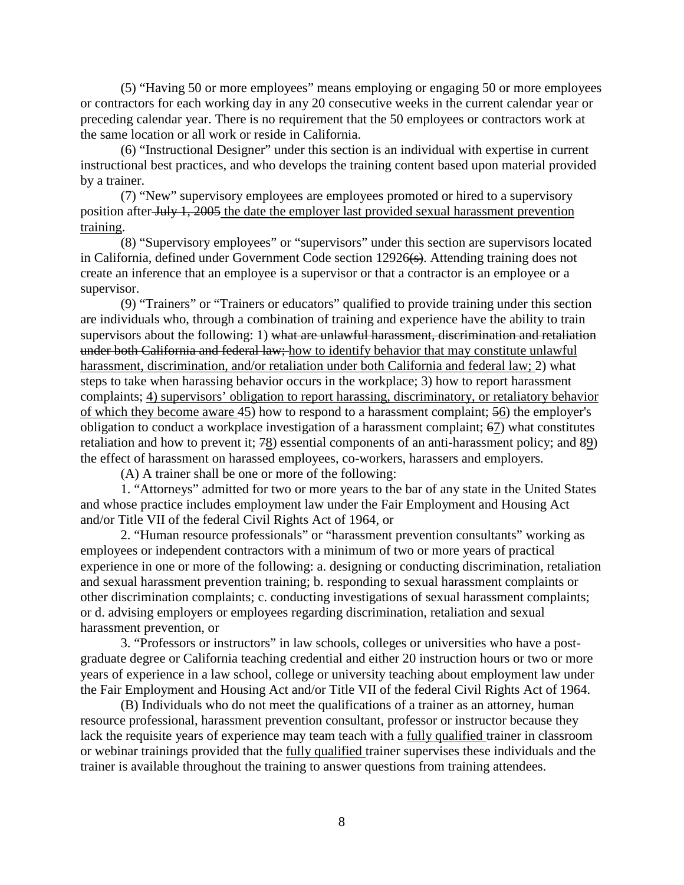(5) “Having 50 or more employees” means employing or engaging 50 or more employees or contractors for each working day in any 20 consecutive weeks in the current calendar year or preceding calendar year. There is no requirement that the 50 employees or contractors work at the same location or all work or reside in California.

(6) “Instructional Designer” under this section is an individual with expertise in current instructional best practices, and who develops the training content based upon material provided by a trainer.

(7) “New” supervisory employees are employees promoted or hired to a supervisory position after ~~July 1, 2005~~ <u>the date the employer last provided sexual harassment prevention training</u>.

(8) “Supervisory employees” or “supervisors” under this section are supervisors located in California, defined under Government Code section 12926~~(s)~~. Attending training does not create an inference that an employee is a supervisor or that a contractor is an employee or a supervisor.

(9) “Trainers” or “Trainers or educators” qualified to provide training under this section are individuals who, through a combination of training and experience have the ability to train supervisors about the following: 1) ~~what are unlawful harassment, discrimination and retaliation under both California and federal law;~~ <u>how to identify behavior that may constitute unlawful harassment, discrimination, and/or retaliation under both California and federal law;</u> 2) what steps to take when harassing behavior occurs in the workplace; 3) how to report harassment complaints; <u>4) supervisors’ obligation to report harassing, discriminatory, or retaliatory behavior of which they become aware</u> ~~4~~<u>5</u>) how to respond to a harassment complaint; ~~5~~<u>6</u>) the employer's obligation to conduct a workplace investigation of a harassment complaint; ~~6~~<u>7</u>) what constitutes retaliation and how to prevent it; ~~7~~<u>8</u>) essential components of an anti-harassment policy; and ~~8~~<u>9</u>) the effect of harassment on harassed employees, co-workers, harassers and employers.

(A) A trainer shall be one or more of the following:

1. “Attorneys” admitted for two or more years to the bar of any state in the United States and whose practice includes employment law under the Fair Employment and Housing Act and/or Title VII of the federal Civil Rights Act of 1964, or

2. “Human resource professionals” or “harassment prevention consultants” working as employees or independent contractors with a minimum of two or more years of practical experience in one or more of the following: a. designing or conducting discrimination, retaliation and sexual harassment prevention training; b. responding to sexual harassment complaints or other discrimination complaints; c. conducting investigations of sexual harassment complaints; or d. advising employers or employees regarding discrimination, retaliation and sexual harassment prevention, or

3. “Professors or instructors” in law schools, colleges or universities who have a post-graduate degree or California teaching credential and either 20 instruction hours or two or more years of experience in a law school, college or university teaching about employment law under the Fair Employment and Housing Act and/or Title VII of the federal Civil Rights Act of 1964.

(B) Individuals who do not meet the qualifications of a trainer as an attorney, human resource professional, harassment prevention consultant, professor or instructor because they lack the requisite years of experience may team teach with a <u>fully qualified</u> trainer in classroom or webinar trainings provided that the <u>fully qualified</u> trainer supervises these individuals and the trainer is available throughout the training to answer questions from training attendees.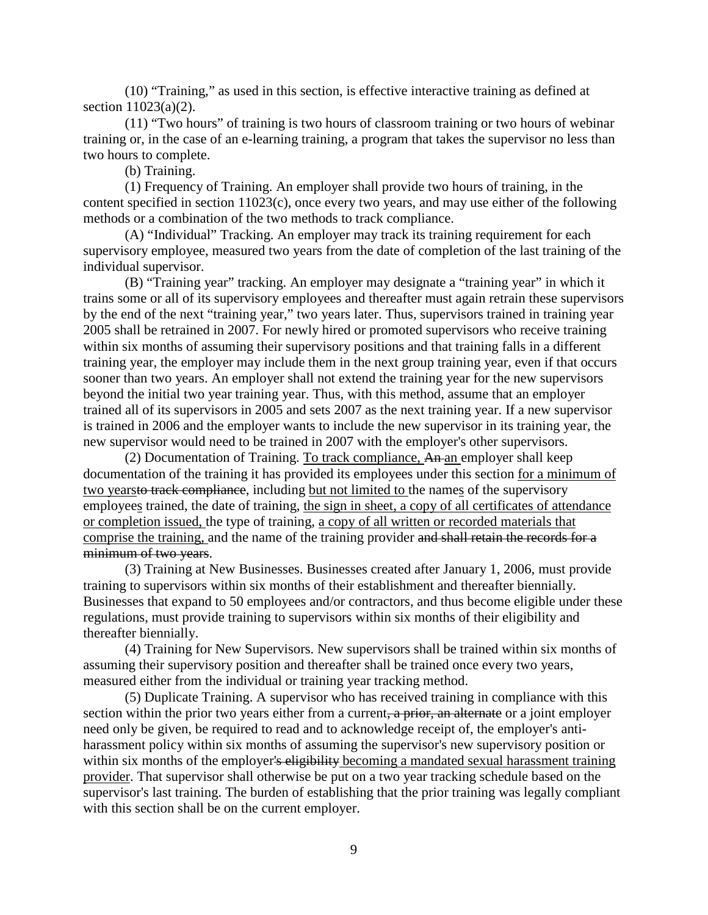(10) "Training," as used in this section, is effective interactive training as defined at section 11023(a)(2).

(11) "Two hours" of training is two hours of classroom training or two hours of webinar training or, in the case of an e-learning training, a program that takes the supervisor no less than two hours to complete.

(b) Training.

(1) Frequency of Training. An employer shall provide two hours of training, in the content specified in section 11023(c), once every two years, and may use either of the following methods or a combination of the two methods to track compliance.

(A) "Individual" Tracking. An employer may track its training requirement for each supervisory employee, measured two years from the date of completion of the last training of the individual supervisor.

(B) "Training year" tracking. An employer may designate a "training year" in which it trains some or all of its supervisory employees and thereafter must again retrain these supervisors by the end of the next "training year," two years later. Thus, supervisors trained in training year 2005 shall be retrained in 2007. For newly hired or promoted supervisors who receive training within six months of assuming their supervisory positions and that training falls in a different training year, the employer may include them in the next group training year, even if that occurs sooner than two years. An employer shall not extend the training year for the new supervisors beyond the initial two year training year. Thus, with this method, assume that an employer trained all of its supervisors in 2005 and sets 2007 as the next training year. If a new supervisor is trained in 2006 and the employer wants to include the new supervisor in its training year, the new supervisor would need to be trained in 2007 with the employer's other supervisors.

(2) Documentation of Training. <u>To track compliance,</u> ~~An~~ <u>an</u> employer shall keep documentation of the training it has provided its employees under this section <u>for a minimum of two years</u>~~to track compliance~~, including <u>but not limited to</u> the name<u>s</u> of the supervisory employee<u>s</u> trained, the date of training, <u>the sign in sheet, a copy of all certificates of attendance or completion issued,</u> the type of training, <u>a copy of all written or recorded materials that comprise the training,</u> and the name of the training provider ~~and shall retain the records for a minimum of two years~~.

(3) Training at New Businesses. Businesses created after January 1, 2006, must provide training to supervisors within six months of their establishment and thereafter biennially. Businesses that expand to 50 employees and/or contractors, and thus become eligible under these regulations, must provide training to supervisors within six months of their eligibility and thereafter biennially.

(4) Training for New Supervisors. New supervisors shall be trained within six months of assuming their supervisory position and thereafter shall be trained once every two years, measured either from the individual or training year tracking method.

(5) Duplicate Training. A supervisor who has received training in compliance with this section within the prior two years either from a current~~, a prior, an alternate~~ or a joint employer need only be given, be required to read and to acknowledge receipt of, the employer's anti-harassment policy within six months of assuming the supervisor's new supervisory position or within six months of the employer~~'s eligibility~~ <u>becoming a mandated sexual harassment training provider</u>. That supervisor shall otherwise be put on a two year tracking schedule based on the supervisor's last training. The burden of establishing that the prior training was legally compliant with this section shall be on the current employer.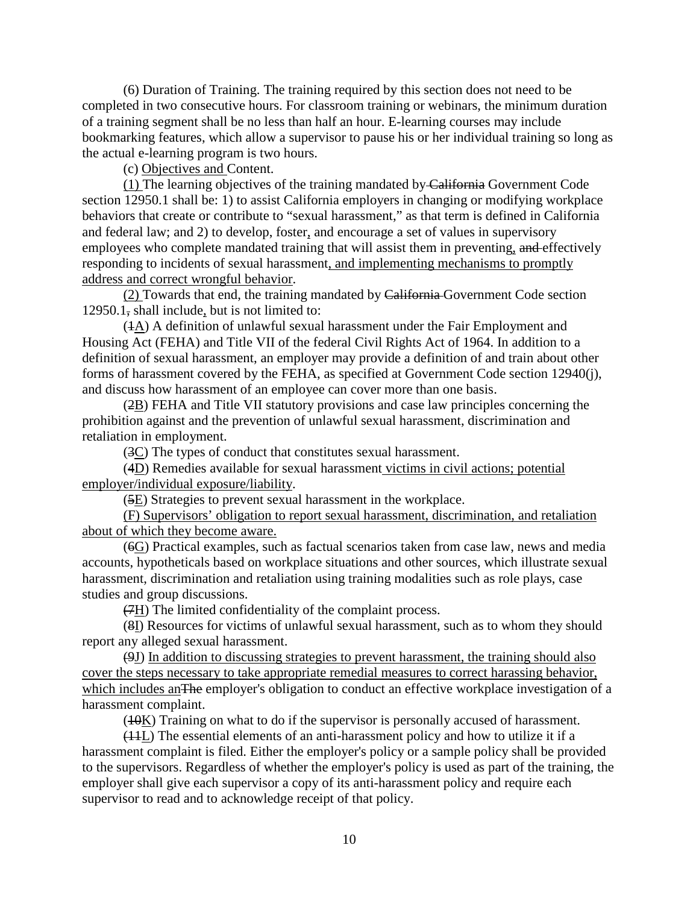(6) Duration of Training. The training required by this section does not need to be completed in two consecutive hours. For classroom training or webinars, the minimum duration of a training segment shall be no less than half an hour. E-learning courses may include bookmarking features, which allow a supervisor to pause his or her individual training so long as the actual e-learning program is two hours.

(c) <u>Objectives and</u> Content.

<u>(1)</u> The learning objectives of the training mandated by ~~California~~ Government Code section 12950.1 shall be: 1) to assist California employers in changing or modifying workplace behaviors that create or contribute to "sexual harassment," as that term is defined in California and federal law; and 2) to develop, foster<u>,</u> and encourage a set of values in supervisory employees who complete mandated training that will assist them in preventing<u>,</u> ~~and~~ effectively responding to incidents of sexual harassment<u>, and implementing mechanisms to promptly address and correct wrongful behavior</u>.

<u>(2)</u> Towards that end, the training mandated by ~~California~~ Government Code section 12950.1~~,~~ shall include<u>,</u> but is not limited to:

(~~1~~<u>A</u>) A definition of unlawful sexual harassment under the Fair Employment and Housing Act (FEHA) and Title VII of the federal Civil Rights Act of 1964. In addition to a definition of sexual harassment, an employer may provide a definition of and train about other forms of harassment covered by the FEHA, as specified at Government Code section 12940(j), and discuss how harassment of an employee can cover more than one basis.

(~~2~~<u>B</u>) FEHA and Title VII statutory provisions and case law principles concerning the prohibition against and the prevention of unlawful sexual harassment, discrimination and retaliation in employment.

(~~3~~<u>C</u>) The types of conduct that constitutes sexual harassment.

(~~4~~<u>D</u>) Remedies available for sexual harassment<u> victims in civil actions; potential employer/individual exposure/liability</u>.

(~~5~~<u>E</u>) Strategies to prevent sexual harassment in the workplace.

<u>(F) Supervisors' obligation to report sexual harassment, discrimination, and retaliation about of which they become aware.</u>

(~~6~~<u>G</u>) Practical examples, such as factual scenarios taken from case law, news and media accounts, hypotheticals based on workplace situations and other sources, which illustrate sexual harassment, discrimination and retaliation using training modalities such as role plays, case studies and group discussions.

(~~7~~<u>H</u>) The limited confidentiality of the complaint process.

(~~8~~<u>I</u>) Resources for victims of unlawful sexual harassment, such as to whom they should report any alleged sexual harassment.

(~~9~~<u>J</u>) <u>In addition to discussing strategies to prevent harassment, the training should also cover the steps necessary to take appropriate remedial measures to correct harassing behavior, which includes an</u>~~The~~ employer's obligation to conduct an effective workplace investigation of a harassment complaint.

(~~10~~<u>K</u>) Training on what to do if the supervisor is personally accused of harassment.

(~~11~~<u>L</u>) The essential elements of an anti-harassment policy and how to utilize it if a harassment complaint is filed. Either the employer's policy or a sample policy shall be provided to the supervisors. Regardless of whether the employer's policy is used as part of the training, the employer shall give each supervisor a copy of its anti-harassment policy and require each supervisor to read and to acknowledge receipt of that policy.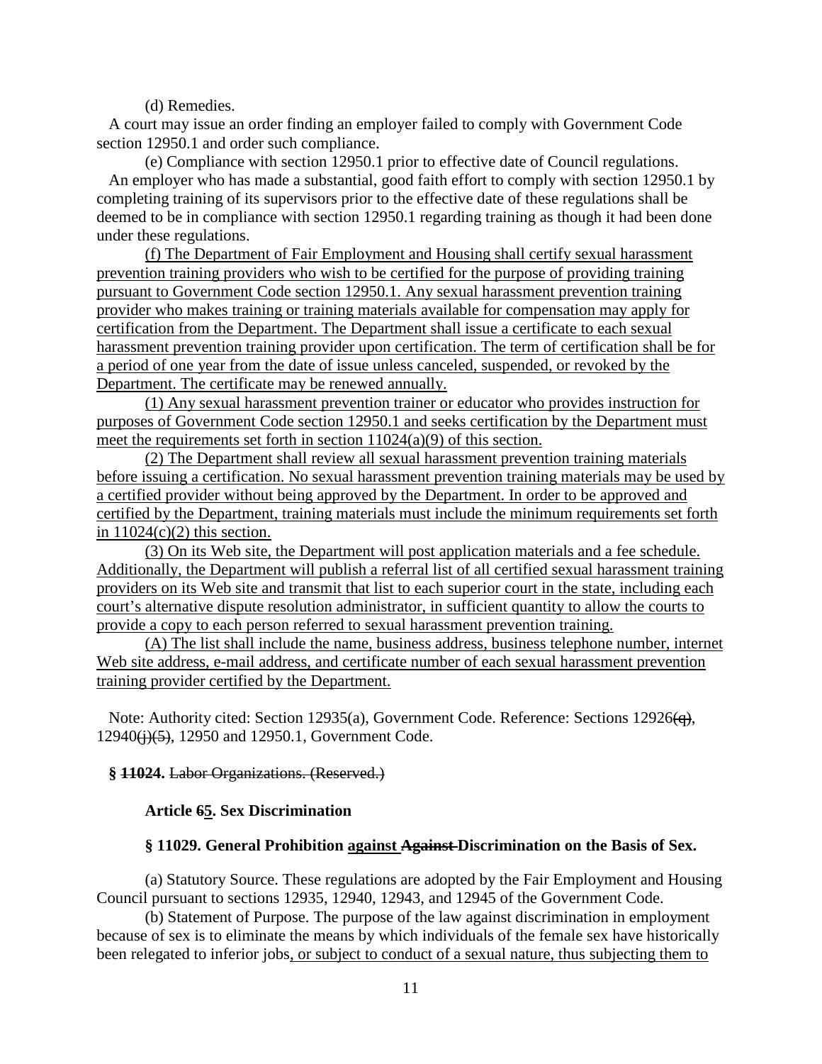(d) Remedies.

A court may issue an order finding an employer failed to comply with Government Code section 12950.1 and order such compliance.

(e) Compliance with section 12950.1 prior to effective date of Council regulations.

An employer who has made a substantial, good faith effort to comply with section 12950.1 by completing training of its supervisors prior to the effective date of these regulations shall be deemed to be in compliance with section 12950.1 regarding training as though it had been done under these regulations.

<u>(f) The Department of Fair Employment and Housing shall certify sexual harassment prevention training providers who wish to be certified for the purpose of providing training pursuant to Government Code section 12950.1. Any sexual harassment prevention training provider who makes training or training materials available for compensation may apply for certification from the Department. The Department shall issue a certificate to each sexual harassment prevention training provider upon certification. The term of certification shall be for a period of one year from the date of issue unless canceled, suspended, or revoked by the Department. The certificate may be renewed annually.</u>

<u>(1) Any sexual harassment prevention trainer or educator who provides instruction for purposes of Government Code section 12950.1 and seeks certification by the Department must meet the requirements set forth in section 11024(a)(9) of this section.</u>

<u>(2) The Department shall review all sexual harassment prevention training materials before issuing a certification. No sexual harassment prevention training materials may be used by a certified provider without being approved by the Department. In order to be approved and certified by the Department, training materials must include the minimum requirements set forth in 11024(c)(2) this section.</u>

<u>(3) On its Web site, the Department will post application materials and a fee schedule. Additionally, the Department will publish a referral list of all certified sexual harassment training providers on its Web site and transmit that list to each superior court in the state, including each court's alternative dispute resolution administrator, in sufficient quantity to allow the courts to provide a copy to each person referred to sexual harassment prevention training.</u>

<u>(A) The list shall include the name, business address, business telephone number, internet Web site address, e-mail address, and certificate number of each sexual harassment prevention training provider certified by the Department.</u>

Note: Authority cited: Section 12935(a), Government Code. Reference: Sections 12926~~(q)~~, 12940~~(j)(5)~~, 12950 and 12950.1, Government Code.

**§ ~~11024~~.** ~~Labor Organizations. (Reserved.)~~

### Article ~~6~~<u>5</u>. Sex Discrimination

### § 11029. General Prohibition <u>against</u> ~~Against~~ Discrimination on the Basis of Sex.

(a) Statutory Source. These regulations are adopted by the Fair Employment and Housing Council pursuant to sections 12935, 12940, 12943, and 12945 of the Government Code.

(b) Statement of Purpose. The purpose of the law against discrimination in employment because of sex is to eliminate the means by which individuals of the female sex have historically been relegated to inferior jobs<u>, or subject to conduct of a sexual nature, thus subjecting them to</u>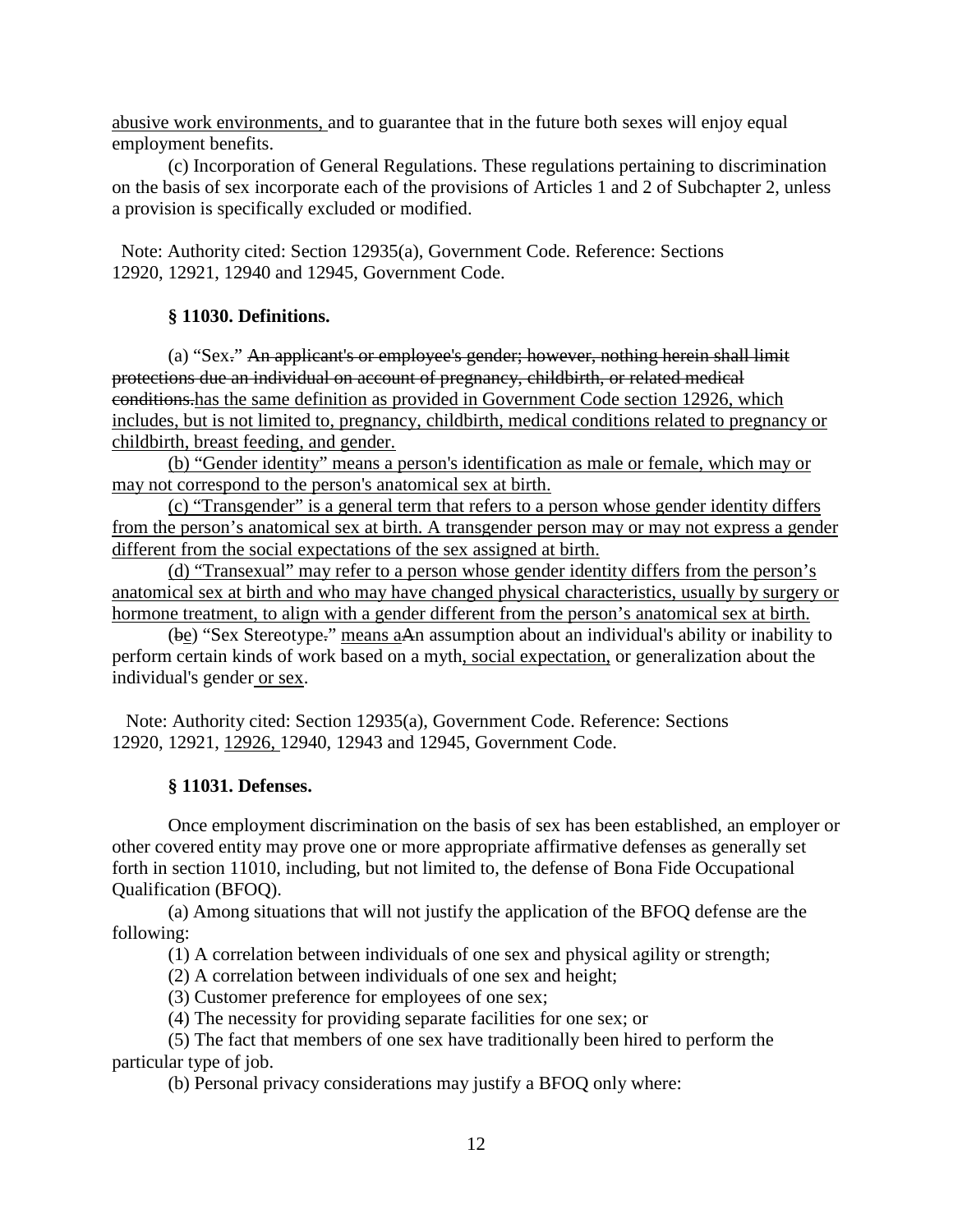<u>abusive work environments,</u> and to guarantee that in the future both sexes will enjoy equal employment benefits.

(c) Incorporation of General Regulations. These regulations pertaining to discrimination on the basis of sex incorporate each of the provisions of Articles 1 and 2 of Subchapter 2, unless a provision is specifically excluded or modified.

Note: Authority cited: Section 12935(a), Government Code. Reference: Sections 12920, 12921, 12940 and 12945, Government Code.

### § 11030. Definitions.

(a) "Sex~~.~~" ~~An applicant's or employee's gender; however, nothing herein shall limit protections due an individual on account of pregnancy, childbirth, or related medical conditions.~~<u>has the same definition as provided in Government Code section 12926, which includes, but is not limited to, pregnancy, childbirth, medical conditions related to pregnancy or childbirth, breast feeding, and gender.</u>

<u>(b) "Gender identity" means a person's identification as male or female, which may or may not correspond to the person's anatomical sex at birth.</u>

<u>(c) "Transgender" is a general term that refers to a person whose gender identity differs from the person's anatomical sex at birth. A transgender person may or may not express a gender different from the social expectations of the sex assigned at birth.</u>

<u>(d) "Transexual" may refer to a person whose gender identity differs from the person's anatomical sex at birth and who may have changed physical characteristics, usually by surgery or hormone treatment, to align with a gender different from the person's anatomical sex at birth.</u>

(~~b~~<u>e</u>) "Sex Stereotype~~.~~" <u>means a</u>~~A~~n assumption about an individual's ability or inability to perform certain kinds of work based on a myth<u>, social expectation,</u> or generalization about the individual's gender<u> or sex</u>.

Note: Authority cited: Section 12935(a), Government Code. Reference: Sections 12920, 12921, <u>12926,</u> 12940, 12943 and 12945, Government Code.

### § 11031. Defenses.

Once employment discrimination on the basis of sex has been established, an employer or other covered entity may prove one or more appropriate affirmative defenses as generally set forth in section 11010, including, but not limited to, the defense of Bona Fide Occupational Qualification (BFOQ).

(a) Among situations that will not justify the application of the BFOQ defense are the following:

(1) A correlation between individuals of one sex and physical agility or strength;

(2) A correlation between individuals of one sex and height;

(3) Customer preference for employees of one sex;

(4) The necessity for providing separate facilities for one sex; or

(5) The fact that members of one sex have traditionally been hired to perform the particular type of job.

(b) Personal privacy considerations may justify a BFOQ only where: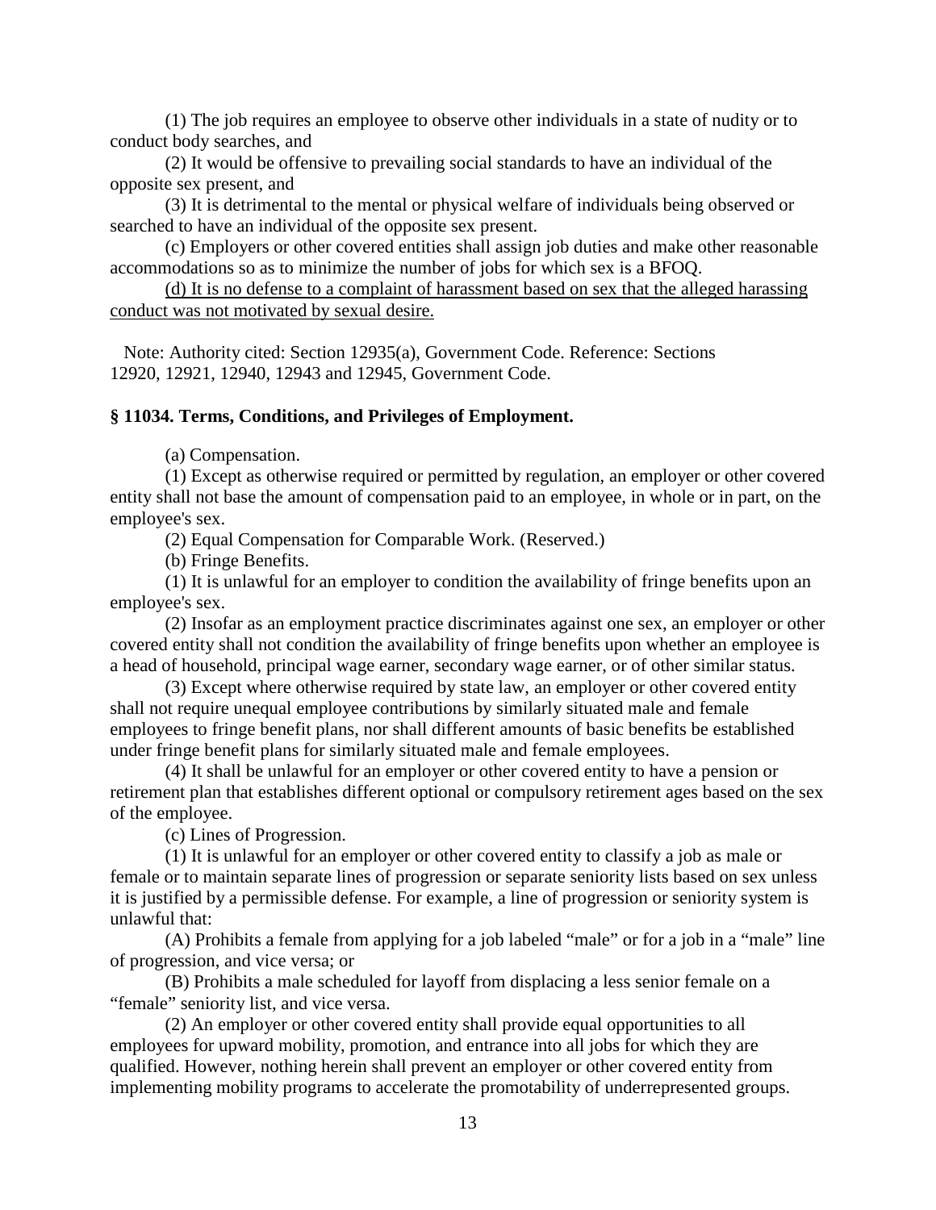(1) The job requires an employee to observe other individuals in a state of nudity or to conduct body searches, and

(2) It would be offensive to prevailing social standards to have an individual of the opposite sex present, and

(3) It is detrimental to the mental or physical welfare of individuals being observed or searched to have an individual of the opposite sex present.

(c) Employers or other covered entities shall assign job duties and make other reasonable accommodations so as to minimize the number of jobs for which sex is a BFOQ.

<u>(d) It is no defense to a complaint of harassment based on sex that the alleged harassing conduct was not motivated by sexual desire.</u>

Note: Authority cited: Section 12935(a), Government Code. Reference: Sections 12920, 12921, 12940, 12943 and 12945, Government Code.

### § 11034. Terms, Conditions, and Privileges of Employment.

(a) Compensation.

(1) Except as otherwise required or permitted by regulation, an employer or other covered entity shall not base the amount of compensation paid to an employee, in whole or in part, on the employee's sex.

(2) Equal Compensation for Comparable Work. (Reserved.)

(b) Fringe Benefits.

(1) It is unlawful for an employer to condition the availability of fringe benefits upon an employee's sex.

(2) Insofar as an employment practice discriminates against one sex, an employer or other covered entity shall not condition the availability of fringe benefits upon whether an employee is a head of household, principal wage earner, secondary wage earner, or of other similar status.

(3) Except where otherwise required by state law, an employer or other covered entity shall not require unequal employee contributions by similarly situated male and female employees to fringe benefit plans, nor shall different amounts of basic benefits be established under fringe benefit plans for similarly situated male and female employees.

(4) It shall be unlawful for an employer or other covered entity to have a pension or retirement plan that establishes different optional or compulsory retirement ages based on the sex of the employee.

(c) Lines of Progression.

(1) It is unlawful for an employer or other covered entity to classify a job as male or female or to maintain separate lines of progression or separate seniority lists based on sex unless it is justified by a permissible defense. For example, a line of progression or seniority system is unlawful that:

(A) Prohibits a female from applying for a job labeled "male" or for a job in a "male" line of progression, and vice versa; or

(B) Prohibits a male scheduled for layoff from displacing a less senior female on a "female" seniority list, and vice versa.

(2) An employer or other covered entity shall provide equal opportunities to all employees for upward mobility, promotion, and entrance into all jobs for which they are qualified. However, nothing herein shall prevent an employer or other covered entity from implementing mobility programs to accelerate the promotability of underrepresented groups.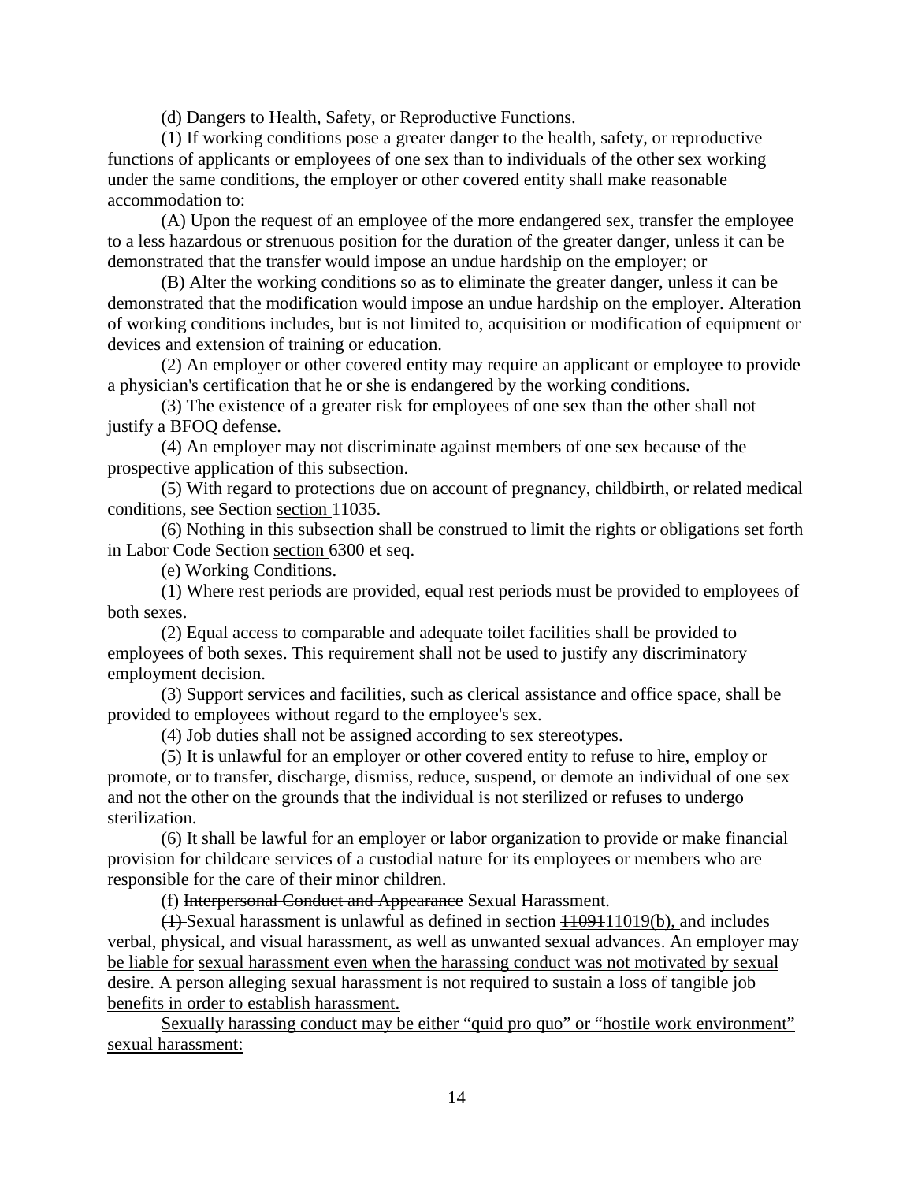(d) Dangers to Health, Safety, or Reproductive Functions.

(1) If working conditions pose a greater danger to the health, safety, or reproductive functions of applicants or employees of one sex than to individuals of the other sex working under the same conditions, the employer or other covered entity shall make reasonable accommodation to:

(A) Upon the request of an employee of the more endangered sex, transfer the employee to a less hazardous or strenuous position for the duration of the greater danger, unless it can be demonstrated that the transfer would impose an undue hardship on the employer; or

(B) Alter the working conditions so as to eliminate the greater danger, unless it can be demonstrated that the modification would impose an undue hardship on the employer. Alteration of working conditions includes, but is not limited to, acquisition or modification of equipment or devices and extension of training or education.

(2) An employer or other covered entity may require an applicant or employee to provide a physician's certification that he or she is endangered by the working conditions.

(3) The existence of a greater risk for employees of one sex than the other shall not justify a BFOQ defense.

(4) An employer may not discriminate against members of one sex because of the prospective application of this subsection.

(5) With regard to protections due on account of pregnancy, childbirth, or related medical conditions, see ~~Section~~ <u>section</u> 11035.

(6) Nothing in this subsection shall be construed to limit the rights or obligations set forth in Labor Code ~~Section~~ <u>section</u> 6300 et seq.

(e) Working Conditions.

(1) Where rest periods are provided, equal rest periods must be provided to employees of both sexes.

(2) Equal access to comparable and adequate toilet facilities shall be provided to employees of both sexes. This requirement shall not be used to justify any discriminatory employment decision.

(3) Support services and facilities, such as clerical assistance and office space, shall be provided to employees without regard to the employee's sex.

(4) Job duties shall not be assigned according to sex stereotypes.

(5) It is unlawful for an employer or other covered entity to refuse to hire, employ or promote, or to transfer, discharge, dismiss, reduce, suspend, or demote an individual of one sex and not the other on the grounds that the individual is not sterilized or refuses to undergo sterilization.

(6) It shall be lawful for an employer or labor organization to provide or make financial provision for childcare services of a custodial nature for its employees or members who are responsible for the care of their minor children.

<u>(f)</u> ~~Interpersonal Conduct and Appearance~~ <u>Sexual Harassment.</u>

~~(1)~~ Sexual harassment is unlawful as defined in section ~~11091~~<u>11019(b),</u> and includes verbal, physical, and visual harassment, as well as unwanted sexual advances.<u> An employer may be liable for sexual harassment even when the harassing conduct was not motivated by sexual desire. A person alleging sexual harassment is not required to sustain a loss of tangible job benefits in order to establish harassment.</u>

<u>Sexually harassing conduct may be either "quid pro quo" or "hostile work environment" sexual harassment:</u>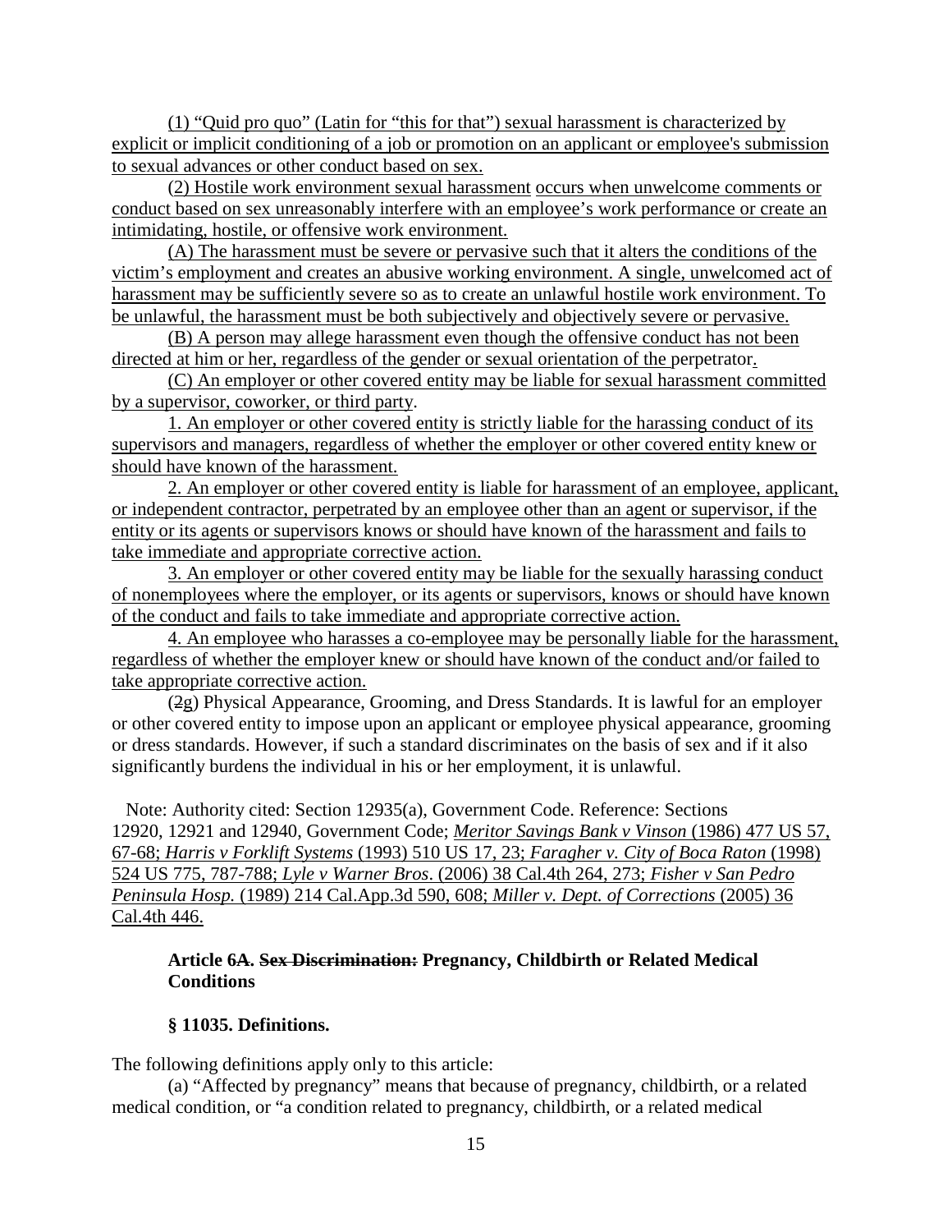(1) "Quid pro quo" (Latin for "this for that") sexual harassment is characterized by explicit or implicit conditioning of a job or promotion on an applicant or employee's submission to sexual advances or other conduct based on sex.

(2) Hostile work environment sexual harassment occurs when unwelcome comments or conduct based on sex unreasonably interfere with an employee's work performance or create an intimidating, hostile, or offensive work environment.

(A) The harassment must be severe or pervasive such that it alters the conditions of the victim's employment and creates an abusive working environment. A single, unwelcomed act of harassment may be sufficiently severe so as to create an unlawful hostile work environment. To be unlawful, the harassment must be both subjectively and objectively severe or pervasive.

(B) A person may allege harassment even though the offensive conduct has not been directed at him or her, regardless of the gender or sexual orientation of the perpetrator.

(C) An employer or other covered entity may be liable for sexual harassment committed by a supervisor, coworker, or third party.

1. An employer or other covered entity is strictly liable for the harassing conduct of its supervisors and managers, regardless of whether the employer or other covered entity knew or should have known of the harassment.

2. An employer or other covered entity is liable for harassment of an employee, applicant, or independent contractor, perpetrated by an employee other than an agent or supervisor, if the entity or its agents or supervisors knows or should have known of the harassment and fails to take immediate and appropriate corrective action.

3. An employer or other covered entity may be liable for the sexually harassing conduct of nonemployees where the employer, or its agents or supervisors, knows or should have known of the conduct and fails to take immediate and appropriate corrective action.

4. An employee who harasses a co-employee may be personally liable for the harassment, regardless of whether the employer knew or should have known of the conduct and/or failed to take appropriate corrective action.

(~~2~~g) Physical Appearance, Grooming, and Dress Standards. It is lawful for an employer or other covered entity to impose upon an applicant or employee physical appearance, grooming or dress standards. However, if such a standard discriminates on the basis of sex and if it also significantly burdens the individual in his or her employment, it is unlawful.

Note: Authority cited: Section 12935(a), Government Code. Reference: Sections 12920, 12921 and 12940, Government Code; *Meritor Savings Bank v Vinson* (1986) 477 US 57, 67-68; *Harris v Forklift Systems* (1993) 510 US 17, 23; *Faragher v. City of Boca Raton* (1998) 524 US 775, 787-788; *Lyle v Warner Bros*. (2006) 38 Cal.4th 264, 273; *Fisher v San Pedro Peninsula Hosp.* (1989) 214 Cal.App.3d 590, 608; *Miller v. Dept. of Corrections* (2005) 36 Cal.4th 446.

### Article 6A. ~~Sex Discrimination:~~ Pregnancy, Childbirth or Related Medical Conditions

### § 11035. Definitions.

The following definitions apply only to this article:

(a) "Affected by pregnancy" means that because of pregnancy, childbirth, or a related medical condition, or "a condition related to pregnancy, childbirth, or a related medical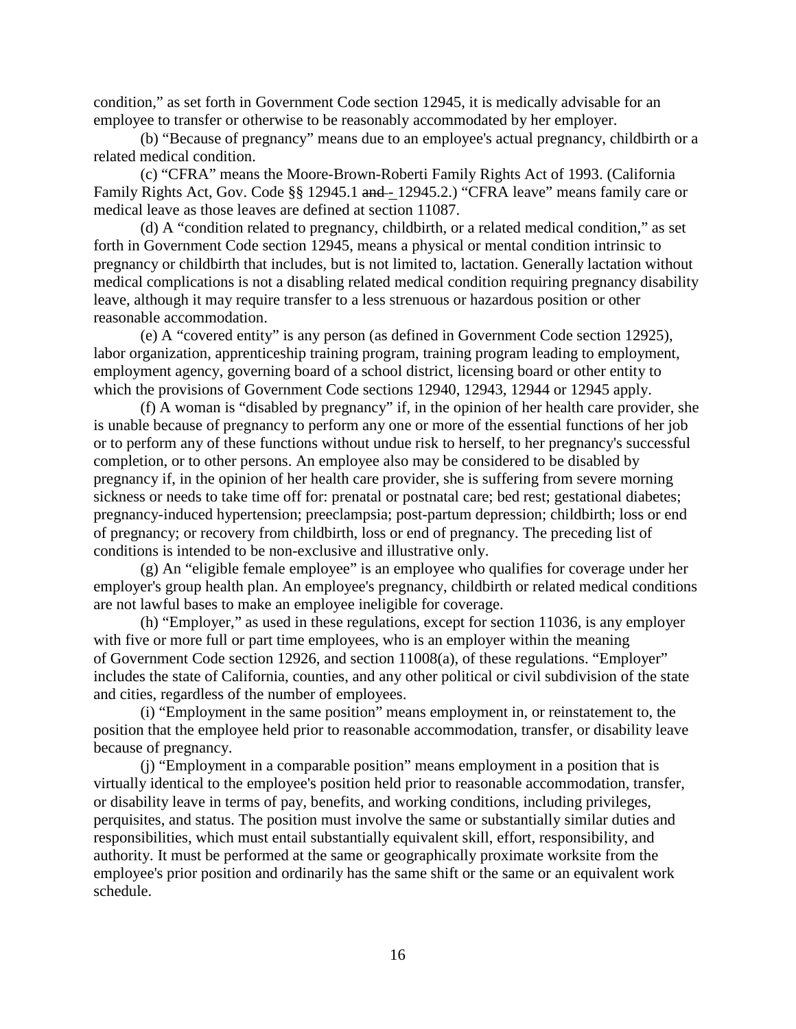condition," as set forth in Government Code section 12945, it is medically advisable for an employee to transfer or otherwise to be reasonably accommodated by her employer.

(b) "Because of pregnancy" means due to an employee's actual pregnancy, childbirth or a related medical condition.

(c) "CFRA" means the Moore-Brown-Roberti Family Rights Act of 1993. (California Family Rights Act, Gov. Code §§ 12945.1 ~~and~~ - 12945.2.) "CFRA leave" means family care or medical leave as those leaves are defined at section 11087.

(d) A "condition related to pregnancy, childbirth, or a related medical condition," as set forth in Government Code section 12945, means a physical or mental condition intrinsic to pregnancy or childbirth that includes, but is not limited to, lactation. Generally lactation without medical complications is not a disabling related medical condition requiring pregnancy disability leave, although it may require transfer to a less strenuous or hazardous position or other reasonable accommodation.

(e) A "covered entity" is any person (as defined in Government Code section 12925), labor organization, apprenticeship training program, training program leading to employment, employment agency, governing board of a school district, licensing board or other entity to which the provisions of Government Code sections 12940, 12943, 12944 or 12945 apply.

(f) A woman is "disabled by pregnancy" if, in the opinion of her health care provider, she is unable because of pregnancy to perform any one or more of the essential functions of her job or to perform any of these functions without undue risk to herself, to her pregnancy's successful completion, or to other persons. An employee also may be considered to be disabled by pregnancy if, in the opinion of her health care provider, she is suffering from severe morning sickness or needs to take time off for: prenatal or postnatal care; bed rest; gestational diabetes; pregnancy-induced hypertension; preeclampsia; post-partum depression; childbirth; loss or end of pregnancy; or recovery from childbirth, loss or end of pregnancy. The preceding list of conditions is intended to be non-exclusive and illustrative only.

(g) An "eligible female employee" is an employee who qualifies for coverage under her employer's group health plan. An employee's pregnancy, childbirth or related medical conditions are not lawful bases to make an employee ineligible for coverage.

(h) "Employer," as used in these regulations, except for section 11036, is any employer with five or more full or part time employees, who is an employer within the meaning of Government Code section 12926, and section 11008(a), of these regulations. "Employer" includes the state of California, counties, and any other political or civil subdivision of the state and cities, regardless of the number of employees.

(i) "Employment in the same position" means employment in, or reinstatement to, the position that the employee held prior to reasonable accommodation, transfer, or disability leave because of pregnancy.

(j) "Employment in a comparable position" means employment in a position that is virtually identical to the employee's position held prior to reasonable accommodation, transfer, or disability leave in terms of pay, benefits, and working conditions, including privileges, perquisites, and status. The position must involve the same or substantially similar duties and responsibilities, which must entail substantially equivalent skill, effort, responsibility, and authority. It must be performed at the same or geographically proximate worksite from the employee's prior position and ordinarily has the same shift or the same or an equivalent work schedule.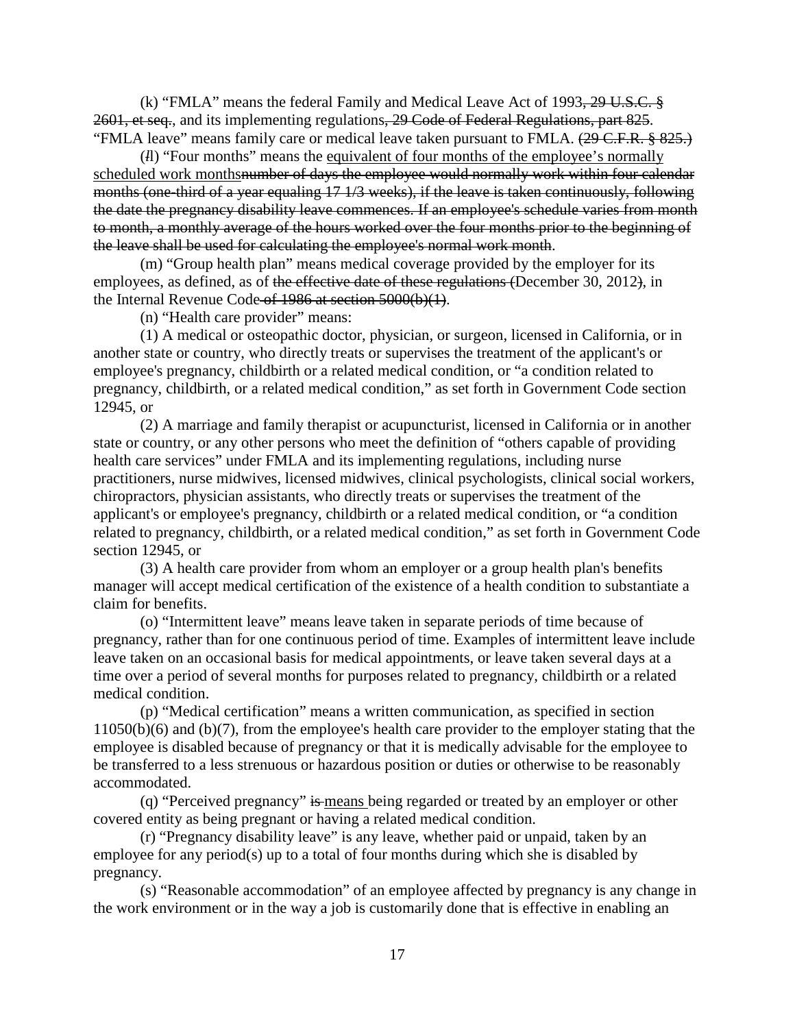(k) "FMLA" means the federal Family and Medical Leave Act of 1993~~, 29 U.S.C. § 2601, et seq.~~, and its implementing regulations~~, 29 Code of Federal Regulations, part 825~~. "FMLA leave" means family care or medical leave taken pursuant to FMLA. ~~(29 C.F.R. § 825.)~~

(~~*l*~~l) "Four months" means the <u>equivalent of four months of the employee's normally scheduled work months</u>~~number of days the employee would normally work within four calendar months (one-third of a year equaling 17 1/3 weeks), if the leave is taken continuously, following the date the pregnancy disability leave commences. If an employee's schedule varies from month to month, a monthly average of the hours worked over the four months prior to the beginning of the leave shall be used for calculating the employee's normal work month~~.

(m) "Group health plan" means medical coverage provided by the employer for its employees, as defined, as of ~~the effective date of these regulations (~~December 30, 2012~~)~~, in the Internal Revenue Code~~ of 1986 at section 5000(b)(1)~~.

(n) "Health care provider" means:

(1) A medical or osteopathic doctor, physician, or surgeon, licensed in California, or in another state or country, who directly treats or supervises the treatment of the applicant's or employee's pregnancy, childbirth or a related medical condition, or "a condition related to pregnancy, childbirth, or a related medical condition," as set forth in Government Code section 12945, or

(2) A marriage and family therapist or acupuncturist, licensed in California or in another state or country, or any other persons who meet the definition of "others capable of providing health care services" under FMLA and its implementing regulations, including nurse practitioners, nurse midwives, licensed midwives, clinical psychologists, clinical social workers, chiropractors, physician assistants, who directly treats or supervises the treatment of the applicant's or employee's pregnancy, childbirth or a related medical condition, or "a condition related to pregnancy, childbirth, or a related medical condition," as set forth in Government Code section 12945, or

(3) A health care provider from whom an employer or a group health plan's benefits manager will accept medical certification of the existence of a health condition to substantiate a claim for benefits.

(o) "Intermittent leave" means leave taken in separate periods of time because of pregnancy, rather than for one continuous period of time. Examples of intermittent leave include leave taken on an occasional basis for medical appointments, or leave taken several days at a time over a period of several months for purposes related to pregnancy, childbirth or a related medical condition.

(p) "Medical certification" means a written communication, as specified in section 11050(b)(6) and (b)(7), from the employee's health care provider to the employer stating that the employee is disabled because of pregnancy or that it is medically advisable for the employee to be transferred to a less strenuous or hazardous position or duties or otherwise to be reasonably accommodated.

(q) "Perceived pregnancy" ~~is~~ <u>means</u> being regarded or treated by an employer or other covered entity as being pregnant or having a related medical condition.

(r) "Pregnancy disability leave" is any leave, whether paid or unpaid, taken by an employee for any period(s) up to a total of four months during which she is disabled by pregnancy.

(s) "Reasonable accommodation" of an employee affected by pregnancy is any change in the work environment or in the way a job is customarily done that is effective in enabling an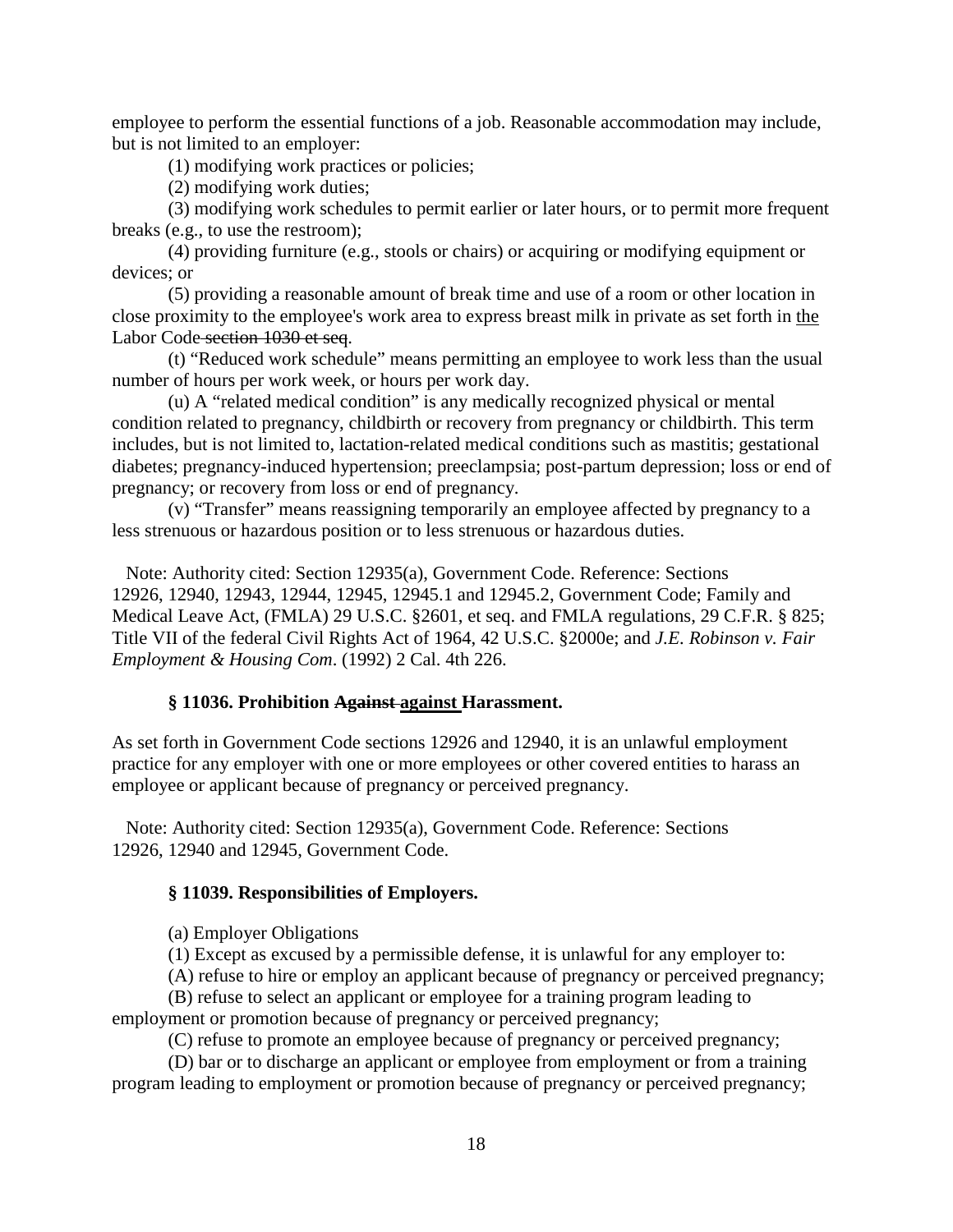employee to perform the essential functions of a job. Reasonable accommodation may include, but is not limited to an employer:

(1) modifying work practices or policies;

(2) modifying work duties;

(3) modifying work schedules to permit earlier or later hours, or to permit more frequent breaks (e.g., to use the restroom);

(4) providing furniture (e.g., stools or chairs) or acquiring or modifying equipment or devices; or

(5) providing a reasonable amount of break time and use of a room or other location in close proximity to the employee's work area to express breast milk in private as set forth in <u>the</u> Labor Code ~~section 1030 et seq~~.

(t) "Reduced work schedule" means permitting an employee to work less than the usual number of hours per work week, or hours per work day.

(u) A "related medical condition" is any medically recognized physical or mental condition related to pregnancy, childbirth or recovery from pregnancy or childbirth. This term includes, but is not limited to, lactation-related medical conditions such as mastitis; gestational diabetes; pregnancy-induced hypertension; preeclampsia; post-partum depression; loss or end of pregnancy; or recovery from loss or end of pregnancy.

(v) "Transfer" means reassigning temporarily an employee affected by pregnancy to a less strenuous or hazardous position or to less strenuous or hazardous duties.

Note: Authority cited: Section 12935(a), Government Code. Reference: Sections 12926, 12940, 12943, 12944, 12945, 12945.1 and 12945.2, Government Code; Family and Medical Leave Act, (FMLA) 29 U.S.C. §2601, et seq. and FMLA regulations, 29 C.F.R. § 825; Title VII of the federal Civil Rights Act of 1964, 42 U.S.C. §2000e; and *J.E. Robinson v. Fair Employment & Housing Com*. (1992) 2 Cal. 4th 226.

### § 11036. Prohibition ~~Against~~ <u>against</u> Harassment.

As set forth in Government Code sections 12926 and 12940, it is an unlawful employment practice for any employer with one or more employees or other covered entities to harass an employee or applicant because of pregnancy or perceived pregnancy.

Note: Authority cited: Section 12935(a), Government Code. Reference: Sections 12926, 12940 and 12945, Government Code.

### § 11039. Responsibilities of Employers.

(a) Employer Obligations

(1) Except as excused by a permissible defense, it is unlawful for any employer to:

(A) refuse to hire or employ an applicant because of pregnancy or perceived pregnancy;

(B) refuse to select an applicant or employee for a training program leading to employment or promotion because of pregnancy or perceived pregnancy;

(C) refuse to promote an employee because of pregnancy or perceived pregnancy;

(D) bar or to discharge an applicant or employee from employment or from a training program leading to employment or promotion because of pregnancy or perceived pregnancy;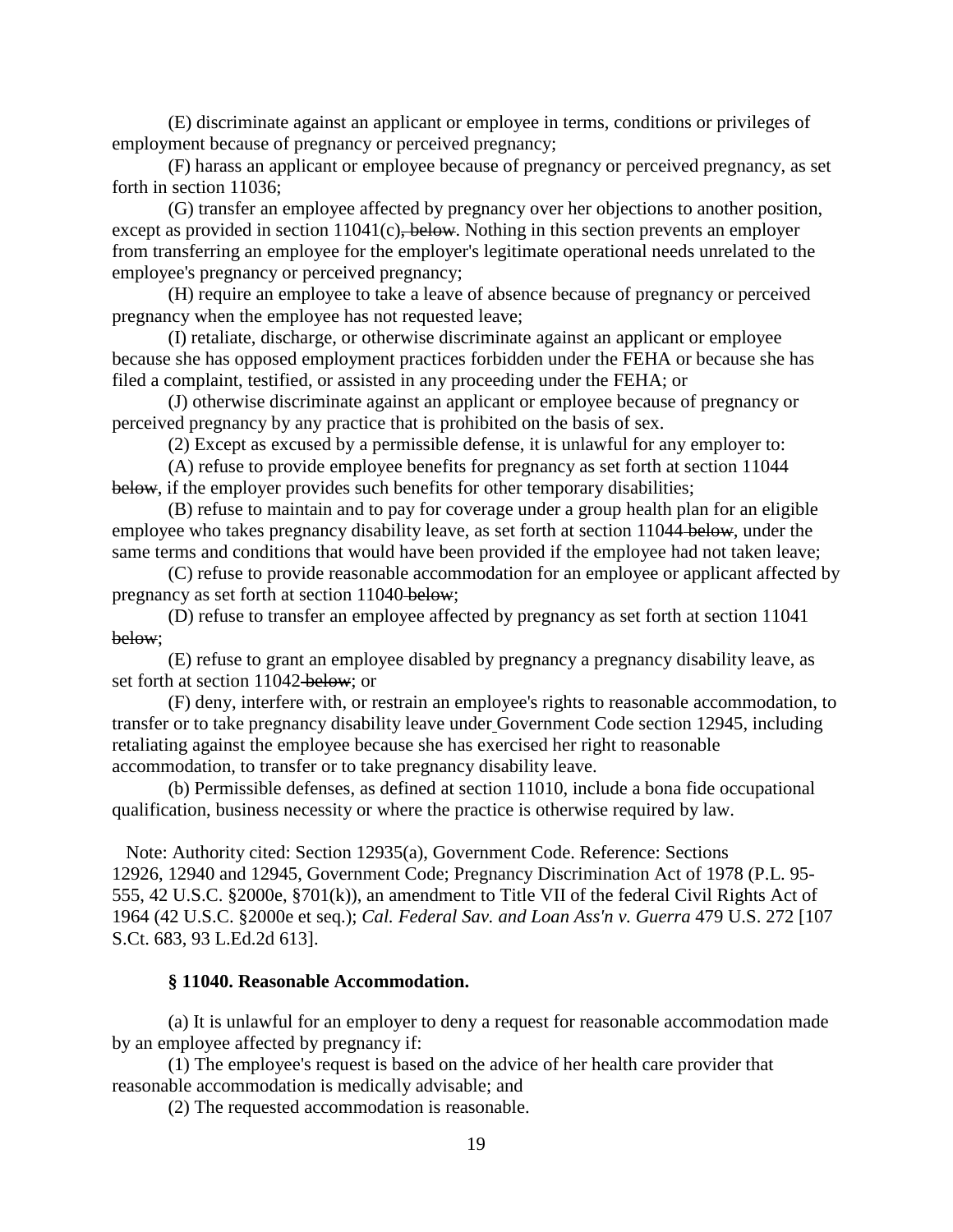(E) discriminate against an applicant or employee in terms, conditions or privileges of employment because of pregnancy or perceived pregnancy;

(F) harass an applicant or employee because of pregnancy or perceived pregnancy, as set forth in section 11036;

(G) transfer an employee affected by pregnancy over her objections to another position, except as provided in section 11041(c)~~, below~~. Nothing in this section prevents an employer from transferring an employee for the employer's legitimate operational needs unrelated to the employee's pregnancy or perceived pregnancy;

(H) require an employee to take a leave of absence because of pregnancy or perceived pregnancy when the employee has not requested leave;

(I) retaliate, discharge, or otherwise discriminate against an applicant or employee because she has opposed employment practices forbidden under the FEHA or because she has filed a complaint, testified, or assisted in any proceeding under the FEHA; or

(J) otherwise discriminate against an applicant or employee because of pregnancy or perceived pregnancy by any practice that is prohibited on the basis of sex.

(2) Except as excused by a permissible defense, it is unlawful for any employer to:

(A) refuse to provide employee benefits for pregnancy as set forth at section 11044 ~~below~~, if the employer provides such benefits for other temporary disabilities;

(B) refuse to maintain and to pay for coverage under a group health plan for an eligible employee who takes pregnancy disability leave, as set forth at section 11044~~ below~~, under the same terms and conditions that would have been provided if the employee had not taken leave;

(C) refuse to provide reasonable accommodation for an employee or applicant affected by pregnancy as set forth at section 11040~~ below~~;

(D) refuse to transfer an employee affected by pregnancy as set forth at section 11041 ~~below~~;

(E) refuse to grant an employee disabled by pregnancy a pregnancy disability leave, as set forth at section 11042~~ below~~; or

(F) deny, interfere with, or restrain an employee's rights to reasonable accommodation, to transfer or to take pregnancy disability leave under Government Code section 12945, including retaliating against the employee because she has exercised her right to reasonable accommodation, to transfer or to take pregnancy disability leave.

(b) Permissible defenses, as defined at section 11010, include a bona fide occupational qualification, business necessity or where the practice is otherwise required by law.

Note: Authority cited: Section 12935(a), Government Code. Reference: Sections 12926, 12940 and 12945, Government Code; Pregnancy Discrimination Act of 1978 (P.L. 95-555, 42 U.S.C. §2000e, §701(k)), an amendment to Title VII of the federal Civil Rights Act of 1964 (42 U.S.C. §2000e et seq.); *Cal. Federal Sav. and Loan Ass'n v. Guerra* 479 U.S. 272 [107 S.Ct. 683, 93 L.Ed.2d 613].

**§ 11040. Reasonable Accommodation.**

(a) It is unlawful for an employer to deny a request for reasonable accommodation made by an employee affected by pregnancy if:

(1) The employee's request is based on the advice of her health care provider that reasonable accommodation is medically advisable; and

(2) The requested accommodation is reasonable.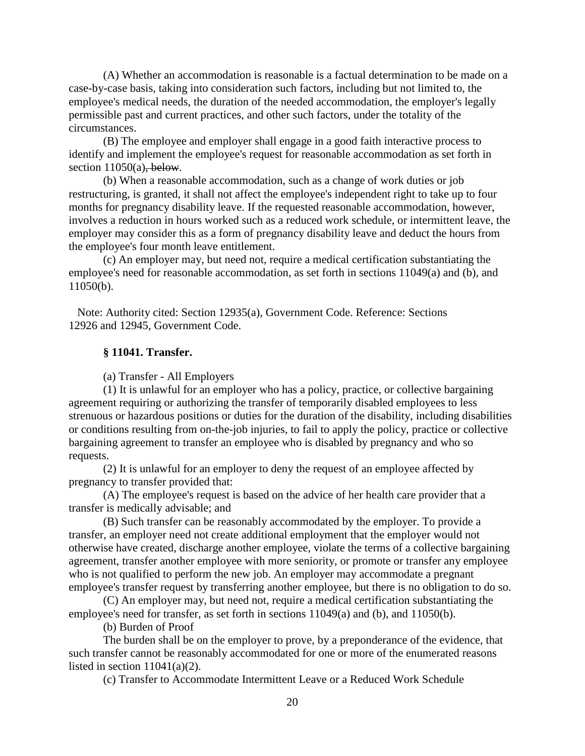(A) Whether an accommodation is reasonable is a factual determination to be made on a case-by-case basis, taking into consideration such factors, including but not limited to, the employee's medical needs, the duration of the needed accommodation, the employer's legally permissible past and current practices, and other such factors, under the totality of the circumstances.

(B) The employee and employer shall engage in a good faith interactive process to identify and implement the employee's request for reasonable accommodation as set forth in section 11050(a)~~, below~~.

(b) When a reasonable accommodation, such as a change of work duties or job restructuring, is granted, it shall not affect the employee's independent right to take up to four months for pregnancy disability leave. If the requested reasonable accommodation, however, involves a reduction in hours worked such as a reduced work schedule, or intermittent leave, the employer may consider this as a form of pregnancy disability leave and deduct the hours from the employee's four month leave entitlement.

(c) An employer may, but need not, require a medical certification substantiating the employee's need for reasonable accommodation, as set forth in sections 11049(a) and (b), and 11050(b).

Note: Authority cited: Section 12935(a), Government Code. Reference: Sections 12926 and 12945, Government Code.

**§ 11041. Transfer.**

(a) Transfer - All Employers

(1) It is unlawful for an employer who has a policy, practice, or collective bargaining agreement requiring or authorizing the transfer of temporarily disabled employees to less strenuous or hazardous positions or duties for the duration of the disability, including disabilities or conditions resulting from on-the-job injuries, to fail to apply the policy, practice or collective bargaining agreement to transfer an employee who is disabled by pregnancy and who so requests.

(2) It is unlawful for an employer to deny the request of an employee affected by pregnancy to transfer provided that:

(A) The employee's request is based on the advice of her health care provider that a transfer is medically advisable; and

(B) Such transfer can be reasonably accommodated by the employer. To provide a transfer, an employer need not create additional employment that the employer would not otherwise have created, discharge another employee, violate the terms of a collective bargaining agreement, transfer another employee with more seniority, or promote or transfer any employee who is not qualified to perform the new job. An employer may accommodate a pregnant employee's transfer request by transferring another employee, but there is no obligation to do so.

(C) An employer may, but need not, require a medical certification substantiating the employee's need for transfer, as set forth in sections 11049(a) and (b), and 11050(b).

(b) Burden of Proof

The burden shall be on the employer to prove, by a preponderance of the evidence, that such transfer cannot be reasonably accommodated for one or more of the enumerated reasons listed in section 11041(a)(2).

(c) Transfer to Accommodate Intermittent Leave or a Reduced Work Schedule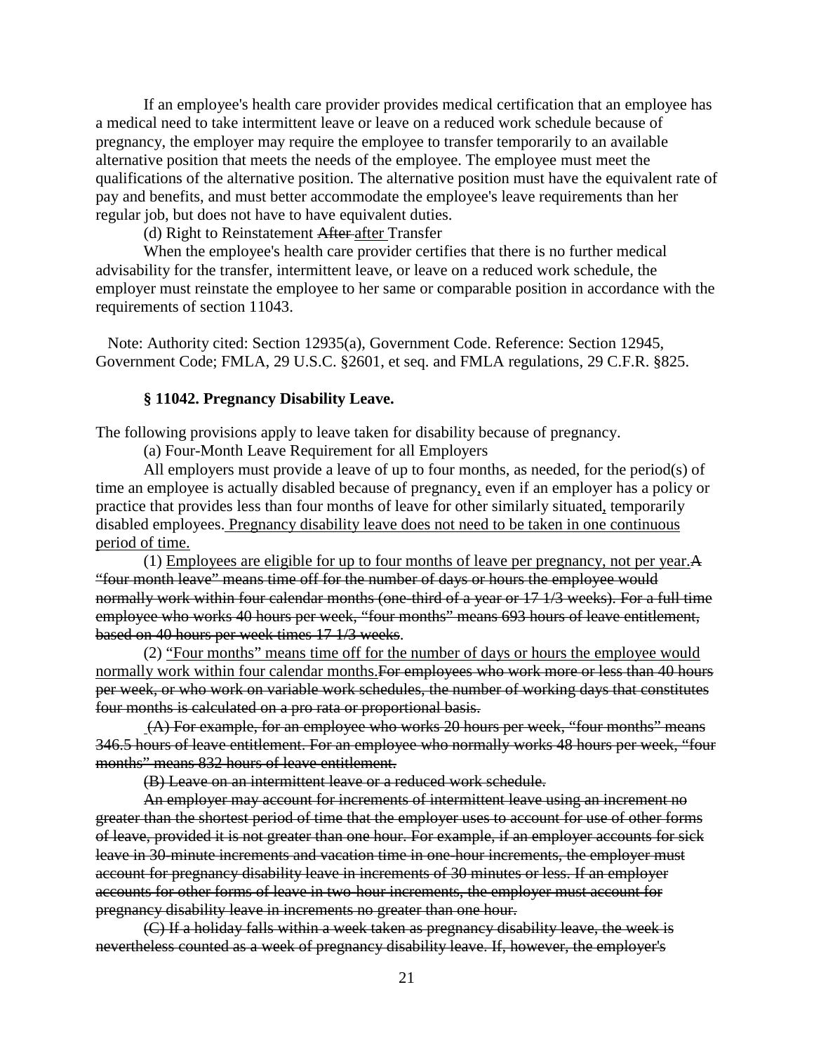If an employee's health care provider provides medical certification that an employee has a medical need to take intermittent leave or leave on a reduced work schedule because of pregnancy, the employer may require the employee to transfer temporarily to an available alternative position that meets the needs of the employee. The employee must meet the qualifications of the alternative position. The alternative position must have the equivalent rate of pay and benefits, and must better accommodate the employee's leave requirements than her regular job, but does not have to have equivalent duties.

(d) Right to Reinstatement ~~After~~ <u>after</u> Transfer

When the employee's health care provider certifies that there is no further medical advisability for the transfer, intermittent leave, or leave on a reduced work schedule, the employer must reinstate the employee to her same or comparable position in accordance with the requirements of section 11043.

Note: Authority cited: Section 12935(a), Government Code. Reference: Section 12945, Government Code; FMLA, 29 U.S.C. §2601, et seq. and FMLA regulations, 29 C.F.R. §825.

**§ 11042. Pregnancy Disability Leave.**

The following provisions apply to leave taken for disability because of pregnancy.

(a) Four-Month Leave Requirement for all Employers

All employers must provide a leave of up to four months, as needed, for the period(s) of time an employee is actually disabled because of pregnancy<u>,</u> even if an employer has a policy or practice that provides less than four months of leave for other similarly situated<u>,</u> temporarily disabled employees.<u> Pregnancy disability leave does not need to be taken in one continuous period of time.</u>

(1) <u>Employees are eligible for up to four months of leave per pregnancy, not per year.</u>~~A "four month leave" means time off for the number of days or hours the employee would normally work within four calendar months (one-third of a year or 17 1/3 weeks). For a full time employee who works 40 hours per week, "four months" means 693 hours of leave entitlement, based on 40 hours per week times 17 1/3 weeks.~~

(2) <u>"Four months" means time off for the number of days or hours the employee would normally work within four calendar months.</u>~~For employees who work more or less than 40 hours per week, or who work on variable work schedules, the number of working days that constitutes four months is calculated on a pro rata or proportional basis.~~

~~(A) For example, for an employee who works 20 hours per week, "four months" means 346.5 hours of leave entitlement. For an employee who normally works 48 hours per week, "four months" means 832 hours of leave entitlement.~~

~~(B) Leave on an intermittent leave or a reduced work schedule.~~

~~An employer may account for increments of intermittent leave using an increment no greater than the shortest period of time that the employer uses to account for use of other forms of leave, provided it is not greater than one hour. For example, if an employer accounts for sick leave in 30-minute increments and vacation time in one-hour increments, the employer must account for pregnancy disability leave in increments of 30 minutes or less. If an employer accounts for other forms of leave in two-hour increments, the employer must account for pregnancy disability leave in increments no greater than one hour.~~

~~(C) If a holiday falls within a week taken as pregnancy disability leave, the week is nevertheless counted as a week of pregnancy disability leave. If, however, the employer's~~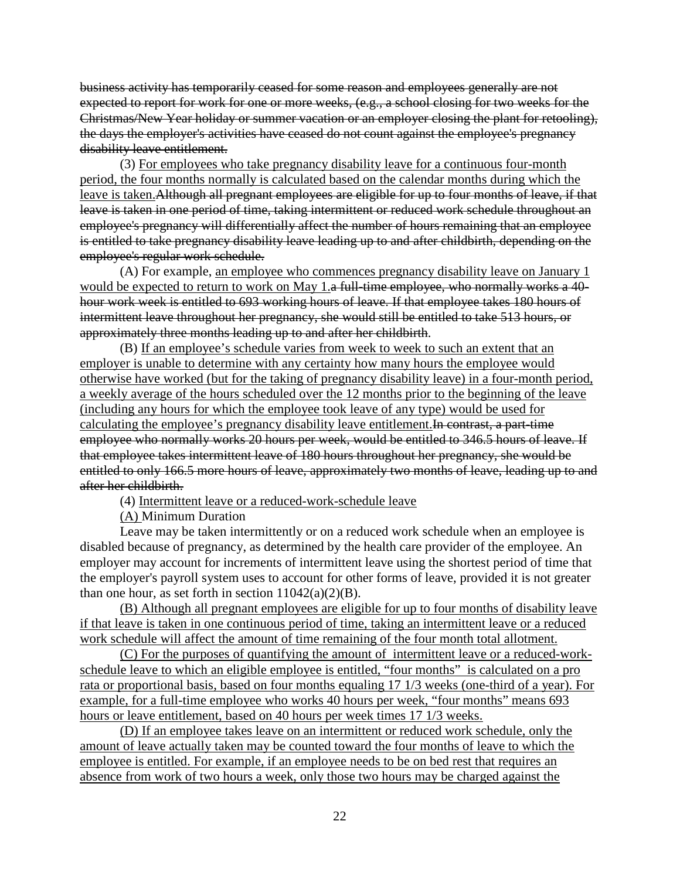~~business activity has temporarily ceased for some reason and employees generally are not expected to report for work for one or more weeks, (e.g., a school closing for two weeks for the Christmas/New Year holiday or summer vacation or an employer closing the plant for retooling), the days the employer's activities have ceased do not count against the employee's pregnancy disability leave entitlement.~~

(3) <u>For employees who take pregnancy disability leave for a continuous four-month period, the four months normally is calculated based on the calendar months during which the leave is taken.</u>~~Although all pregnant employees are eligible for up to four months of leave, if that leave is taken in one period of time, taking intermittent or reduced work schedule throughout an employee's pregnancy will differentially affect the number of hours remaining that an employee is entitled to take pregnancy disability leave leading up to and after childbirth, depending on the employee's regular work schedule.~~

(A) For example, <u>an employee who commences pregnancy disability leave on January 1 would be expected to return to work on May 1.</u>~~a full-time employee, who normally works a 40-hour work week is entitled to 693 working hours of leave. If that employee takes 180 hours of intermittent leave throughout her pregnancy, she would still be entitled to take 513 hours, or approximately three months leading up to and after her childbirth~~.

(B) <u>If an employee's schedule varies from week to week to such an extent that an employer is unable to determine with any certainty how many hours the employee would otherwise have worked (but for the taking of pregnancy disability leave) in a four-month period, a weekly average of the hours scheduled over the 12 months prior to the beginning of the leave (including any hours for which the employee took leave of any type) would be used for calculating the employee's pregnancy disability leave entitlement.</u>~~In contrast, a part-time employee who normally works 20 hours per week, would be entitled to 346.5 hours of leave. If that employee takes intermittent leave of 180 hours throughout her pregnancy, she would be entitled to only 166.5 more hours of leave, approximately two months of leave, leading up to and after her childbirth.~~

(4) <u>Intermittent leave or a reduced-work-schedule leave</u>

<u>(A)</u> Minimum Duration

Leave may be taken intermittently or on a reduced work schedule when an employee is disabled because of pregnancy, as determined by the health care provider of the employee. An employer may account for increments of intermittent leave using the shortest period of time that the employer's payroll system uses to account for other forms of leave, provided it is not greater than one hour, as set forth in section 11042(a)(2)(B).

<u>(B) Although all pregnant employees are eligible for up to four months of disability leave if that leave is taken in one continuous period of time, taking an intermittent leave or a reduced work schedule will affect the amount of time remaining of the four month total allotment.</u>

<u>(C) For the purposes of quantifying the amount of intermittent leave or a reduced-work-schedule leave to which an eligible employee is entitled, "four months" is calculated on a pro rata or proportional basis, based on four months equaling 17 1/3 weeks (one-third of a year). For example, for a full-time employee who works 40 hours per week, "four months" means 693 hours or leave entitlement, based on 40 hours per week times 17 1/3 weeks.</u>

<u>(D) If an employee takes leave on an intermittent or reduced work schedule, only the amount of leave actually taken may be counted toward the four months of leave to which the employee is entitled. For example, if an employee needs to be on bed rest that requires an absence from work of two hours a week, only those two hours may be charged against the</u>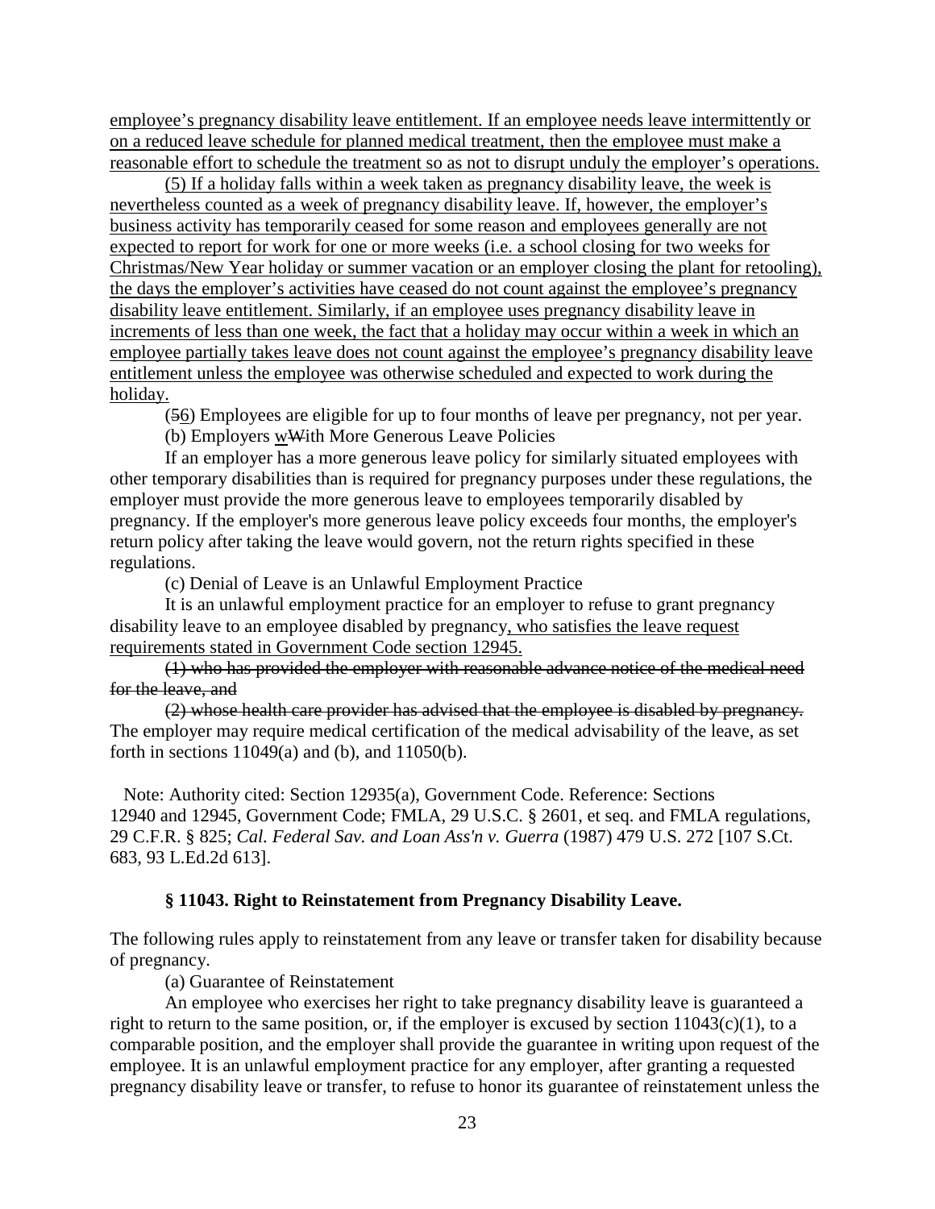<u>employee's pregnancy disability leave entitlement. If an employee needs leave intermittently or on a reduced leave schedule for planned medical treatment, then the employee must make a reasonable effort to schedule the treatment so as not to disrupt unduly the employer's operations.</u>

<u>(5) If a holiday falls within a week taken as pregnancy disability leave, the week is nevertheless counted as a week of pregnancy disability leave. If, however, the employer's business activity has temporarily ceased for some reason and employees generally are not expected to report for work for one or more weeks (i.e. a school closing for two weeks for Christmas/New Year holiday or summer vacation or an employer closing the plant for retooling), the days the employer's activities have ceased do not count against the employee's pregnancy disability leave entitlement. Similarly, if an employee uses pregnancy disability leave in increments of less than one week, the fact that a holiday may occur within a week in which an employee partially takes leave does not count against the employee's pregnancy disability leave entitlement unless the employee was otherwise scheduled and expected to work during the holiday.</u>

(~~5~~<u>6</u>) Employees are eligible for up to four months of leave per pregnancy, not per year.

(b) Employers <u>w</u>~~W~~ith More Generous Leave Policies

If an employer has a more generous leave policy for similarly situated employees with other temporary disabilities than is required for pregnancy purposes under these regulations, the employer must provide the more generous leave to employees temporarily disabled by pregnancy. If the employer's more generous leave policy exceeds four months, the employer's return policy after taking the leave would govern, not the return rights specified in these regulations.

(c) Denial of Leave is an Unlawful Employment Practice

It is an unlawful employment practice for an employer to refuse to grant pregnancy disability leave to an employee disabled by pregnancy<u>, who satisfies the leave request requirements stated in Government Code section 12945.</u>

~~(1) who has provided the employer with reasonable advance notice of the medical need for the leave, and~~

~~(2) whose health care provider has advised that the employee is disabled by pregnancy.~~ The employer may require medical certification of the medical advisability of the leave, as set forth in sections 11049(a) and (b), and 11050(b).

Note: Authority cited: Section 12935(a), Government Code. Reference: Sections 12940 and 12945, Government Code; FMLA, 29 U.S.C. § 2601, et seq. and FMLA regulations, 29 C.F.R. § 825; *Cal. Federal Sav. and Loan Ass'n v. Guerra* (1987) 479 U.S. 272 [107 S.Ct. 683, 93 L.Ed.2d 613].

### § 11043. Right to Reinstatement from Pregnancy Disability Leave.

The following rules apply to reinstatement from any leave or transfer taken for disability because of pregnancy.

(a) Guarantee of Reinstatement

An employee who exercises her right to take pregnancy disability leave is guaranteed a right to return to the same position, or, if the employer is excused by section 11043(c)(1), to a comparable position, and the employer shall provide the guarantee in writing upon request of the employee. It is an unlawful employment practice for any employer, after granting a requested pregnancy disability leave or transfer, to refuse to honor its guarantee of reinstatement unless the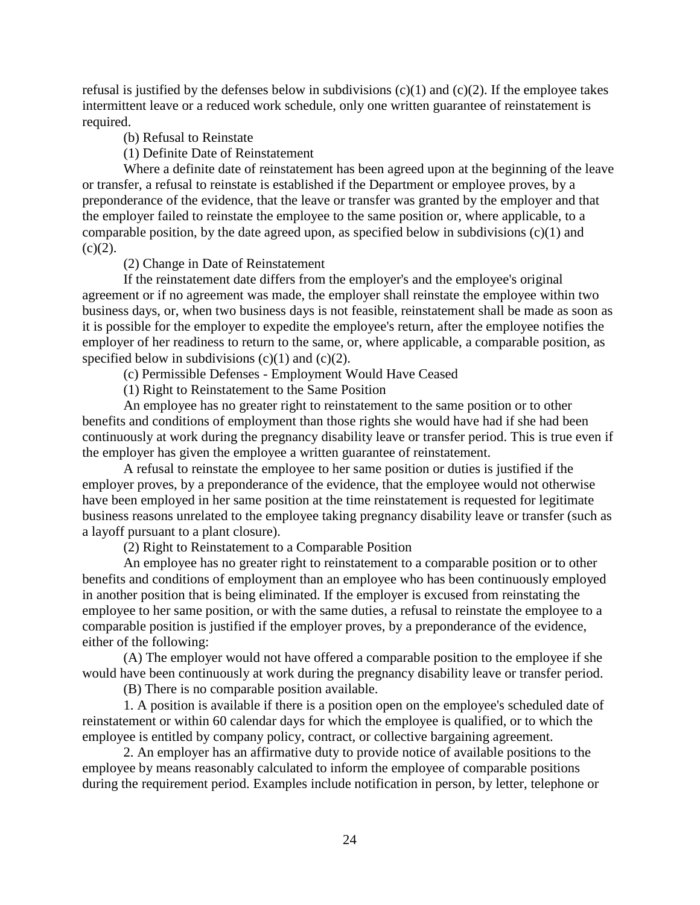refusal is justified by the defenses below in subdivisions (c)(1) and (c)(2). If the employee takes intermittent leave or a reduced work schedule, only one written guarantee of reinstatement is required.

(b) Refusal to Reinstate

(1) Definite Date of Reinstatement

Where a definite date of reinstatement has been agreed upon at the beginning of the leave or transfer, a refusal to reinstate is established if the Department or employee proves, by a preponderance of the evidence, that the leave or transfer was granted by the employer and that the employer failed to reinstate the employee to the same position or, where applicable, to a comparable position, by the date agreed upon, as specified below in subdivisions (c)(1) and (c)(2).

(2) Change in Date of Reinstatement

If the reinstatement date differs from the employer's and the employee's original agreement or if no agreement was made, the employer shall reinstate the employee within two business days, or, when two business days is not feasible, reinstatement shall be made as soon as it is possible for the employer to expedite the employee's return, after the employee notifies the employer of her readiness to return to the same, or, where applicable, a comparable position, as specified below in subdivisions (c)(1) and (c)(2).

(c) Permissible Defenses - Employment Would Have Ceased

(1) Right to Reinstatement to the Same Position

An employee has no greater right to reinstatement to the same position or to other benefits and conditions of employment than those rights she would have had if she had been continuously at work during the pregnancy disability leave or transfer period. This is true even if the employer has given the employee a written guarantee of reinstatement.

A refusal to reinstate the employee to her same position or duties is justified if the employer proves, by a preponderance of the evidence, that the employee would not otherwise have been employed in her same position at the time reinstatement is requested for legitimate business reasons unrelated to the employee taking pregnancy disability leave or transfer (such as a layoff pursuant to a plant closure).

(2) Right to Reinstatement to a Comparable Position

An employee has no greater right to reinstatement to a comparable position or to other benefits and conditions of employment than an employee who has been continuously employed in another position that is being eliminated. If the employer is excused from reinstating the employee to her same position, or with the same duties, a refusal to reinstate the employee to a comparable position is justified if the employer proves, by a preponderance of the evidence, either of the following:

(A) The employer would not have offered a comparable position to the employee if she would have been continuously at work during the pregnancy disability leave or transfer period.

(B) There is no comparable position available.

1. A position is available if there is a position open on the employee's scheduled date of reinstatement or within 60 calendar days for which the employee is qualified, or to which the employee is entitled by company policy, contract, or collective bargaining agreement.

2. An employer has an affirmative duty to provide notice of available positions to the employee by means reasonably calculated to inform the employee of comparable positions during the requirement period. Examples include notification in person, by letter, telephone or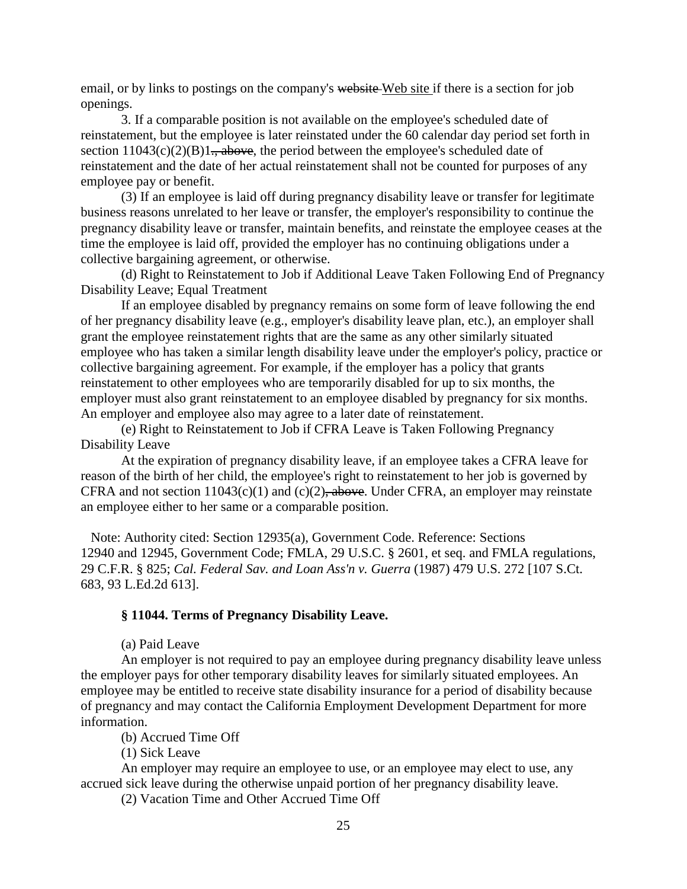email, or by links to postings on the company's ~~website~~ Web site if there is a section for job openings.

3. If a comparable position is not available on the employee's scheduled date of reinstatement, but the employee is later reinstated under the 60 calendar day period set forth in section 11043(c)(2)(B)1~~., above~~, the period between the employee's scheduled date of reinstatement and the date of her actual reinstatement shall not be counted for purposes of any employee pay or benefit.

(3) If an employee is laid off during pregnancy disability leave or transfer for legitimate business reasons unrelated to her leave or transfer, the employer's responsibility to continue the pregnancy disability leave or transfer, maintain benefits, and reinstate the employee ceases at the time the employee is laid off, provided the employer has no continuing obligations under a collective bargaining agreement, or otherwise.

(d) Right to Reinstatement to Job if Additional Leave Taken Following End of Pregnancy Disability Leave; Equal Treatment

If an employee disabled by pregnancy remains on some form of leave following the end of her pregnancy disability leave (e.g., employer's disability leave plan, etc.), an employer shall grant the employee reinstatement rights that are the same as any other similarly situated employee who has taken a similar length disability leave under the employer's policy, practice or collective bargaining agreement. For example, if the employer has a policy that grants reinstatement to other employees who are temporarily disabled for up to six months, the employer must also grant reinstatement to an employee disabled by pregnancy for six months. An employer and employee also may agree to a later date of reinstatement.

(e) Right to Reinstatement to Job if CFRA Leave is Taken Following Pregnancy Disability Leave

At the expiration of pregnancy disability leave, if an employee takes a CFRA leave for reason of the birth of her child, the employee's right to reinstatement to her job is governed by CFRA and not section 11043(c)(1) and (c)(2)~~, above~~. Under CFRA, an employer may reinstate an employee either to her same or a comparable position.

Note: Authority cited: Section 12935(a), Government Code. Reference: Sections 12940 and 12945, Government Code; FMLA, 29 U.S.C. § 2601, et seq. and FMLA regulations, 29 C.F.R. § 825; *Cal. Federal Sav. and Loan Ass'n v. Guerra* (1987) 479 U.S. 272 [107 S.Ct. 683, 93 L.Ed.2d 613].

### § 11044. Terms of Pregnancy Disability Leave.

(a) Paid Leave

An employer is not required to pay an employee during pregnancy disability leave unless the employer pays for other temporary disability leaves for similarly situated employees. An employee may be entitled to receive state disability insurance for a period of disability because of pregnancy and may contact the California Employment Development Department for more information.

(b) Accrued Time Off

(1) Sick Leave

An employer may require an employee to use, or an employee may elect to use, any accrued sick leave during the otherwise unpaid portion of her pregnancy disability leave.

(2) Vacation Time and Other Accrued Time Off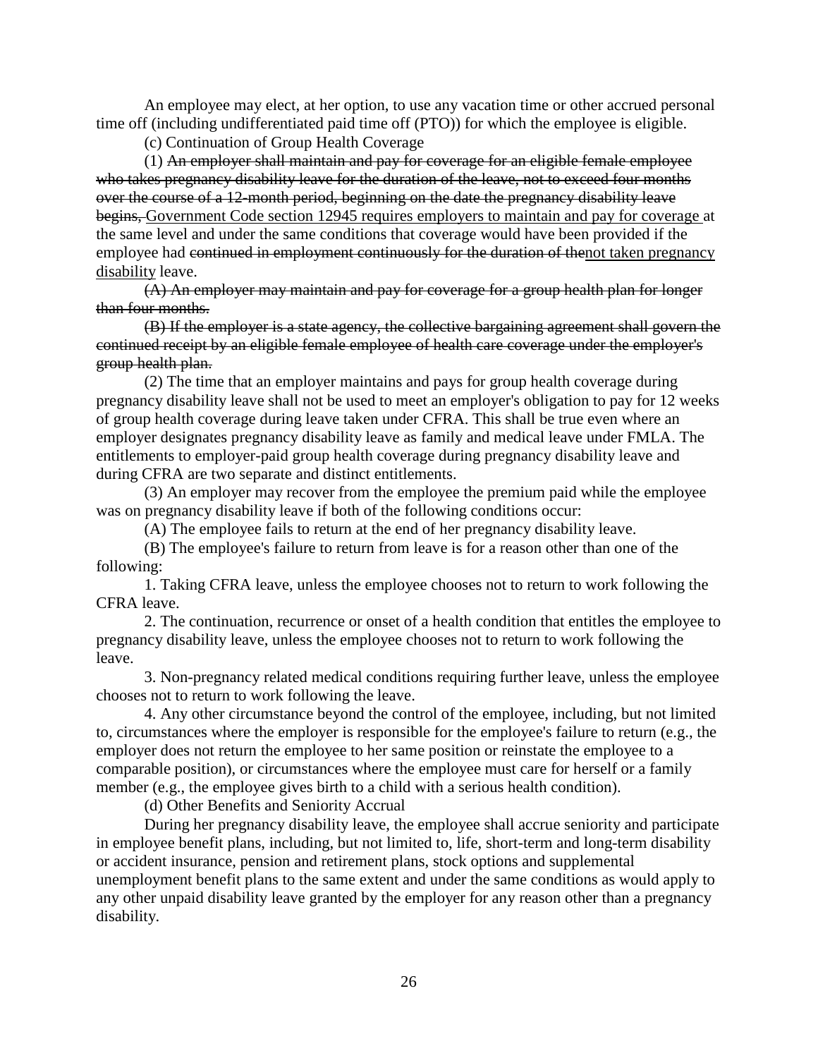An employee may elect, at her option, to use any vacation time or other accrued personal time off (including undifferentiated paid time off (PTO)) for which the employee is eligible.

(c) Continuation of Group Health Coverage

(1) ~~An employer shall maintain and pay for coverage for an eligible female employee who takes pregnancy disability leave for the duration of the leave, not to exceed four months over the course of a 12-month period, beginning on the date the pregnancy disability leave begins,~~ <u>Government Code section 12945 requires employers to maintain and pay for coverage</u> at the same level and under the same conditions that coverage would have been provided if the employee had ~~continued in employment continuously for the duration of the~~<u>not taken pregnancy disability</u> leave.

~~(A) An employer may maintain and pay for coverage for a group health plan for longer than four months.~~

~~(B) If the employer is a state agency, the collective bargaining agreement shall govern the continued receipt by an eligible female employee of health care coverage under the employer's group health plan.~~

(2) The time that an employer maintains and pays for group health coverage during pregnancy disability leave shall not be used to meet an employer's obligation to pay for 12 weeks of group health coverage during leave taken under CFRA. This shall be true even where an employer designates pregnancy disability leave as family and medical leave under FMLA. The entitlements to employer-paid group health coverage during pregnancy disability leave and during CFRA are two separate and distinct entitlements.

(3) An employer may recover from the employee the premium paid while the employee was on pregnancy disability leave if both of the following conditions occur:

(A) The employee fails to return at the end of her pregnancy disability leave.

(B) The employee's failure to return from leave is for a reason other than one of the following:

1. Taking CFRA leave, unless the employee chooses not to return to work following the CFRA leave.

2. The continuation, recurrence or onset of a health condition that entitles the employee to pregnancy disability leave, unless the employee chooses not to return to work following the leave.

3. Non-pregnancy related medical conditions requiring further leave, unless the employee chooses not to return to work following the leave.

4. Any other circumstance beyond the control of the employee, including, but not limited to, circumstances where the employer is responsible for the employee's failure to return (e.g., the employer does not return the employee to her same position or reinstate the employee to a comparable position), or circumstances where the employee must care for herself or a family member (e.g., the employee gives birth to a child with a serious health condition).

(d) Other Benefits and Seniority Accrual

During her pregnancy disability leave, the employee shall accrue seniority and participate in employee benefit plans, including, but not limited to, life, short-term and long-term disability or accident insurance, pension and retirement plans, stock options and supplemental unemployment benefit plans to the same extent and under the same conditions as would apply to any other unpaid disability leave granted by the employer for any reason other than a pregnancy disability.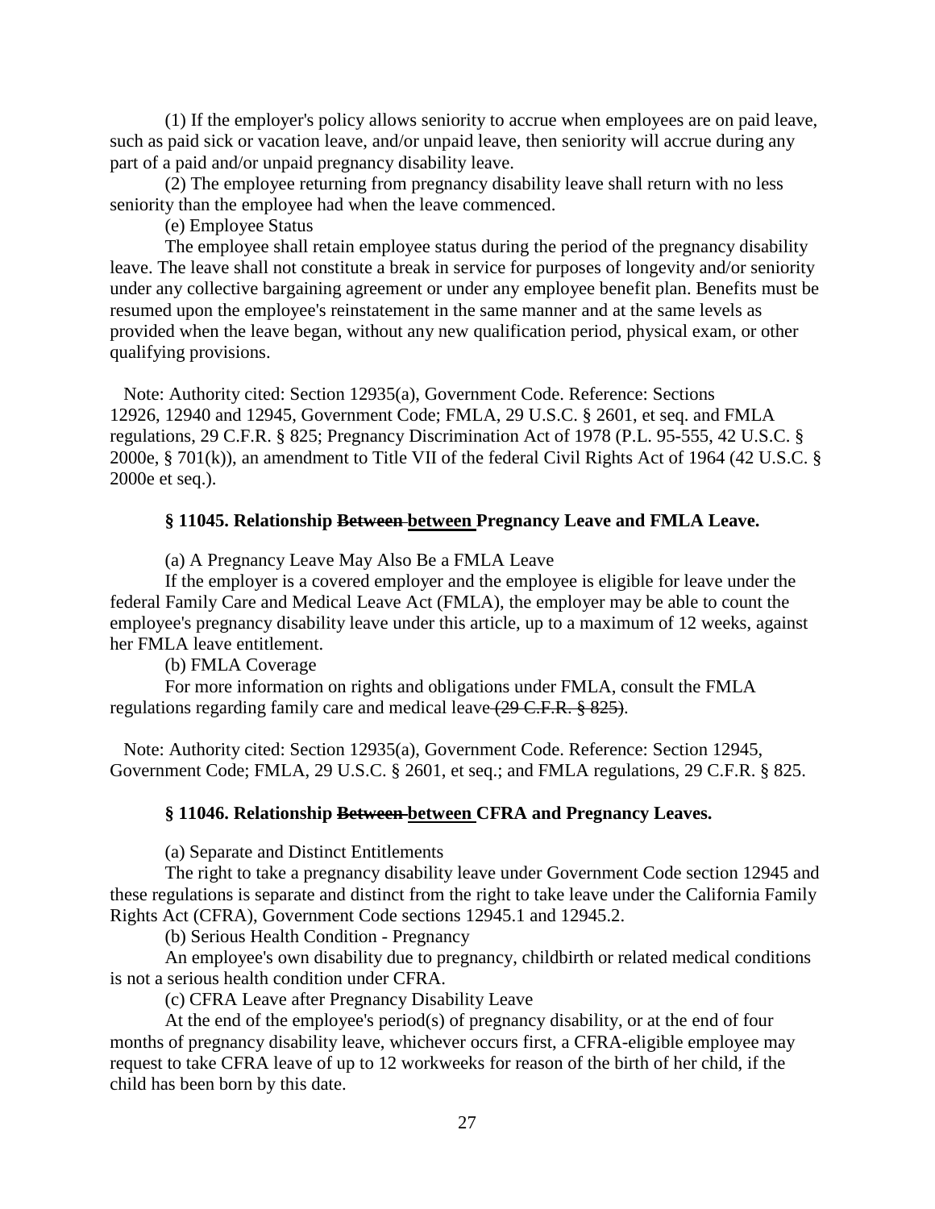(1) If the employer's policy allows seniority to accrue when employees are on paid leave, such as paid sick or vacation leave, and/or unpaid leave, then seniority will accrue during any part of a paid and/or unpaid pregnancy disability leave.

(2) The employee returning from pregnancy disability leave shall return with no less seniority than the employee had when the leave commenced.

(e) Employee Status

The employee shall retain employee status during the period of the pregnancy disability leave. The leave shall not constitute a break in service for purposes of longevity and/or seniority under any collective bargaining agreement or under any employee benefit plan. Benefits must be resumed upon the employee's reinstatement in the same manner and at the same levels as provided when the leave began, without any new qualification period, physical exam, or other qualifying provisions.

Note: Authority cited: Section 12935(a), Government Code. Reference: Sections 12926, 12940 and 12945, Government Code; FMLA, 29 U.S.C. § 2601, et seq. and FMLA regulations, 29 C.F.R. § 825; Pregnancy Discrimination Act of 1978 (P.L. 95-555, 42 U.S.C. § 2000e, § 701(k)), an amendment to Title VII of the federal Civil Rights Act of 1964 (42 U.S.C. § 2000e et seq.).

### § 11045. Relationship ~~Between~~ between Pregnancy Leave and FMLA Leave.

(a) A Pregnancy Leave May Also Be a FMLA Leave

If the employer is a covered employer and the employee is eligible for leave under the federal Family Care and Medical Leave Act (FMLA), the employer may be able to count the employee's pregnancy disability leave under this article, up to a maximum of 12 weeks, against her FMLA leave entitlement.

(b) FMLA Coverage

For more information on rights and obligations under FMLA, consult the FMLA regulations regarding family care and medical leave ~~(29 C.F.R. § 825)~~.

Note: Authority cited: Section 12935(a), Government Code. Reference: Section 12945, Government Code; FMLA, 29 U.S.C. § 2601, et seq.; and FMLA regulations, 29 C.F.R. § 825.

### § 11046. Relationship ~~Between~~ between CFRA and Pregnancy Leaves.

(a) Separate and Distinct Entitlements

The right to take a pregnancy disability leave under Government Code section 12945 and these regulations is separate and distinct from the right to take leave under the California Family Rights Act (CFRA), Government Code sections 12945.1 and 12945.2.

(b) Serious Health Condition - Pregnancy

An employee's own disability due to pregnancy, childbirth or related medical conditions is not a serious health condition under CFRA.

(c) CFRA Leave after Pregnancy Disability Leave

At the end of the employee's period(s) of pregnancy disability, or at the end of four months of pregnancy disability leave, whichever occurs first, a CFRA-eligible employee may request to take CFRA leave of up to 12 workweeks for reason of the birth of her child, if the child has been born by this date.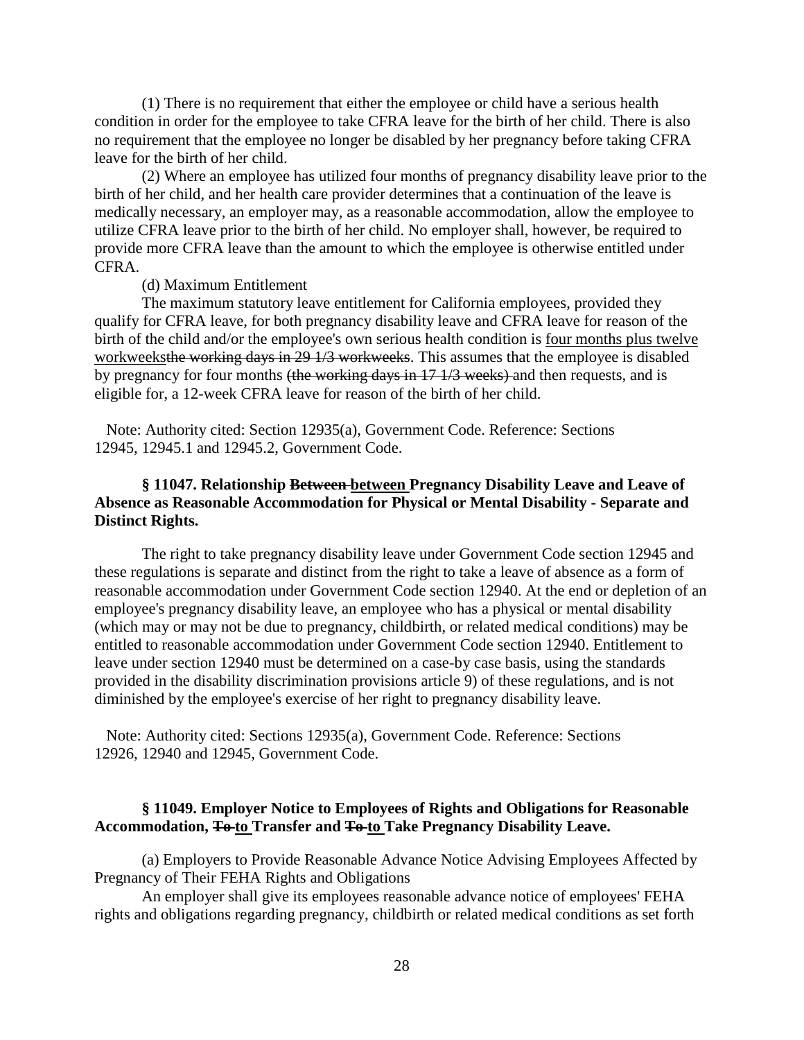(1) There is no requirement that either the employee or child have a serious health condition in order for the employee to take CFRA leave for the birth of her child. There is also no requirement that the employee no longer be disabled by her pregnancy before taking CFRA leave for the birth of her child.

(2) Where an employee has utilized four months of pregnancy disability leave prior to the birth of her child, and her health care provider determines that a continuation of the leave is medically necessary, an employer may, as a reasonable accommodation, allow the employee to utilize CFRA leave prior to the birth of her child. No employer shall, however, be required to provide more CFRA leave than the amount to which the employee is otherwise entitled under CFRA.

(d) Maximum Entitlement

The maximum statutory leave entitlement for California employees, provided they qualify for CFRA leave, for both pregnancy disability leave and CFRA leave for reason of the birth of the child and/or the employee's own serious health condition is <u>four months plus twelve workweeks</u>~~the working days in 29 1/3 workweeks~~. This assumes that the employee is disabled by pregnancy for four months ~~(the working days in 17 1/3 weeks)~~ and then requests, and is eligible for, a 12-week CFRA leave for reason of the birth of her child.

Note: Authority cited: Section 12935(a), Government Code. Reference: Sections 12945, 12945.1 and 12945.2, Government Code.

### § 11047. Relationship ~~Between~~ <u>between</u> Pregnancy Disability Leave and Leave of Absence as Reasonable Accommodation for Physical or Mental Disability - Separate and Distinct Rights.

The right to take pregnancy disability leave under Government Code section 12945 and these regulations is separate and distinct from the right to take a leave of absence as a form of reasonable accommodation under Government Code section 12940. At the end or depletion of an employee's pregnancy disability leave, an employee who has a physical or mental disability (which may or may not be due to pregnancy, childbirth, or related medical conditions) may be entitled to reasonable accommodation under Government Code section 12940. Entitlement to leave under section 12940 must be determined on a case-by case basis, using the standards provided in the disability discrimination provisions article 9) of these regulations, and is not diminished by the employee's exercise of her right to pregnancy disability leave.

Note: Authority cited: Sections 12935(a), Government Code. Reference: Sections 12926, 12940 and 12945, Government Code.

### § 11049. Employer Notice to Employees of Rights and Obligations for Reasonable Accommodation, ~~To~~ <u>to</u> Transfer and ~~To~~ <u>to</u> Take Pregnancy Disability Leave.

(a) Employers to Provide Reasonable Advance Notice Advising Employees Affected by Pregnancy of Their FEHA Rights and Obligations

An employer shall give its employees reasonable advance notice of employees' FEHA rights and obligations regarding pregnancy, childbirth or related medical conditions as set forth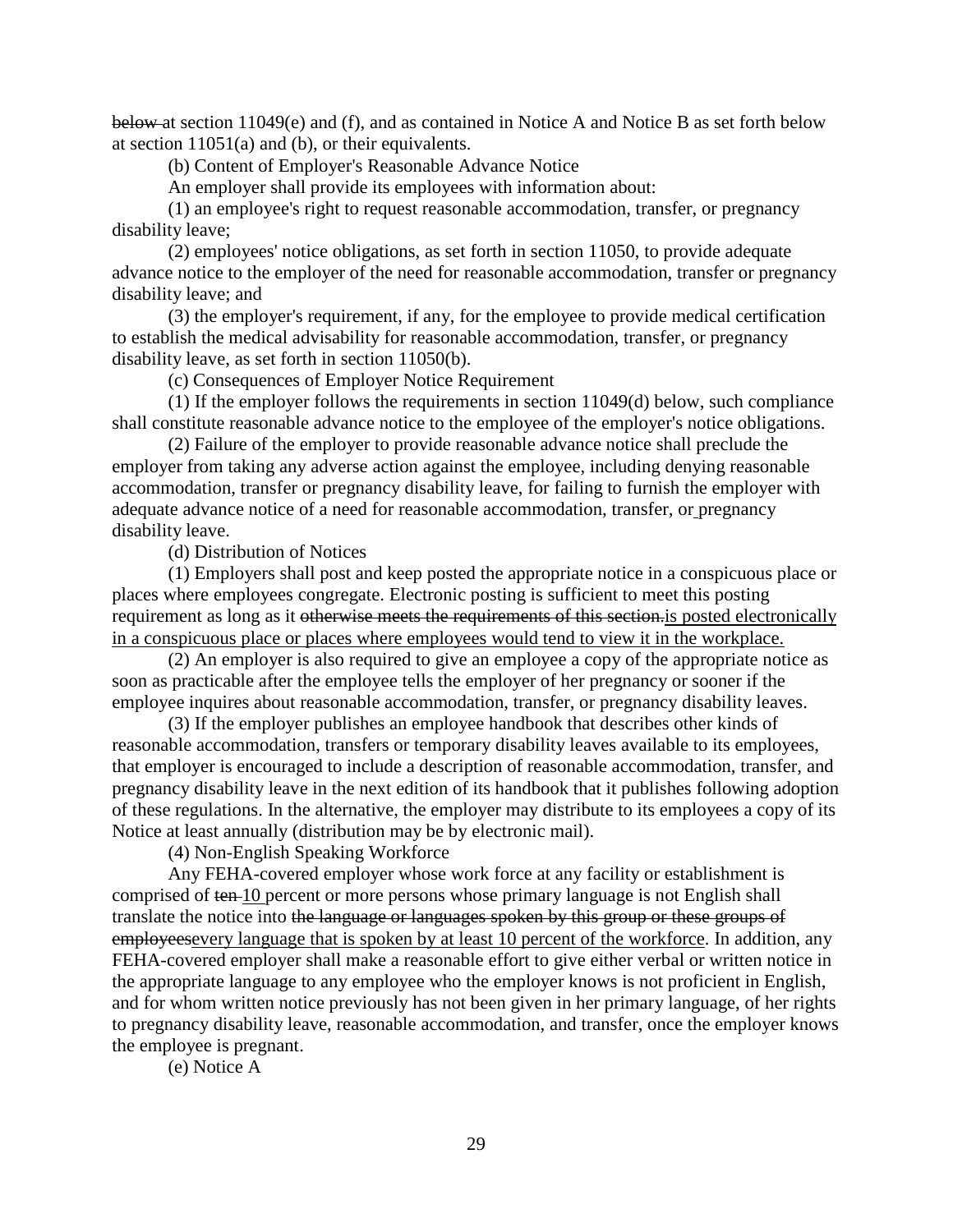~~below~~ at section 11049(e) and (f), and as contained in Notice A and Notice B as set forth below at section 11051(a) and (b), or their equivalents.

(b) Content of Employer's Reasonable Advance Notice

An employer shall provide its employees with information about:

(1) an employee's right to request reasonable accommodation, transfer, or pregnancy disability leave;

(2) employees' notice obligations, as set forth in section 11050, to provide adequate advance notice to the employer of the need for reasonable accommodation, transfer or pregnancy disability leave; and

(3) the employer's requirement, if any, for the employee to provide medical certification to establish the medical advisability for reasonable accommodation, transfer, or pregnancy disability leave, as set forth in section 11050(b).

(c) Consequences of Employer Notice Requirement

(1) If the employer follows the requirements in section 11049(d) below, such compliance shall constitute reasonable advance notice to the employee of the employer's notice obligations.

(2) Failure of the employer to provide reasonable advance notice shall preclude the employer from taking any adverse action against the employee, including denying reasonable accommodation, transfer or pregnancy disability leave, for failing to furnish the employer with adequate advance notice of a need for reasonable accommodation, transfer, or pregnancy disability leave.

(d) Distribution of Notices

(1) Employers shall post and keep posted the appropriate notice in a conspicuous place or places where employees congregate. Electronic posting is sufficient to meet this posting requirement as long as it ~~otherwise meets the requirements of this section.~~<u>is posted electronically in a conspicuous place or places where employees would tend to view it in the workplace.</u>

(2) An employer is also required to give an employee a copy of the appropriate notice as soon as practicable after the employee tells the employer of her pregnancy or sooner if the employee inquires about reasonable accommodation, transfer, or pregnancy disability leaves.

(3) If the employer publishes an employee handbook that describes other kinds of reasonable accommodation, transfers or temporary disability leaves available to its employees, that employer is encouraged to include a description of reasonable accommodation, transfer, and pregnancy disability leave in the next edition of its handbook that it publishes following adoption of these regulations. In the alternative, the employer may distribute to its employees a copy of its Notice at least annually (distribution may be by electronic mail).

(4) Non-English Speaking Workforce

Any FEHA-covered employer whose work force at any facility or establishment is comprised of ~~ten~~ <u>10</u> percent or more persons whose primary language is not English shall translate the notice into ~~the language or languages spoken by this group or these groups of employees~~<u>every language that is spoken by at least 10 percent of the workforce</u>. In addition, any FEHA-covered employer shall make a reasonable effort to give either verbal or written notice in the appropriate language to any employee who the employer knows is not proficient in English, and for whom written notice previously has not been given in her primary language, of her rights to pregnancy disability leave, reasonable accommodation, and transfer, once the employer knows the employee is pregnant.

(e) Notice A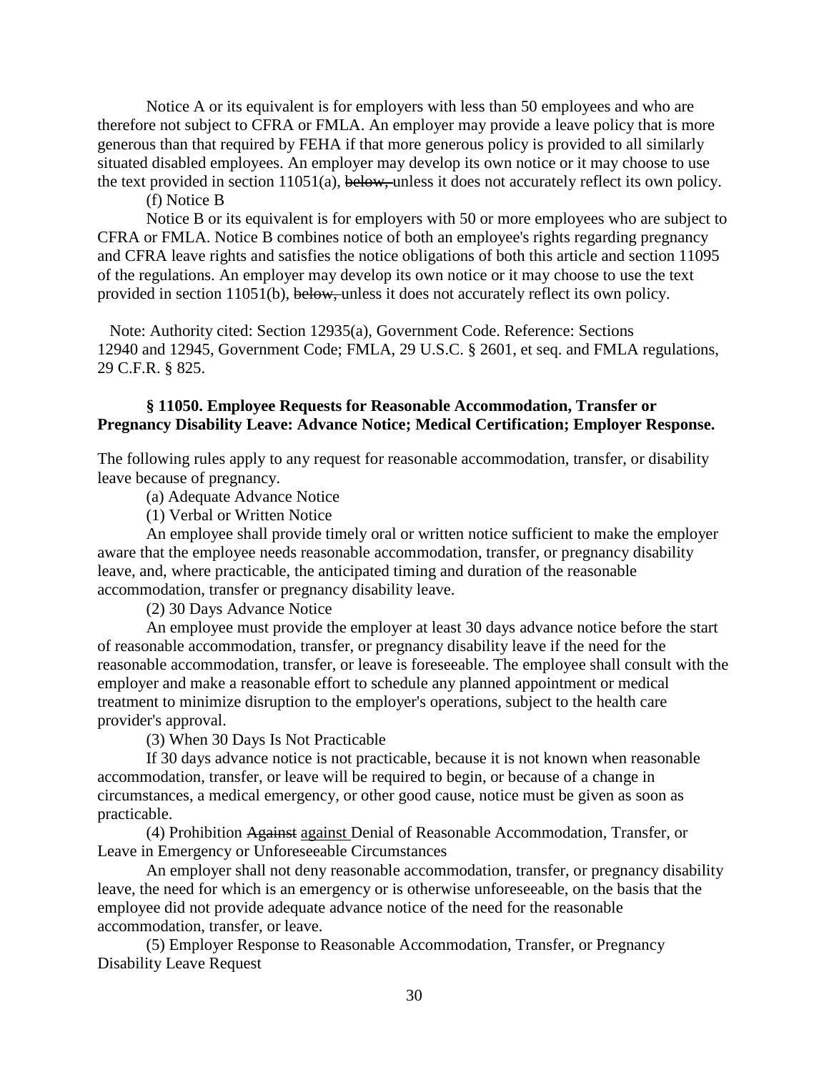Notice A or its equivalent is for employers with less than 50 employees and who are therefore not subject to CFRA or FMLA. An employer may provide a leave policy that is more generous than that required by FEHA if that more generous policy is provided to all similarly situated disabled employees. An employer may develop its own notice or it may choose to use the text provided in section 11051(a), ~~below,~~ unless it does not accurately reflect its own policy.

(f) Notice B

Notice B or its equivalent is for employers with 50 or more employees who are subject to CFRA or FMLA. Notice B combines notice of both an employee's rights regarding pregnancy and CFRA leave rights and satisfies the notice obligations of both this article and section 11095 of the regulations. An employer may develop its own notice or it may choose to use the text provided in section 11051(b), ~~below,~~ unless it does not accurately reflect its own policy.

Note: Authority cited: Section 12935(a), Government Code. Reference: Sections 12940 and 12945, Government Code; FMLA, 29 U.S.C. § 2601, et seq. and FMLA regulations, 29 C.F.R. § 825.

### § 11050. Employee Requests for Reasonable Accommodation, Transfer or Pregnancy Disability Leave: Advance Notice; Medical Certification; Employer Response.

The following rules apply to any request for reasonable accommodation, transfer, or disability leave because of pregnancy.

(a) Adequate Advance Notice

(1) Verbal or Written Notice

An employee shall provide timely oral or written notice sufficient to make the employer aware that the employee needs reasonable accommodation, transfer, or pregnancy disability leave, and, where practicable, the anticipated timing and duration of the reasonable accommodation, transfer or pregnancy disability leave.

(2) 30 Days Advance Notice

An employee must provide the employer at least 30 days advance notice before the start of reasonable accommodation, transfer, or pregnancy disability leave if the need for the reasonable accommodation, transfer, or leave is foreseeable. The employee shall consult with the employer and make a reasonable effort to schedule any planned appointment or medical treatment to minimize disruption to the employer's operations, subject to the health care provider's approval.

(3) When 30 Days Is Not Practicable

If 30 days advance notice is not practicable, because it is not known when reasonable accommodation, transfer, or leave will be required to begin, or because of a change in circumstances, a medical emergency, or other good cause, notice must be given as soon as practicable.

(4) Prohibition ~~Against~~ <u>against</u> Denial of Reasonable Accommodation, Transfer, or Leave in Emergency or Unforeseeable Circumstances

An employer shall not deny reasonable accommodation, transfer, or pregnancy disability leave, the need for which is an emergency or is otherwise unforeseeable, on the basis that the employee did not provide adequate advance notice of the need for the reasonable accommodation, transfer, or leave.

(5) Employer Response to Reasonable Accommodation, Transfer, or Pregnancy Disability Leave Request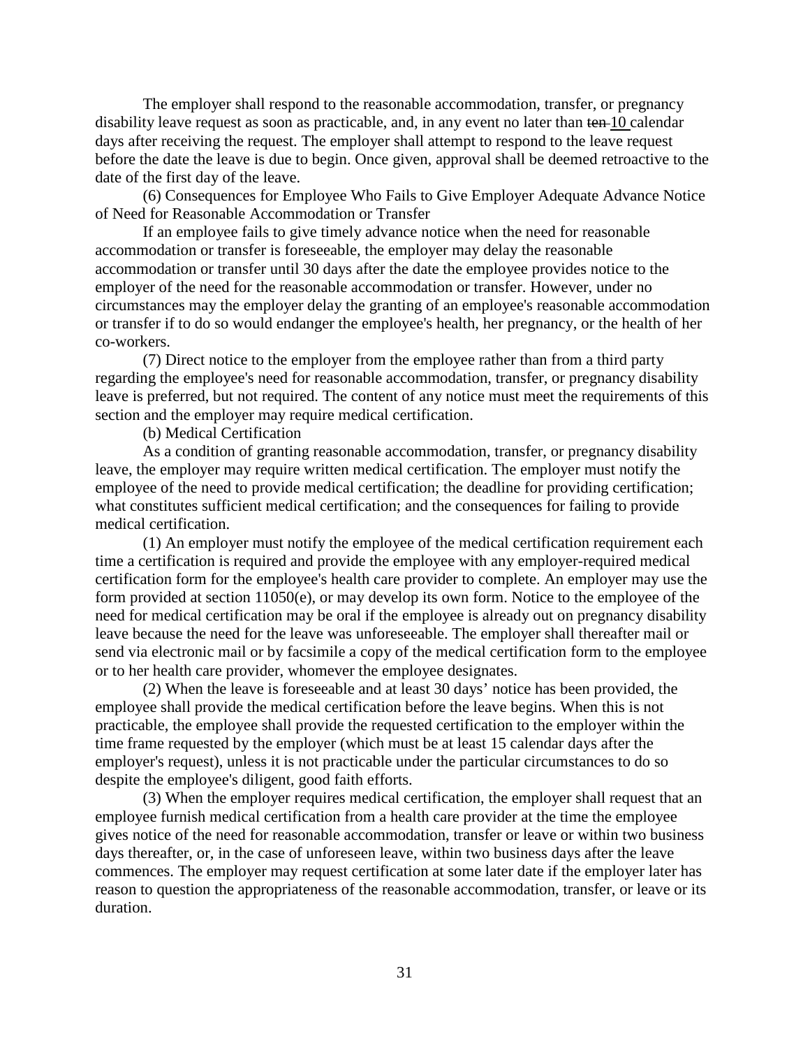The employer shall respond to the reasonable accommodation, transfer, or pregnancy disability leave request as soon as practicable, and, in any event no later than ~~ten~~ 10 calendar days after receiving the request. The employer shall attempt to respond to the leave request before the date the leave is due to begin. Once given, approval shall be deemed retroactive to the date of the first day of the leave.

(6) Consequences for Employee Who Fails to Give Employer Adequate Advance Notice of Need for Reasonable Accommodation or Transfer

If an employee fails to give timely advance notice when the need for reasonable accommodation or transfer is foreseeable, the employer may delay the reasonable accommodation or transfer until 30 days after the date the employee provides notice to the employer of the need for the reasonable accommodation or transfer. However, under no circumstances may the employer delay the granting of an employee's reasonable accommodation or transfer if to do so would endanger the employee's health, her pregnancy, or the health of her co-workers.

(7) Direct notice to the employer from the employee rather than from a third party regarding the employee's need for reasonable accommodation, transfer, or pregnancy disability leave is preferred, but not required. The content of any notice must meet the requirements of this section and the employer may require medical certification.

(b) Medical Certification

As a condition of granting reasonable accommodation, transfer, or pregnancy disability leave, the employer may require written medical certification. The employer must notify the employee of the need to provide medical certification; the deadline for providing certification; what constitutes sufficient medical certification; and the consequences for failing to provide medical certification.

(1) An employer must notify the employee of the medical certification requirement each time a certification is required and provide the employee with any employer-required medical certification form for the employee's health care provider to complete. An employer may use the form provided at section 11050(e), or may develop its own form. Notice to the employee of the need for medical certification may be oral if the employee is already out on pregnancy disability leave because the need for the leave was unforeseeable. The employer shall thereafter mail or send via electronic mail or by facsimile a copy of the medical certification form to the employee or to her health care provider, whomever the employee designates.

(2) When the leave is foreseeable and at least 30 days' notice has been provided, the employee shall provide the medical certification before the leave begins. When this is not practicable, the employee shall provide the requested certification to the employer within the time frame requested by the employer (which must be at least 15 calendar days after the employer's request), unless it is not practicable under the particular circumstances to do so despite the employee's diligent, good faith efforts.

(3) When the employer requires medical certification, the employer shall request that an employee furnish medical certification from a health care provider at the time the employee gives notice of the need for reasonable accommodation, transfer or leave or within two business days thereafter, or, in the case of unforeseen leave, within two business days after the leave commences. The employer may request certification at some later date if the employer later has reason to question the appropriateness of the reasonable accommodation, transfer, or leave or its duration.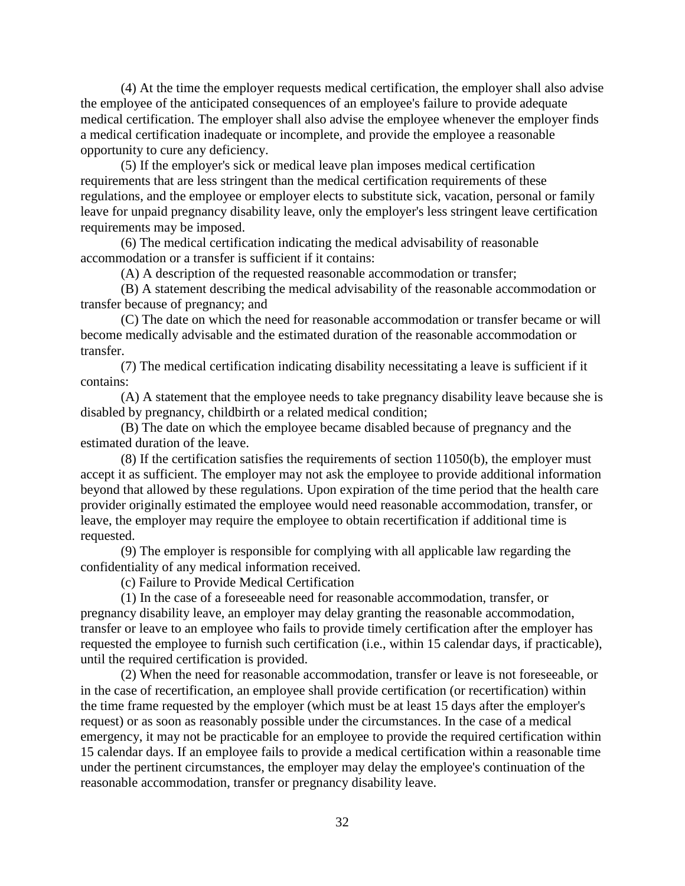(4) At the time the employer requests medical certification, the employer shall also advise the employee of the anticipated consequences of an employee's failure to provide adequate medical certification. The employer shall also advise the employee whenever the employer finds a medical certification inadequate or incomplete, and provide the employee a reasonable opportunity to cure any deficiency.

(5) If the employer's sick or medical leave plan imposes medical certification requirements that are less stringent than the medical certification requirements of these regulations, and the employee or employer elects to substitute sick, vacation, personal or family leave for unpaid pregnancy disability leave, only the employer's less stringent leave certification requirements may be imposed.

(6) The medical certification indicating the medical advisability of reasonable accommodation or a transfer is sufficient if it contains:

(A) A description of the requested reasonable accommodation or transfer;

(B) A statement describing the medical advisability of the reasonable accommodation or transfer because of pregnancy; and

(C) The date on which the need for reasonable accommodation or transfer became or will become medically advisable and the estimated duration of the reasonable accommodation or transfer.

(7) The medical certification indicating disability necessitating a leave is sufficient if it contains:

(A) A statement that the employee needs to take pregnancy disability leave because she is disabled by pregnancy, childbirth or a related medical condition;

(B) The date on which the employee became disabled because of pregnancy and the estimated duration of the leave.

(8) If the certification satisfies the requirements of section 11050(b), the employer must accept it as sufficient. The employer may not ask the employee to provide additional information beyond that allowed by these regulations. Upon expiration of the time period that the health care provider originally estimated the employee would need reasonable accommodation, transfer, or leave, the employer may require the employee to obtain recertification if additional time is requested.

(9) The employer is responsible for complying with all applicable law regarding the confidentiality of any medical information received.

(c) Failure to Provide Medical Certification

(1) In the case of a foreseeable need for reasonable accommodation, transfer, or pregnancy disability leave, an employer may delay granting the reasonable accommodation, transfer or leave to an employee who fails to provide timely certification after the employer has requested the employee to furnish such certification (i.e., within 15 calendar days, if practicable), until the required certification is provided.

(2) When the need for reasonable accommodation, transfer or leave is not foreseeable, or in the case of recertification, an employee shall provide certification (or recertification) within the time frame requested by the employer (which must be at least 15 days after the employer's request) or as soon as reasonably possible under the circumstances. In the case of a medical emergency, it may not be practicable for an employee to provide the required certification within 15 calendar days. If an employee fails to provide a medical certification within a reasonable time under the pertinent circumstances, the employer may delay the employee's continuation of the reasonable accommodation, transfer or pregnancy disability leave.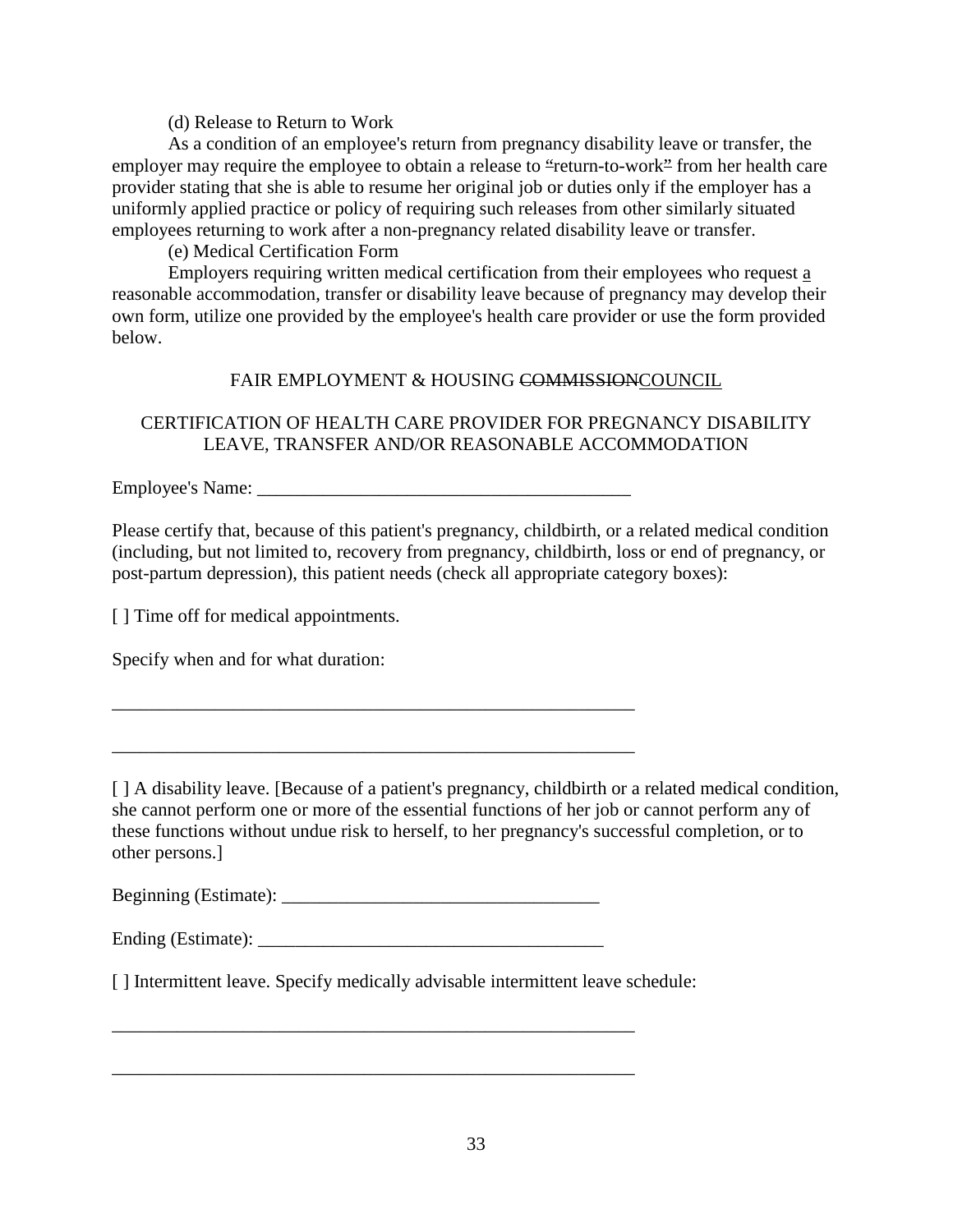(d) Release to Return to Work

As a condition of an employee's return from pregnancy disability leave or transfer, the employer may require the employee to obtain a release to "return-to-work" from her health care provider stating that she is able to resume her original job or duties only if the employer has a uniformly applied practice or policy of requiring such releases from other similarly situated employees returning to work after a non-pregnancy related disability leave or transfer.

(e) Medical Certification Form

Employers requiring written medical certification from their employees who request a reasonable accommodation, transfer or disability leave because of pregnancy may develop their own form, utilize one provided by the employee's health care provider or use the form provided below.

FAIR EMPLOYMENT & HOUSING ~~COMMISSION~~COUNCIL

CERTIFICATION OF HEALTH CARE PROVIDER FOR PREGNANCY DISABILITY LEAVE, TRANSFER AND/OR REASONABLE ACCOMMODATION

Employee's Name: _________________________________________

Please certify that, because of this patient's pregnancy, childbirth, or a related medical condition (including, but not limited to, recovery from pregnancy, childbirth, loss or end of pregnancy, or post-partum depression), this patient needs (check all appropriate category boxes):

[ ] Time off for medical appointments.

Specify when and for what duration:

____________________________________________________________

____________________________________________________________

[ ] A disability leave. [Because of a patient's pregnancy, childbirth or a related medical condition, she cannot perform one or more of the essential functions of her job or cannot perform any of these functions without undue risk to herself, to her pregnancy's successful completion, or to other persons.]

Beginning (Estimate): ___________________________________

Ending (Estimate): ______________________________________

[ ] Intermittent leave. Specify medically advisable intermittent leave schedule:

____________________________________________________________

____________________________________________________________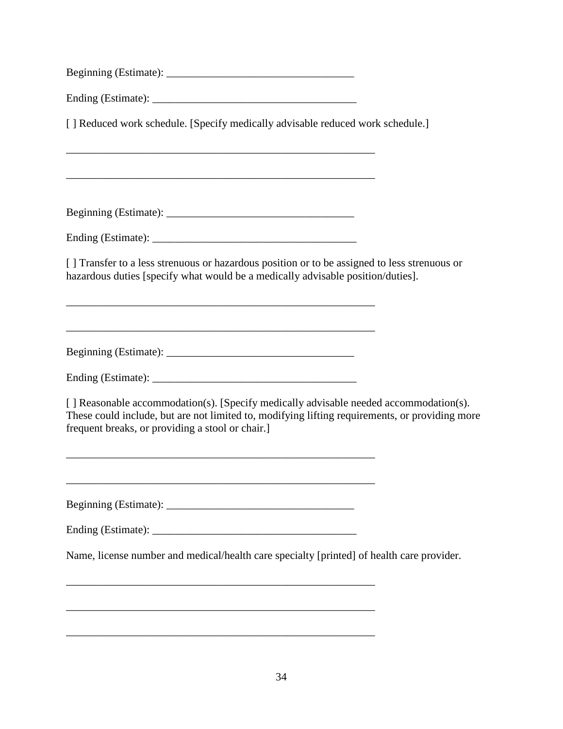Beginning (Estimate): ___________________________________

Ending (Estimate): _____________________________________

[ ] Reduced work schedule. [Specify medically advisable reduced work schedule.]

__________________________________________________________

__________________________________________________________

Beginning (Estimate): ___________________________________

Ending (Estimate): _____________________________________

[ ] Transfer to a less strenuous or hazardous position or to be assigned to less strenuous or hazardous duties [specify what would be a medically advisable position/duties].

__________________________________________________________

__________________________________________________________

Beginning (Estimate): ___________________________________

Ending (Estimate): _____________________________________

[ ] Reasonable accommodation(s). [Specify medically advisable needed accommodation(s). These could include, but are not limited to, modifying lifting requirements, or providing more frequent breaks, or providing a stool or chair.]

__________________________________________________________

__________________________________________________________

Beginning (Estimate): ___________________________________

Ending (Estimate): _____________________________________

Name, license number and medical/health care specialty [printed] of health care provider.

__________________________________________________________

__________________________________________________________

__________________________________________________________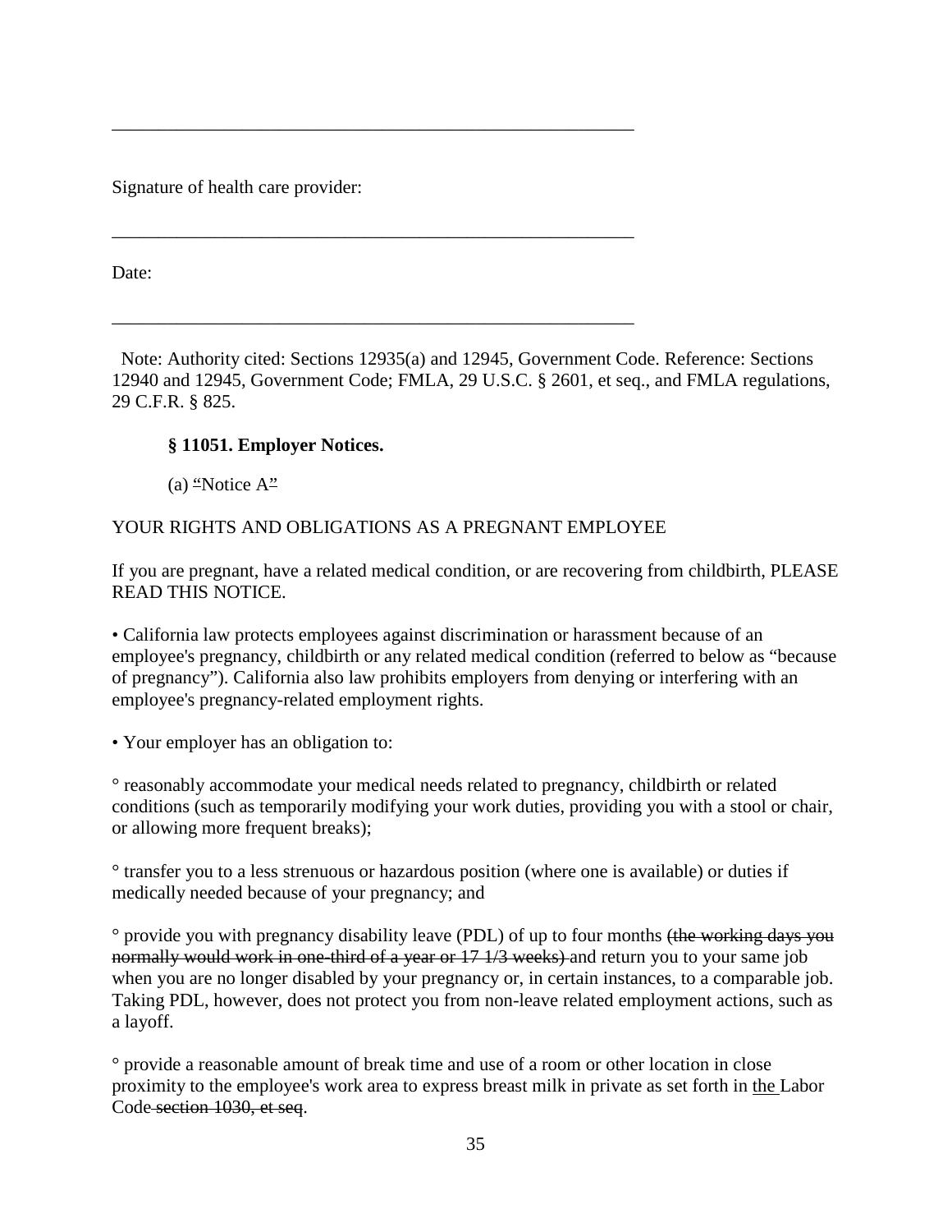\_\_\_\_\_\_\_\_\_\_\_\_\_\_\_\_\_\_\_\_\_\_\_\_\_\_\_\_\_\_\_\_\_\_\_\_\_\_\_\_\_\_\_\_\_\_\_\_\_\_\_\_\_\_\_\_

Signature of health care provider:

\_\_\_\_\_\_\_\_\_\_\_\_\_\_\_\_\_\_\_\_\_\_\_\_\_\_\_\_\_\_\_\_\_\_\_\_\_\_\_\_\_\_\_\_\_\_\_\_\_\_\_\_\_\_\_\_

Date:

\_\_\_\_\_\_\_\_\_\_\_\_\_\_\_\_\_\_\_\_\_\_\_\_\_\_\_\_\_\_\_\_\_\_\_\_\_\_\_\_\_\_\_\_\_\_\_\_\_\_\_\_\_\_\_\_

Note: Authority cited: Sections 12935(a) and 12945, Government Code. Reference: Sections 12940 and 12945, Government Code; FMLA, 29 U.S.C. § 2601, et seq., and FMLA regulations, 29 C.F.R. § 825.

**§ 11051. Employer Notices.**

(a) ~~"~~Notice A~~"~~

YOUR RIGHTS AND OBLIGATIONS AS A PREGNANT EMPLOYEE

If you are pregnant, have a related medical condition, or are recovering from childbirth, PLEASE READ THIS NOTICE.

• California law protects employees against discrimination or harassment because of an employee's pregnancy, childbirth or any related medical condition (referred to below as "because of pregnancy"). California also law prohibits employers from denying or interfering with an employee's pregnancy-related employment rights.

• Your employer has an obligation to:

° reasonably accommodate your medical needs related to pregnancy, childbirth or related conditions (such as temporarily modifying your work duties, providing you with a stool or chair, or allowing more frequent breaks);

° transfer you to a less strenuous or hazardous position (where one is available) or duties if medically needed because of your pregnancy; and

° provide you with pregnancy disability leave (PDL) of up to four months ~~(the working days you normally would work in one-third of a year or 17 1/3 weeks)~~ and return you to your same job when you are no longer disabled by your pregnancy or, in certain instances, to a comparable job. Taking PDL, however, does not protect you from non-leave related employment actions, such as a layoff.

° provide a reasonable amount of break time and use of a room or other location in close proximity to the employee's work area to express breast milk in private as set forth in <u>the</u> Labor Code~~ section 1030, et seq~~.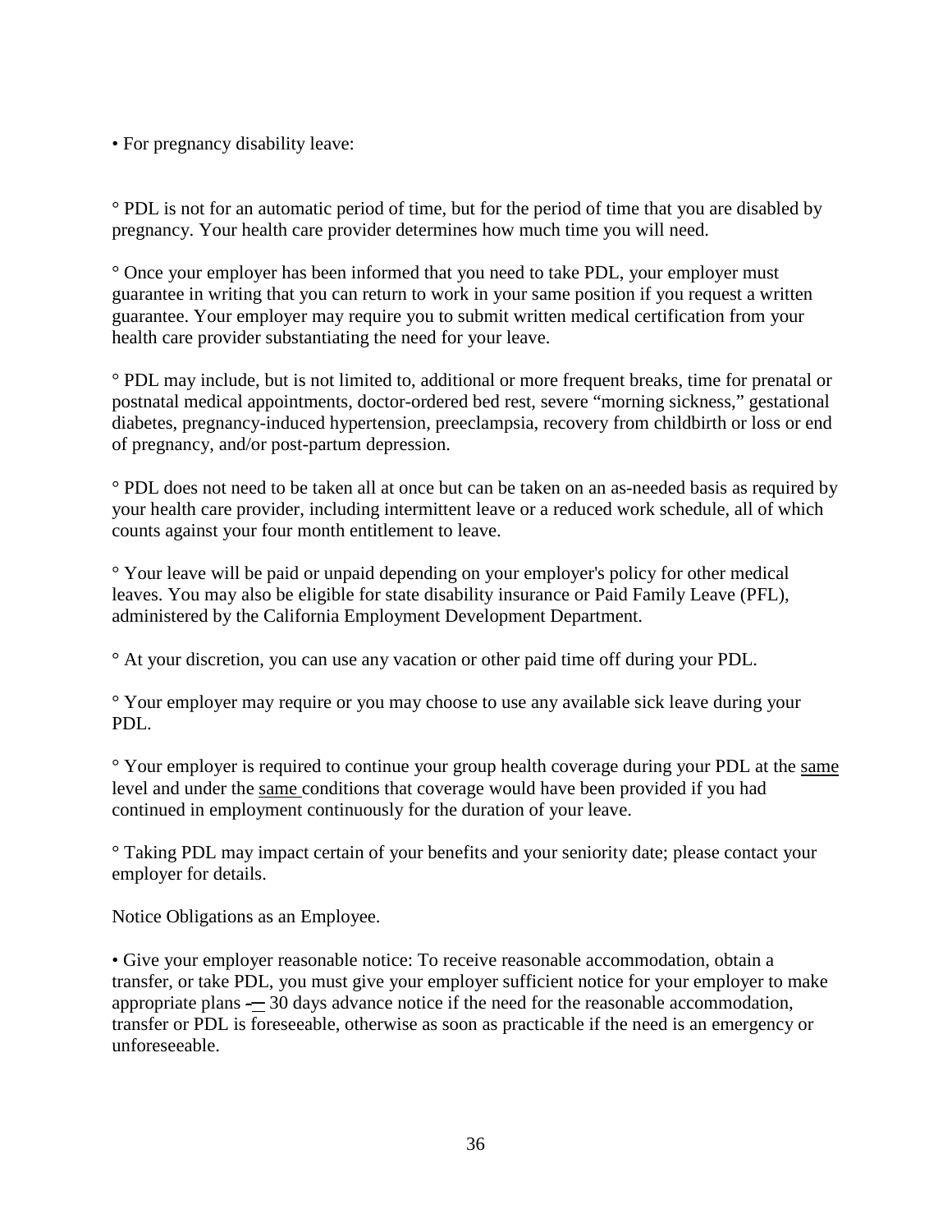• For pregnancy disability leave:

° PDL is not for an automatic period of time, but for the period of time that you are disabled by pregnancy. Your health care provider determines how much time you will need.

° Once your employer has been informed that you need to take PDL, your employer must guarantee in writing that you can return to work in your same position if you request a written guarantee. Your employer may require you to submit written medical certification from your health care provider substantiating the need for your leave.

° PDL may include, but is not limited to, additional or more frequent breaks, time for prenatal or postnatal medical appointments, doctor-ordered bed rest, severe "morning sickness," gestational diabetes, pregnancy-induced hypertension, preeclampsia, recovery from childbirth or loss or end of pregnancy, and/or post-partum depression.

° PDL does not need to be taken all at once but can be taken on an as-needed basis as required by your health care provider, including intermittent leave or a reduced work schedule, all of which counts against your four month entitlement to leave.

° Your leave will be paid or unpaid depending on your employer's policy for other medical leaves. You may also be eligible for state disability insurance or Paid Family Leave (PFL), administered by the California Employment Development Department.

° At your discretion, you can use any vacation or other paid time off during your PDL.

° Your employer may require or you may choose to use any available sick leave during your PDL.

° Your employer is required to continue your group health coverage during your PDL at the same level and under the same conditions that coverage would have been provided if you had continued in employment continuously for the duration of your leave.

° Taking PDL may impact certain of your benefits and your seniority date; please contact your employer for details.

Notice Obligations as an Employee.

• Give your employer reasonable notice: To receive reasonable accommodation, obtain a transfer, or take PDL, you must give your employer sufficient notice for your employer to make appropriate plans — 30 days advance notice if the need for the reasonable accommodation, transfer or PDL is foreseeable, otherwise as soon as practicable if the need is an emergency or unforeseeable.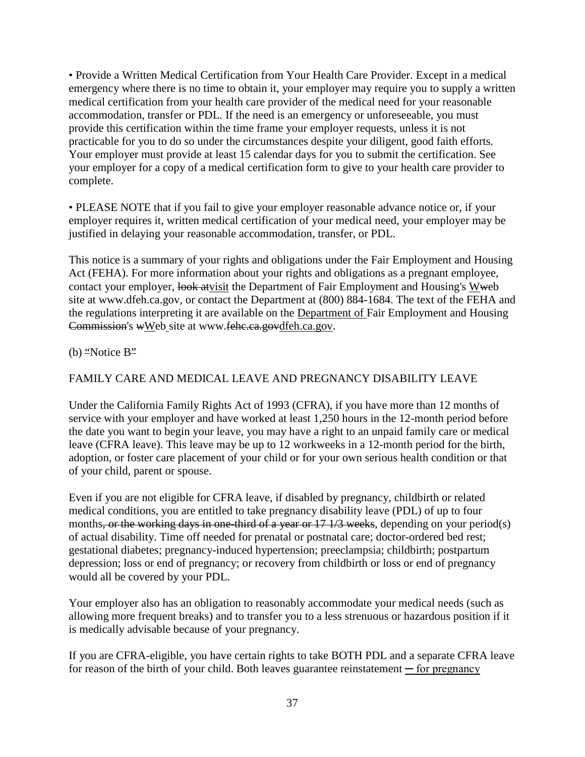• Provide a Written Medical Certification from Your Health Care Provider. Except in a medical emergency where there is no time to obtain it, your employer may require you to supply a written medical certification from your health care provider of the medical need for your reasonable accommodation, transfer or PDL. If the need is an emergency or unforeseeable, you must provide this certification within the time frame your employer requests, unless it is not practicable for you to do so under the circumstances despite your diligent, good faith efforts. Your employer must provide at least 15 calendar days for you to submit the certification. See your employer for a copy of a medical certification form to give to your health care provider to complete.

• PLEASE NOTE that if you fail to give your employer reasonable advance notice or, if your employer requires it, written medical certification of your medical need, your employer may be justified in delaying your reasonable accommodation, transfer, or PDL.

This notice is a summary of your rights and obligations under the Fair Employment and Housing Act (FEHA). For more information about your rights and obligations as a pregnant employee, contact your employer, ~~look at~~visit the Department of Fair Employment and Housing's W~~w~~eb site at www.dfeh.ca.gov, or contact the Department at (800) 884-1684. The text of the FEHA and the regulations interpreting it are available on the Department of Fair Employment and Housing ~~Commission~~'s ~~w~~Web site at www.~~fehc.ca.gov~~dfeh.ca.gov.

(b) "Notice B"

FAMILY CARE AND MEDICAL LEAVE AND PREGNANCY DISABILITY LEAVE

Under the California Family Rights Act of 1993 (CFRA), if you have more than 12 months of service with your employer and have worked at least 1,250 hours in the 12-month period before the date you want to begin your leave, you may have a right to an unpaid family care or medical leave (CFRA leave). This leave may be up to 12 workweeks in a 12-month period for the birth, adoption, or foster care placement of your child or for your own serious health condition or that of your child, parent or spouse.

Even if you are not eligible for CFRA leave, if disabled by pregnancy, childbirth or related medical conditions, you are entitled to take pregnancy disability leave (PDL) of up to four months~~, or the working days in one-third of a year or 17 1/3 weeks~~, depending on your period(s) of actual disability. Time off needed for prenatal or postnatal care; doctor-ordered bed rest; gestational diabetes; pregnancy-induced hypertension; preeclampsia; childbirth; postpartum depression; loss or end of pregnancy; or recovery from childbirth or loss or end of pregnancy would all be covered by your PDL.

Your employer also has an obligation to reasonably accommodate your medical needs (such as allowing more frequent breaks) and to transfer you to a less strenuous or hazardous position if it is medically advisable because of your pregnancy.

If you are CFRA-eligible, you have certain rights to take BOTH PDL and a separate CFRA leave for reason of the birth of your child. Both leaves guarantee reinstatement — for pregnancy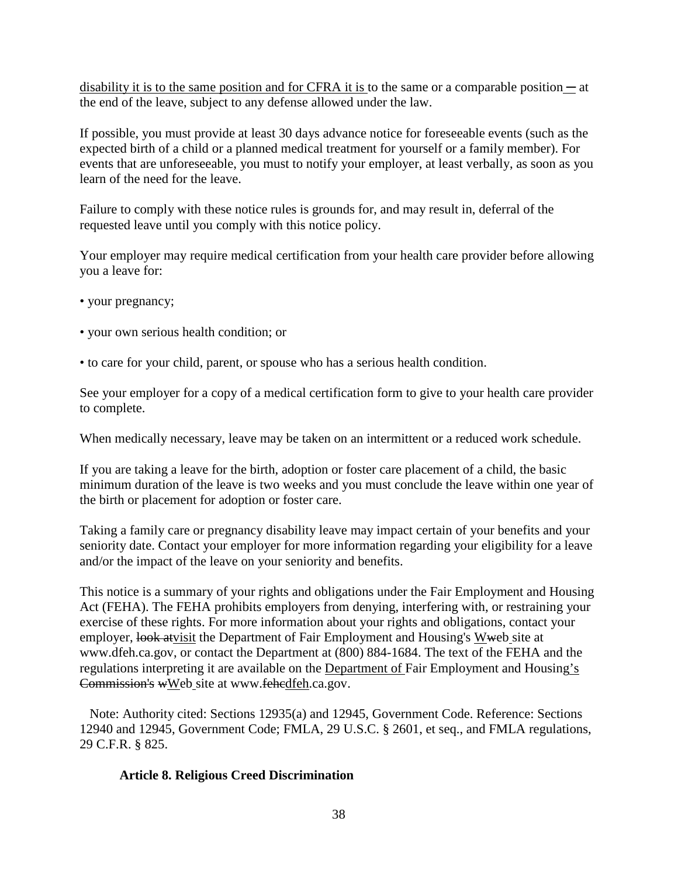disability it is to the same position and for CFRA it is to the same or a comparable position ─ at the end of the leave, subject to any defense allowed under the law.

If possible, you must provide at least 30 days advance notice for foreseeable events (such as the expected birth of a child or a planned medical treatment for yourself or a family member). For events that are unforeseeable, you must to notify your employer, at least verbally, as soon as you learn of the need for the leave.

Failure to comply with these notice rules is grounds for, and may result in, deferral of the requested leave until you comply with this notice policy.

Your employer may require medical certification from your health care provider before allowing you a leave for:

• your pregnancy;

• your own serious health condition; or

• to care for your child, parent, or spouse who has a serious health condition.

See your employer for a copy of a medical certification form to give to your health care provider to complete.

When medically necessary, leave may be taken on an intermittent or a reduced work schedule.

If you are taking a leave for the birth, adoption or foster care placement of a child, the basic minimum duration of the leave is two weeks and you must conclude the leave within one year of the birth or placement for adoption or foster care.

Taking a family care or pregnancy disability leave may impact certain of your benefits and your seniority date. Contact your employer for more information regarding your eligibility for a leave and/or the impact of the leave on your seniority and benefits.

This notice is a summary of your rights and obligations under the Fair Employment and Housing Act (FEHA). The FEHA prohibits employers from denying, interfering with, or restraining your exercise of these rights. For more information about your rights and obligations, contact your employer, ~~look at~~visit the Department of Fair Employment and Housing's W~~w~~eb site at www.dfeh.ca.gov, or contact the Department at (800) 884-1684. The text of the FEHA and the regulations interpreting it are available on the Department of Fair Employment and Housing's ~~Commission's~~ ~~w~~Web site at www.~~fehc~~dfeh.ca.gov.

Note: Authority cited: Sections 12935(a) and 12945, Government Code. Reference: Sections 12940 and 12945, Government Code; FMLA, 29 U.S.C. § 2601, et seq., and FMLA regulations, 29 C.F.R. § 825.

### Article 8. Religious Creed Discrimination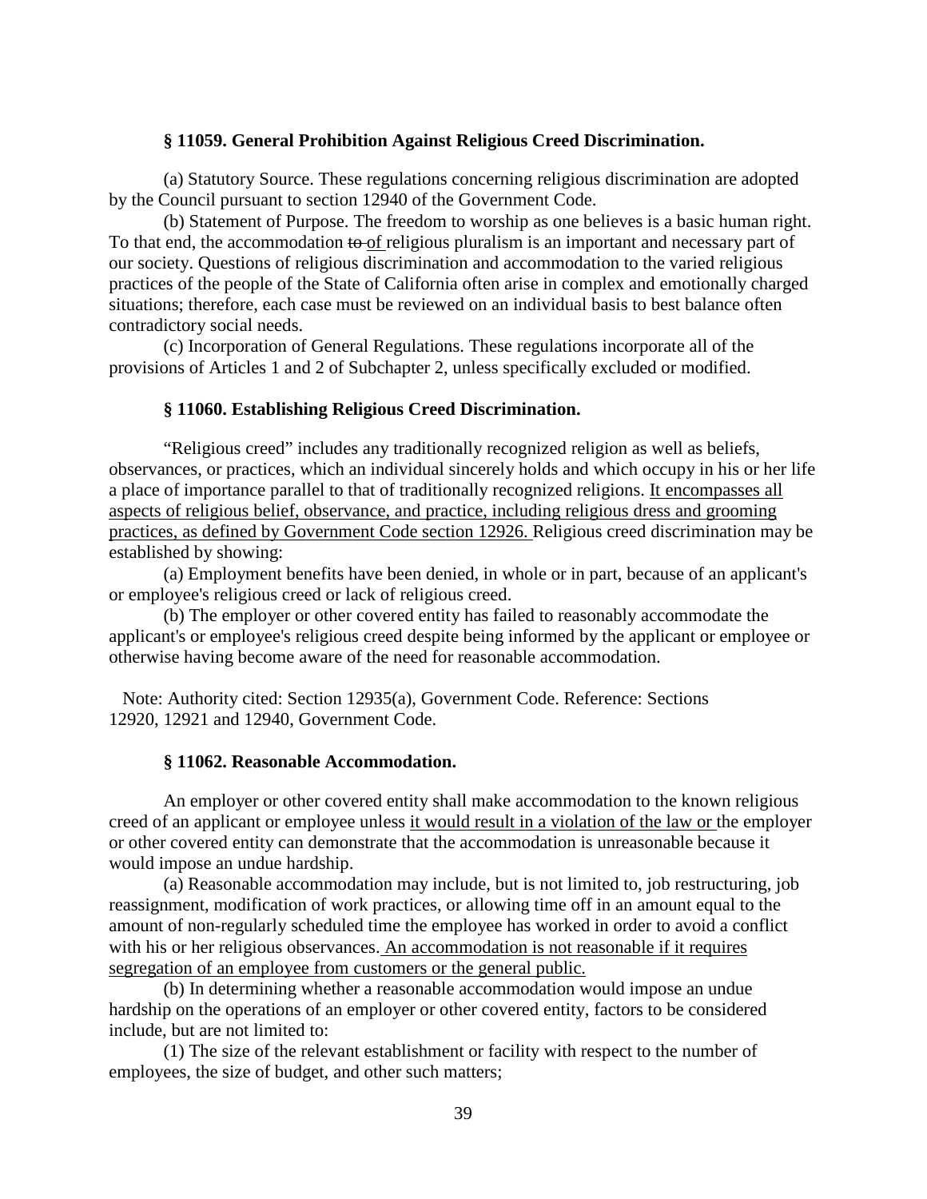### § 11059. General Prohibition Against Religious Creed Discrimination.

(a) Statutory Source. These regulations concerning religious discrimination are adopted by the Council pursuant to section 12940 of the Government Code.

(b) Statement of Purpose. The freedom to worship as one believes is a basic human right. To that end, the accommodation ~~to~~ <u>of</u> religious pluralism is an important and necessary part of our society. Questions of religious discrimination and accommodation to the varied religious practices of the people of the State of California often arise in complex and emotionally charged situations; therefore, each case must be reviewed on an individual basis to best balance often contradictory social needs.

(c) Incorporation of General Regulations. These regulations incorporate all of the provisions of Articles 1 and 2 of Subchapter 2, unless specifically excluded or modified.

### § 11060. Establishing Religious Creed Discrimination.

"Religious creed" includes any traditionally recognized religion as well as beliefs, observances, or practices, which an individual sincerely holds and which occupy in his or her life a place of importance parallel to that of traditionally recognized religions. <u>It encompasses all aspects of religious belief, observance, and practice, including religious dress and grooming practices, as defined by Government Code section 12926.</u> Religious creed discrimination may be established by showing:

(a) Employment benefits have been denied, in whole or in part, because of an applicant's or employee's religious creed or lack of religious creed.

(b) The employer or other covered entity has failed to reasonably accommodate the applicant's or employee's religious creed despite being informed by the applicant or employee or otherwise having become aware of the need for reasonable accommodation.

Note: Authority cited: Section 12935(a), Government Code. Reference: Sections 12920, 12921 and 12940, Government Code.

### § 11062. Reasonable Accommodation.

An employer or other covered entity shall make accommodation to the known religious creed of an applicant or employee unless <u>it would result in a violation of the law or</u> the employer or other covered entity can demonstrate that the accommodation is unreasonable because it would impose an undue hardship.

(a) Reasonable accommodation may include, but is not limited to, job restructuring, job reassignment, modification of work practices, or allowing time off in an amount equal to the amount of non-regularly scheduled time the employee has worked in order to avoid a conflict with his or her religious observances. <u>An accommodation is not reasonable if it requires segregation of an employee from customers or the general public.</u>

(b) In determining whether a reasonable accommodation would impose an undue hardship on the operations of an employer or other covered entity, factors to be considered include, but are not limited to:

(1) The size of the relevant establishment or facility with respect to the number of employees, the size of budget, and other such matters;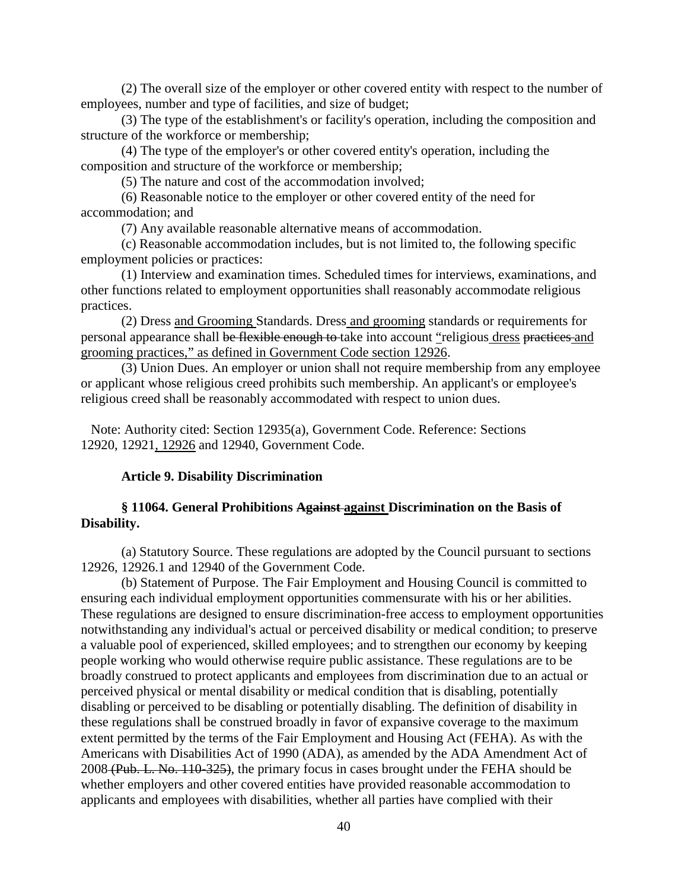(2) The overall size of the employer or other covered entity with respect to the number of employees, number and type of facilities, and size of budget;

(3) The type of the establishment's or facility's operation, including the composition and structure of the workforce or membership;

(4) The type of the employer's or other covered entity's operation, including the composition and structure of the workforce or membership;

(5) The nature and cost of the accommodation involved;

(6) Reasonable notice to the employer or other covered entity of the need for accommodation; and

(7) Any available reasonable alternative means of accommodation.

(c) Reasonable accommodation includes, but is not limited to, the following specific employment policies or practices:

(1) Interview and examination times. Scheduled times for interviews, examinations, and other functions related to employment opportunities shall reasonably accommodate religious practices.

(2) Dress <u>and Grooming</u> Standards. Dress <u>and grooming</u> standards or requirements for personal appearance shall ~~be flexible enough to~~ take into account <u>"</u>religious <u>dress</u> ~~practices~~ <u>and grooming practices," as defined in Government Code section 12926</u>.

(3) Union Dues. An employer or union shall not require membership from any employee or applicant whose religious creed prohibits such membership. An applicant's or employee's religious creed shall be reasonably accommodated with respect to union dues.

Note: Authority cited: Section 12935(a), Government Code. Reference: Sections 12920, 12921<u>, 12926</u> and 12940, Government Code.

**Article 9. Disability Discrimination**

**§ 11064. General Prohibitions ~~Against~~ <u>against</u> Discrimination on the Basis of Disability.**

(a) Statutory Source. These regulations are adopted by the Council pursuant to sections 12926, 12926.1 and 12940 of the Government Code.

(b) Statement of Purpose. The Fair Employment and Housing Council is committed to ensuring each individual employment opportunities commensurate with his or her abilities. These regulations are designed to ensure discrimination-free access to employment opportunities notwithstanding any individual's actual or perceived disability or medical condition; to preserve a valuable pool of experienced, skilled employees; and to strengthen our economy by keeping people working who would otherwise require public assistance. These regulations are to be broadly construed to protect applicants and employees from discrimination due to an actual or perceived physical or mental disability or medical condition that is disabling, potentially disabling or perceived to be disabling or potentially disabling. The definition of disability in these regulations shall be construed broadly in favor of expansive coverage to the maximum extent permitted by the terms of the Fair Employment and Housing Act (FEHA). As with the Americans with Disabilities Act of 1990 (ADA), as amended by the ADA Amendment Act of 2008 ~~(Pub. L. No. 110-325)~~, the primary focus in cases brought under the FEHA should be whether employers and other covered entities have provided reasonable accommodation to applicants and employees with disabilities, whether all parties have complied with their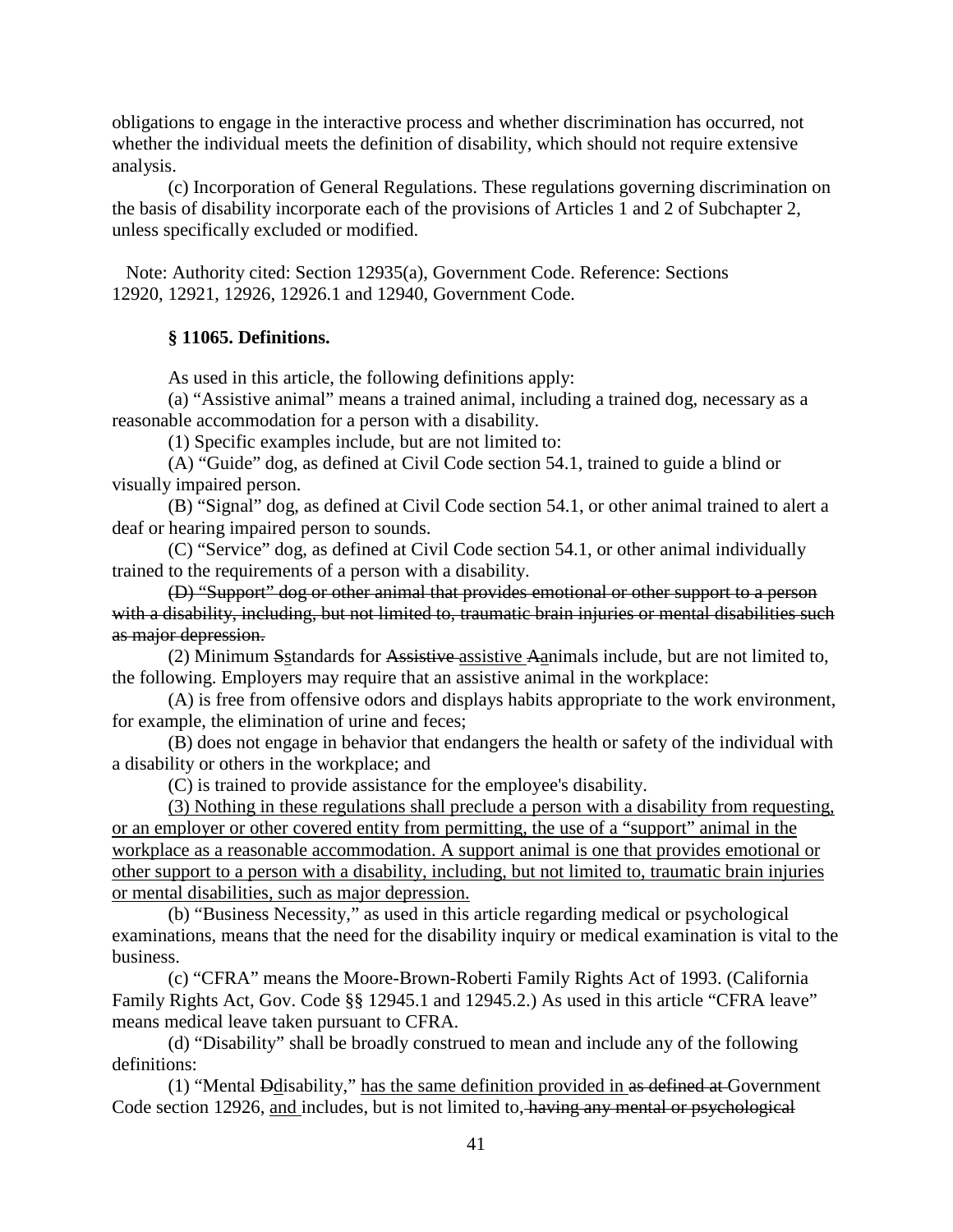obligations to engage in the interactive process and whether discrimination has occurred, not whether the individual meets the definition of disability, which should not require extensive analysis.

(c) Incorporation of General Regulations. These regulations governing discrimination on the basis of disability incorporate each of the provisions of Articles 1 and 2 of Subchapter 2, unless specifically excluded or modified.

Note: Authority cited: Section 12935(a), Government Code. Reference: Sections 12920, 12921, 12926, 12926.1 and 12940, Government Code.

**§ 11065. Definitions.**

As used in this article, the following definitions apply:

(a) “Assistive animal” means a trained animal, including a trained dog, necessary as a reasonable accommodation for a person with a disability.

(1) Specific examples include, but are not limited to:

(A) “Guide” dog, as defined at Civil Code section 54.1, trained to guide a blind or visually impaired person.

(B) “Signal” dog, as defined at Civil Code section 54.1, or other animal trained to alert a deaf or hearing impaired person to sounds.

(C) “Service” dog, as defined at Civil Code section 54.1, or other animal individually trained to the requirements of a person with a disability.

~~(D) “Support” dog or other animal that provides emotional or other support to a person with a disability, including, but not limited to, traumatic brain injuries or mental disabilities such as major depression.~~

(2) Minimum ~~S~~<u>s</u>tandards for ~~Assistive~~ <u>assistive</u> ~~A~~<u>a</u>nimals include, but are not limited to, the following. Employers may require that an assistive animal in the workplace:

(A) is free from offensive odors and displays habits appropriate to the work environment, for example, the elimination of urine and feces;

(B) does not engage in behavior that endangers the health or safety of the individual with a disability or others in the workplace; and

(C) is trained to provide assistance for the employee's disability.

<u>(3) Nothing in these regulations shall preclude a person with a disability from requesting, or an employer or other covered entity from permitting, the use of a “support” animal in the workplace as a reasonable accommodation. A support animal is one that provides emotional or other support to a person with a disability, including, but not limited to, traumatic brain injuries or mental disabilities, such as major depression.</u>

(b) “Business Necessity,” as used in this article regarding medical or psychological examinations, means that the need for the disability inquiry or medical examination is vital to the business.

(c) “CFRA” means the Moore-Brown-Roberti Family Rights Act of 1993. (California Family Rights Act, Gov. Code §§ 12945.1 and 12945.2.) As used in this article “CFRA leave” means medical leave taken pursuant to CFRA.

(d) “Disability” shall be broadly construed to mean and include any of the following definitions:

(1) “Mental ~~D~~<u>d</u>isability,” <u>has the same definition provided in</u> ~~as defined at~~ Government Code section 12926, <u>and</u> includes, but is not limited to~~, having any mental or psychological~~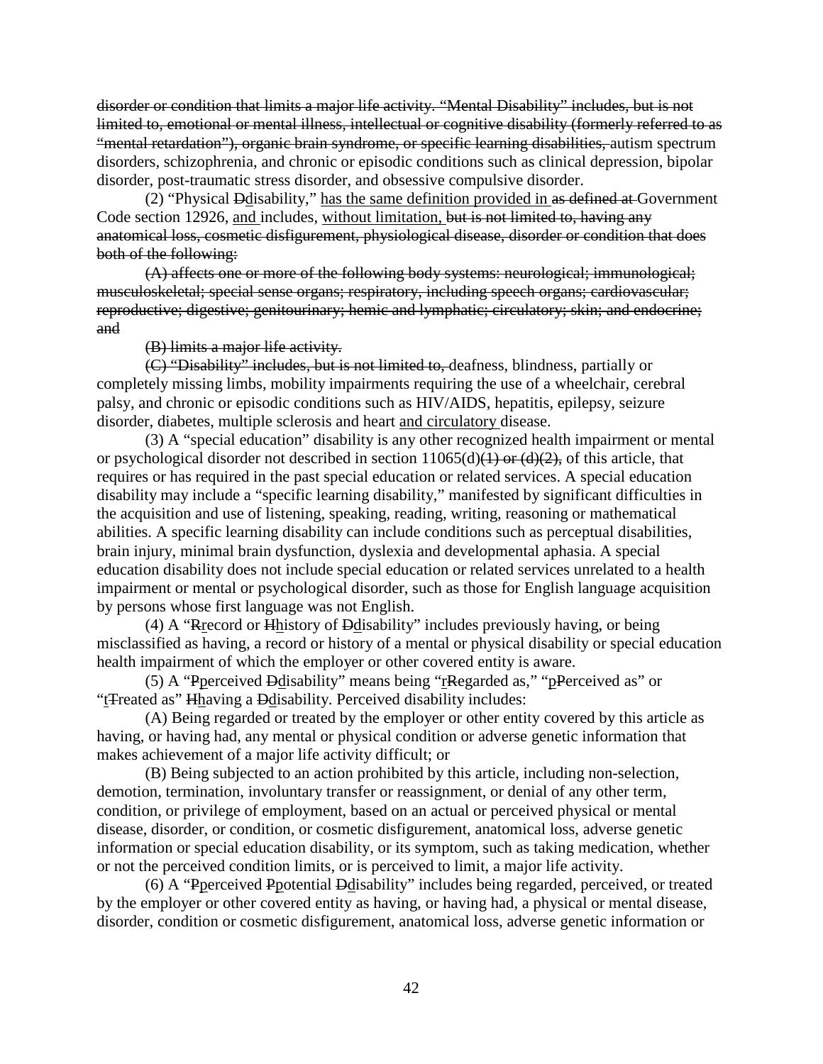~~disorder or condition that limits a major life activity. "Mental Disability" includes, but is not limited to, emotional or mental illness, intellectual or cognitive disability (formerly referred to as "mental retardation"), organic brain syndrome, or specific learning disabilities,~~ autism spectrum disorders, schizophrenia, and chronic or episodic conditions such as clinical depression, bipolar disorder, post-traumatic stress disorder, and obsessive compulsive disorder.

(2) "Physical ~~D~~<u>d</u>isability," <u>has the same definition provided in</u> ~~as defined at~~ Government Code section 12926, <u>and</u> includes, <u>without limitation,</u> ~~but is not limited to, having any anatomical loss, cosmetic disfigurement, physiological disease, disorder or condition that does both of the following:~~

~~(A) affects one or more of the following body systems: neurological; immunological; musculoskeletal; special sense organs; respiratory, including speech organs; cardiovascular; reproductive; digestive; genitourinary; hemic and lymphatic; circulatory; skin; and endocrine; and~~

~~(B) limits a major life activity.~~

~~(C) "Disability" includes, but is not limited to,~~ deafness, blindness, partially or completely missing limbs, mobility impairments requiring the use of a wheelchair, cerebral palsy, and chronic or episodic conditions such as HIV/AIDS, hepatitis, epilepsy, seizure disorder, diabetes, multiple sclerosis and heart <u>and circulatory</u> disease.

(3) A "special education" disability is any other recognized health impairment or mental or psychological disorder not described in section 11065(d)~~(1) or (d)(2),~~ of this article, that requires or has required in the past special education or related services. A special education disability may include a "specific learning disability," manifested by significant difficulties in the acquisition and use of listening, speaking, reading, writing, reasoning or mathematical abilities. A specific learning disability can include conditions such as perceptual disabilities, brain injury, minimal brain dysfunction, dyslexia and developmental aphasia. A special education disability does not include special education or related services unrelated to a health impairment or mental or psychological disorder, such as those for English language acquisition by persons whose first language was not English.

(4) A "~~R~~<u>r</u>ecord or ~~H~~<u>h</u>istory of ~~D~~<u>d</u>isability" includes previously having, or being misclassified as having, a record or history of a mental or physical disability or special education health impairment of which the employer or other covered entity is aware.

(5) A "~~P~~<u>p</u>erceived ~~D~~<u>d</u>isability" means being "<u>r</u>~~R~~egarded as," "<u>p</u>~~P~~erceived as" or "<u>t</u>~~T~~reated as" ~~H~~<u>h</u>aving a ~~D~~<u>d</u>isability. Perceived disability includes:

(A) Being regarded or treated by the employer or other entity covered by this article as having, or having had, any mental or physical condition or adverse genetic information that makes achievement of a major life activity difficult; or

(B) Being subjected to an action prohibited by this article, including non-selection, demotion, termination, involuntary transfer or reassignment, or denial of any other term, condition, or privilege of employment, based on an actual or perceived physical or mental disease, disorder, or condition, or cosmetic disfigurement, anatomical loss, adverse genetic information or special education disability, or its symptom, such as taking medication, whether or not the perceived condition limits, or is perceived to limit, a major life activity.

(6) A "~~P~~<u>p</u>erceived ~~P~~<u>p</u>otential ~~D~~<u>d</u>isability" includes being regarded, perceived, or treated by the employer or other covered entity as having, or having had, a physical or mental disease, disorder, condition or cosmetic disfigurement, anatomical loss, adverse genetic information or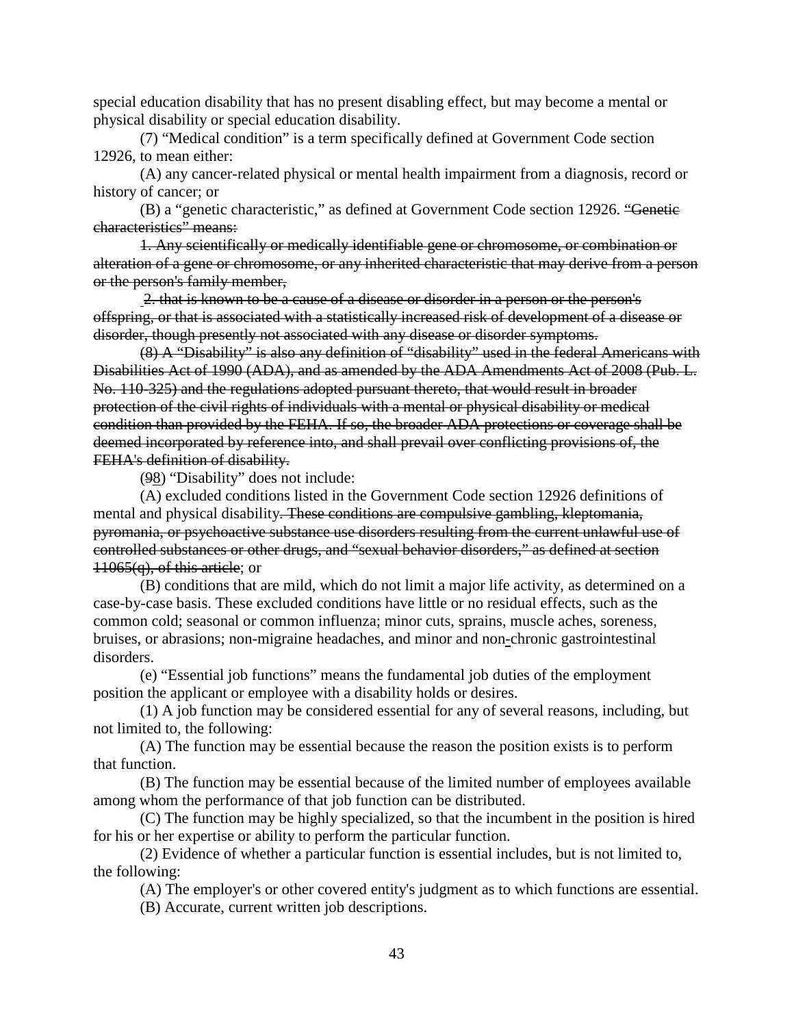special education disability that has no present disabling effect, but may become a mental or physical disability or special education disability.

(7) "Medical condition" is a term specifically defined at Government Code section 12926, to mean either:

(A) any cancer-related physical or mental health impairment from a diagnosis, record or history of cancer; or

(B) a "genetic characteristic," as defined at Government Code section 12926. ~~"Genetic characteristics" means:~~

~~1. Any scientifically or medically identifiable gene or chromosome, or combination or alteration of a gene or chromosome, or any inherited characteristic that may derive from a person or the person's family member,~~

~~2. that is known to be a cause of a disease or disorder in a person or the person's offspring, or that is associated with a statistically increased risk of development of a disease or disorder, though presently not associated with any disease or disorder symptoms.~~

~~(8) A "Disability" is also any definition of "disability" used in the federal Americans with Disabilities Act of 1990 (ADA), and as amended by the ADA Amendments Act of 2008 (Pub. L. No. 110-325) and the regulations adopted pursuant thereto, that would result in broader protection of the civil rights of individuals with a mental or physical disability or medical condition than provided by the FEHA. If so, the broader ADA protections or coverage shall be deemed incorporated by reference into, and shall prevail over conflicting provisions of, the FEHA's definition of disability.~~

(~~9~~8) "Disability" does not include:

(A) excluded conditions listed in the Government Code section 12926 definitions of mental and physical disability~~. These conditions are compulsive gambling, kleptomania, pyromania, or psychoactive substance use disorders resulting from the current unlawful use of controlled substances or other drugs, and "sexual behavior disorders," as defined at section 11065(q), of this article~~; or

(B) conditions that are mild, which do not limit a major life activity, as determined on a case-by-case basis. These excluded conditions have little or no residual effects, such as the common cold; seasonal or common influenza; minor cuts, sprains, muscle aches, soreness, bruises, or abrasions; non-migraine headaches, and minor and non-chronic gastrointestinal disorders.

(e) "Essential job functions" means the fundamental job duties of the employment position the applicant or employee with a disability holds or desires.

(1) A job function may be considered essential for any of several reasons, including, but not limited to, the following:

(A) The function may be essential because the reason the position exists is to perform that function.

(B) The function may be essential because of the limited number of employees available among whom the performance of that job function can be distributed.

(C) The function may be highly specialized, so that the incumbent in the position is hired for his or her expertise or ability to perform the particular function.

(2) Evidence of whether a particular function is essential includes, but is not limited to, the following:

(A) The employer's or other covered entity's judgment as to which functions are essential.

(B) Accurate, current written job descriptions.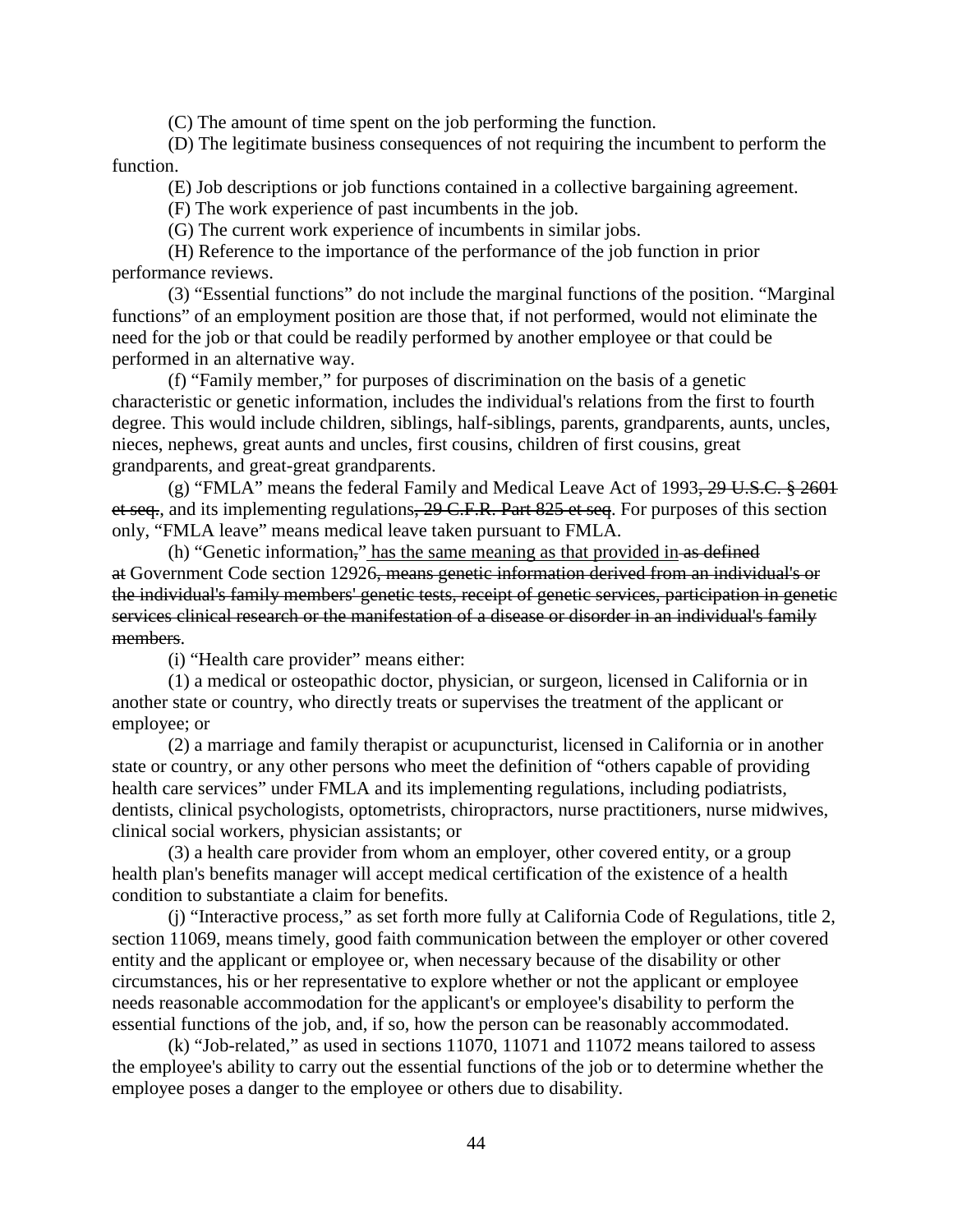(C) The amount of time spent on the job performing the function.

(D) The legitimate business consequences of not requiring the incumbent to perform the function.

(E) Job descriptions or job functions contained in a collective bargaining agreement.

(F) The work experience of past incumbents in the job.

(G) The current work experience of incumbents in similar jobs.

(H) Reference to the importance of the performance of the job function in prior performance reviews.

(3) "Essential functions" do not include the marginal functions of the position. "Marginal functions" of an employment position are those that, if not performed, would not eliminate the need for the job or that could be readily performed by another employee or that could be performed in an alternative way.

(f) "Family member," for purposes of discrimination on the basis of a genetic characteristic or genetic information, includes the individual's relations from the first to fourth degree. This would include children, siblings, half-siblings, parents, grandparents, aunts, uncles, nieces, nephews, great aunts and uncles, first cousins, children of first cousins, great grandparents, and great-great grandparents.

(g) "FMLA" means the federal Family and Medical Leave Act of 1993~~, 29 U.S.C. § 2601 et seq.~~, and its implementing regulations~~, 29 C.F.R. Part 825 et seq~~. For purposes of this section only, "FMLA leave" means medical leave taken pursuant to FMLA.

(h) "Genetic information~~,~~" <u>has the same meaning as that provided in</u>~~ as defined at~~ Government Code section 12926~~, means genetic information derived from an individual's or the individual's family members' genetic tests, receipt of genetic services, participation in genetic services clinical research or the manifestation of a disease or disorder in an individual's family members~~.

(i) "Health care provider" means either:

(1) a medical or osteopathic doctor, physician, or surgeon, licensed in California or in another state or country, who directly treats or supervises the treatment of the applicant or employee; or

(2) a marriage and family therapist or acupuncturist, licensed in California or in another state or country, or any other persons who meet the definition of "others capable of providing health care services" under FMLA and its implementing regulations, including podiatrists, dentists, clinical psychologists, optometrists, chiropractors, nurse practitioners, nurse midwives, clinical social workers, physician assistants; or

(3) a health care provider from whom an employer, other covered entity, or a group health plan's benefits manager will accept medical certification of the existence of a health condition to substantiate a claim for benefits.

(j) "Interactive process," as set forth more fully at California Code of Regulations, title 2, section 11069, means timely, good faith communication between the employer or other covered entity and the applicant or employee or, when necessary because of the disability or other circumstances, his or her representative to explore whether or not the applicant or employee needs reasonable accommodation for the applicant's or employee's disability to perform the essential functions of the job, and, if so, how the person can be reasonably accommodated.

(k) "Job-related," as used in sections 11070, 11071 and 11072 means tailored to assess the employee's ability to carry out the essential functions of the job or to determine whether the employee poses a danger to the employee or others due to disability.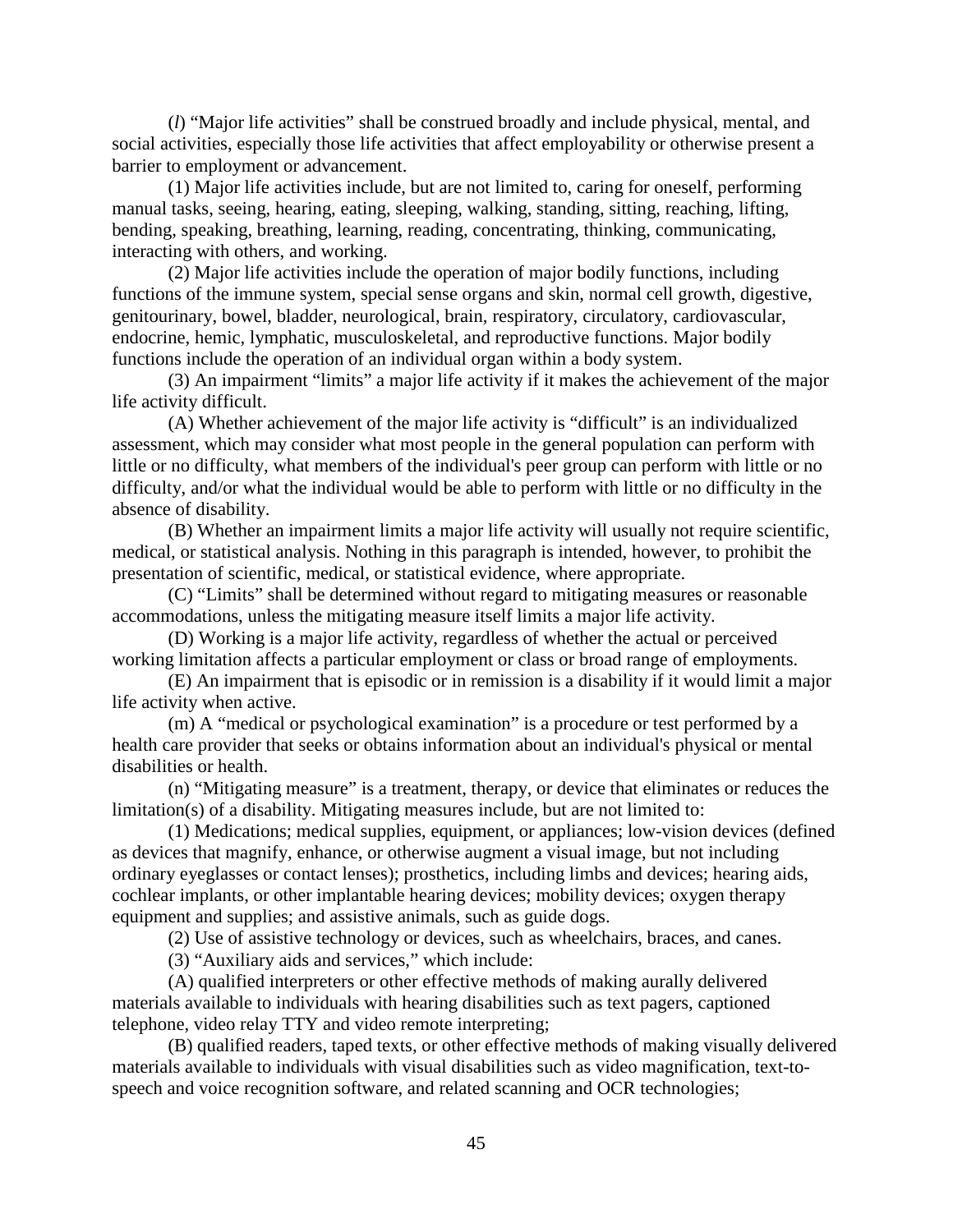(*l*) "Major life activities" shall be construed broadly and include physical, mental, and social activities, especially those life activities that affect employability or otherwise present a barrier to employment or advancement.

(1) Major life activities include, but are not limited to, caring for oneself, performing manual tasks, seeing, hearing, eating, sleeping, walking, standing, sitting, reaching, lifting, bending, speaking, breathing, learning, reading, concentrating, thinking, communicating, interacting with others, and working.

(2) Major life activities include the operation of major bodily functions, including functions of the immune system, special sense organs and skin, normal cell growth, digestive, genitourinary, bowel, bladder, neurological, brain, respiratory, circulatory, cardiovascular, endocrine, hemic, lymphatic, musculoskeletal, and reproductive functions. Major bodily functions include the operation of an individual organ within a body system.

(3) An impairment "limits" a major life activity if it makes the achievement of the major life activity difficult.

(A) Whether achievement of the major life activity is "difficult" is an individualized assessment, which may consider what most people in the general population can perform with little or no difficulty, what members of the individual's peer group can perform with little or no difficulty, and/or what the individual would be able to perform with little or no difficulty in the absence of disability.

(B) Whether an impairment limits a major life activity will usually not require scientific, medical, or statistical analysis. Nothing in this paragraph is intended, however, to prohibit the presentation of scientific, medical, or statistical evidence, where appropriate.

(C) "Limits" shall be determined without regard to mitigating measures or reasonable accommodations, unless the mitigating measure itself limits a major life activity.

(D) Working is a major life activity, regardless of whether the actual or perceived working limitation affects a particular employment or class or broad range of employments.

(E) An impairment that is episodic or in remission is a disability if it would limit a major life activity when active.

(m) A "medical or psychological examination" is a procedure or test performed by a health care provider that seeks or obtains information about an individual's physical or mental disabilities or health.

(n) "Mitigating measure" is a treatment, therapy, or device that eliminates or reduces the limitation(s) of a disability. Mitigating measures include, but are not limited to:

(1) Medications; medical supplies, equipment, or appliances; low-vision devices (defined as devices that magnify, enhance, or otherwise augment a visual image, but not including ordinary eyeglasses or contact lenses); prosthetics, including limbs and devices; hearing aids, cochlear implants, or other implantable hearing devices; mobility devices; oxygen therapy equipment and supplies; and assistive animals, such as guide dogs.

(2) Use of assistive technology or devices, such as wheelchairs, braces, and canes.

(3) "Auxiliary aids and services," which include:

(A) qualified interpreters or other effective methods of making aurally delivered materials available to individuals with hearing disabilities such as text pagers, captioned telephone, video relay TTY and video remote interpreting;

(B) qualified readers, taped texts, or other effective methods of making visually delivered materials available to individuals with visual disabilities such as video magnification, text-to-speech and voice recognition software, and related scanning and OCR technologies;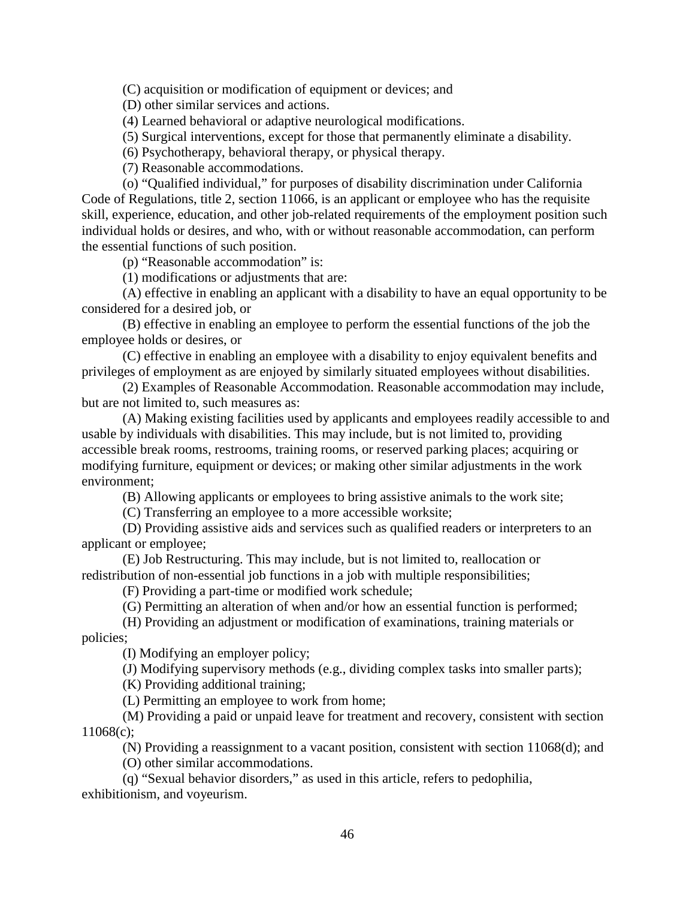(C) acquisition or modification of equipment or devices; and

(D) other similar services and actions.

(4) Learned behavioral or adaptive neurological modifications.

(5) Surgical interventions, except for those that permanently eliminate a disability.

(6) Psychotherapy, behavioral therapy, or physical therapy.

(7) Reasonable accommodations.

(o) "Qualified individual," for purposes of disability discrimination under California Code of Regulations, title 2, section 11066, is an applicant or employee who has the requisite skill, experience, education, and other job-related requirements of the employment position such individual holds or desires, and who, with or without reasonable accommodation, can perform the essential functions of such position.

(p) "Reasonable accommodation" is:

(1) modifications or adjustments that are:

(A) effective in enabling an applicant with a disability to have an equal opportunity to be considered for a desired job, or

(B) effective in enabling an employee to perform the essential functions of the job the employee holds or desires, or

(C) effective in enabling an employee with a disability to enjoy equivalent benefits and privileges of employment as are enjoyed by similarly situated employees without disabilities.

(2) Examples of Reasonable Accommodation. Reasonable accommodation may include, but are not limited to, such measures as:

(A) Making existing facilities used by applicants and employees readily accessible to and usable by individuals with disabilities. This may include, but is not limited to, providing accessible break rooms, restrooms, training rooms, or reserved parking places; acquiring or modifying furniture, equipment or devices; or making other similar adjustments in the work environment;

(B) Allowing applicants or employees to bring assistive animals to the work site;

(C) Transferring an employee to a more accessible worksite;

(D) Providing assistive aids and services such as qualified readers or interpreters to an applicant or employee;

(E) Job Restructuring. This may include, but is not limited to, reallocation or redistribution of non-essential job functions in a job with multiple responsibilities;

(F) Providing a part-time or modified work schedule;

(G) Permitting an alteration of when and/or how an essential function is performed;

(H) Providing an adjustment or modification of examinations, training materials or policies;

(I) Modifying an employer policy;

(J) Modifying supervisory methods (e.g., dividing complex tasks into smaller parts);

(K) Providing additional training;

(L) Permitting an employee to work from home;

(M) Providing a paid or unpaid leave for treatment and recovery, consistent with section 11068(c);

(N) Providing a reassignment to a vacant position, consistent with section 11068(d); and

(O) other similar accommodations.

(q) "Sexual behavior disorders," as used in this article, refers to pedophilia, exhibitionism, and voyeurism.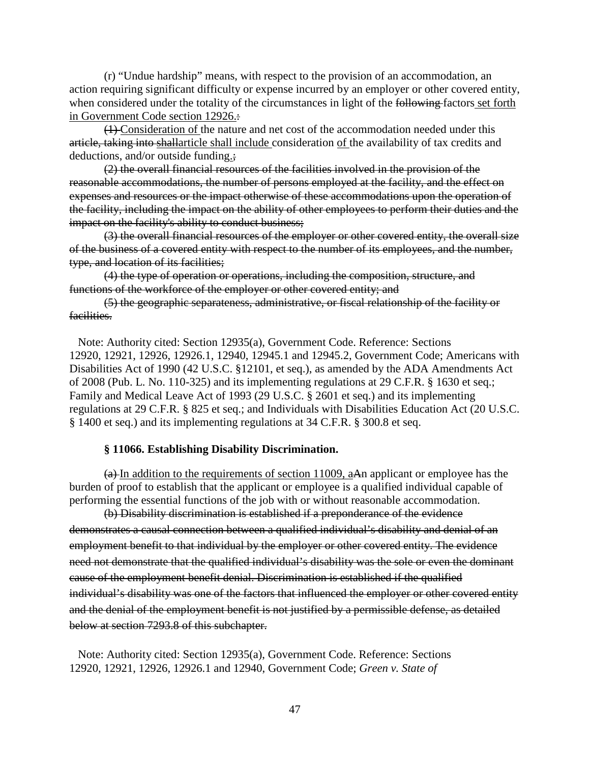(r) "Undue hardship" means, with respect to the provision of an accommodation, an action requiring significant difficulty or expense incurred by an employer or other covered entity, when considered under the totality of the circumstances in light of the ~~following~~ factors set forth in Government Code section 12926.~~:~~

~~(1)~~ Consideration of the nature and net cost of the accommodation needed under this ~~article, taking into shall~~article shall include consideration of the availability of tax credits and deductions, and/or outside funding.~~;~~

~~(2) the overall financial resources of the facilities involved in the provision of the reasonable accommodations, the number of persons employed at the facility, and the effect on expenses and resources or the impact otherwise of these accommodations upon the operation of the facility, including the impact on the ability of other employees to perform their duties and the impact on the facility's ability to conduct business;~~

~~(3) the overall financial resources of the employer or other covered entity, the overall size of the business of a covered entity with respect to the number of its employees, and the number, type, and location of its facilities;~~

~~(4) the type of operation or operations, including the composition, structure, and functions of the workforce of the employer or other covered entity; and~~

~~(5) the geographic separateness, administrative, or fiscal relationship of the facility or facilities.~~

Note: Authority cited: Section 12935(a), Government Code. Reference: Sections 12920, 12921, 12926, 12926.1, 12940, 12945.1 and 12945.2, Government Code; Americans with Disabilities Act of 1990 (42 U.S.C. §12101, et seq.), as amended by the ADA Amendments Act of 2008 (Pub. L. No. 110-325) and its implementing regulations at 29 C.F.R. § 1630 et seq.; Family and Medical Leave Act of 1993 (29 U.S.C. § 2601 et seq.) and its implementing regulations at 29 C.F.R. § 825 et seq.; and Individuals with Disabilities Education Act (20 U.S.C. § 1400 et seq.) and its implementing regulations at 34 C.F.R. § 300.8 et seq.

**§ 11066. Establishing Disability Discrimination.**

~~(a)~~ In addition to the requirements of section 11009, a~~A~~n applicant or employee has the burden of proof to establish that the applicant or employee is a qualified individual capable of performing the essential functions of the job with or without reasonable accommodation.

~~(b) Disability discrimination is established if a preponderance of the evidence demonstrates a causal connection between a qualified individual's disability and denial of an employment benefit to that individual by the employer or other covered entity. The evidence need not demonstrate that the qualified individual's disability was the sole or even the dominant cause of the employment benefit denial. Discrimination is established if the qualified individual's disability was one of the factors that influenced the employer or other covered entity and the denial of the employment benefit is not justified by a permissible defense, as detailed below at section 7293.8 of this subchapter.~~

Note: Authority cited: Section 12935(a), Government Code. Reference: Sections 12920, 12921, 12926, 12926.1 and 12940, Government Code; *Green v. State of*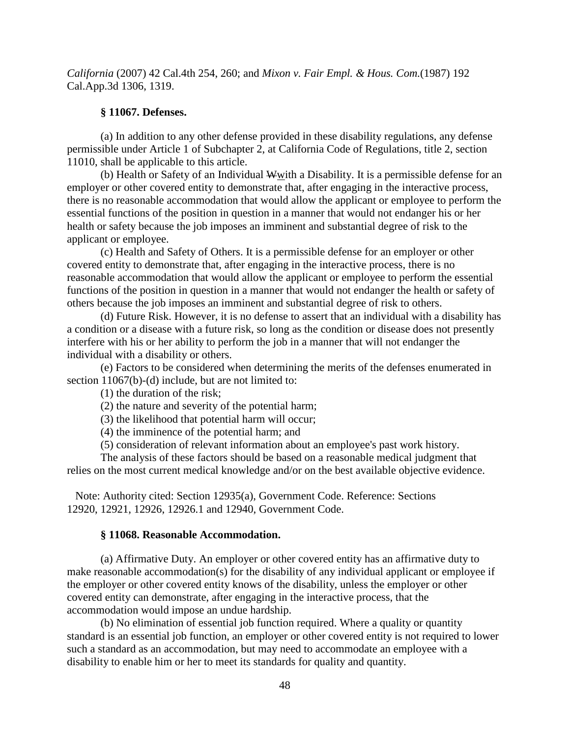*California* (2007) 42 Cal.4th 254, 260; and *Mixon v. Fair Empl. & Hous. Com.*(1987) 192 Cal.App.3d 1306, 1319.

### § 11067. Defenses.

(a) In addition to any other defense provided in these disability regulations, any defense permissible under Article 1 of Subchapter 2, at California Code of Regulations, title 2, section 11010, shall be applicable to this article.

(b) Health or Safety of an Individual ~~W~~with a Disability. It is a permissible defense for an employer or other covered entity to demonstrate that, after engaging in the interactive process, there is no reasonable accommodation that would allow the applicant or employee to perform the essential functions of the position in question in a manner that would not endanger his or her health or safety because the job imposes an imminent and substantial degree of risk to the applicant or employee.

(c) Health and Safety of Others. It is a permissible defense for an employer or other covered entity to demonstrate that, after engaging in the interactive process, there is no reasonable accommodation that would allow the applicant or employee to perform the essential functions of the position in question in a manner that would not endanger the health or safety of others because the job imposes an imminent and substantial degree of risk to others.

(d) Future Risk. However, it is no defense to assert that an individual with a disability has a condition or a disease with a future risk, so long as the condition or disease does not presently interfere with his or her ability to perform the job in a manner that will not endanger the individual with a disability or others.

(e) Factors to be considered when determining the merits of the defenses enumerated in section 11067(b)-(d) include, but are not limited to:

(1) the duration of the risk;

(2) the nature and severity of the potential harm;

(3) the likelihood that potential harm will occur;

(4) the imminence of the potential harm; and

(5) consideration of relevant information about an employee's past work history.

The analysis of these factors should be based on a reasonable medical judgment that relies on the most current medical knowledge and/or on the best available objective evidence.

Note: Authority cited: Section 12935(a), Government Code. Reference: Sections 12920, 12921, 12926, 12926.1 and 12940, Government Code.

### § 11068. Reasonable Accommodation.

(a) Affirmative Duty. An employer or other covered entity has an affirmative duty to make reasonable accommodation(s) for the disability of any individual applicant or employee if the employer or other covered entity knows of the disability, unless the employer or other covered entity can demonstrate, after engaging in the interactive process, that the accommodation would impose an undue hardship.

(b) No elimination of essential job function required. Where a quality or quantity standard is an essential job function, an employer or other covered entity is not required to lower such a standard as an accommodation, but may need to accommodate an employee with a disability to enable him or her to meet its standards for quality and quantity.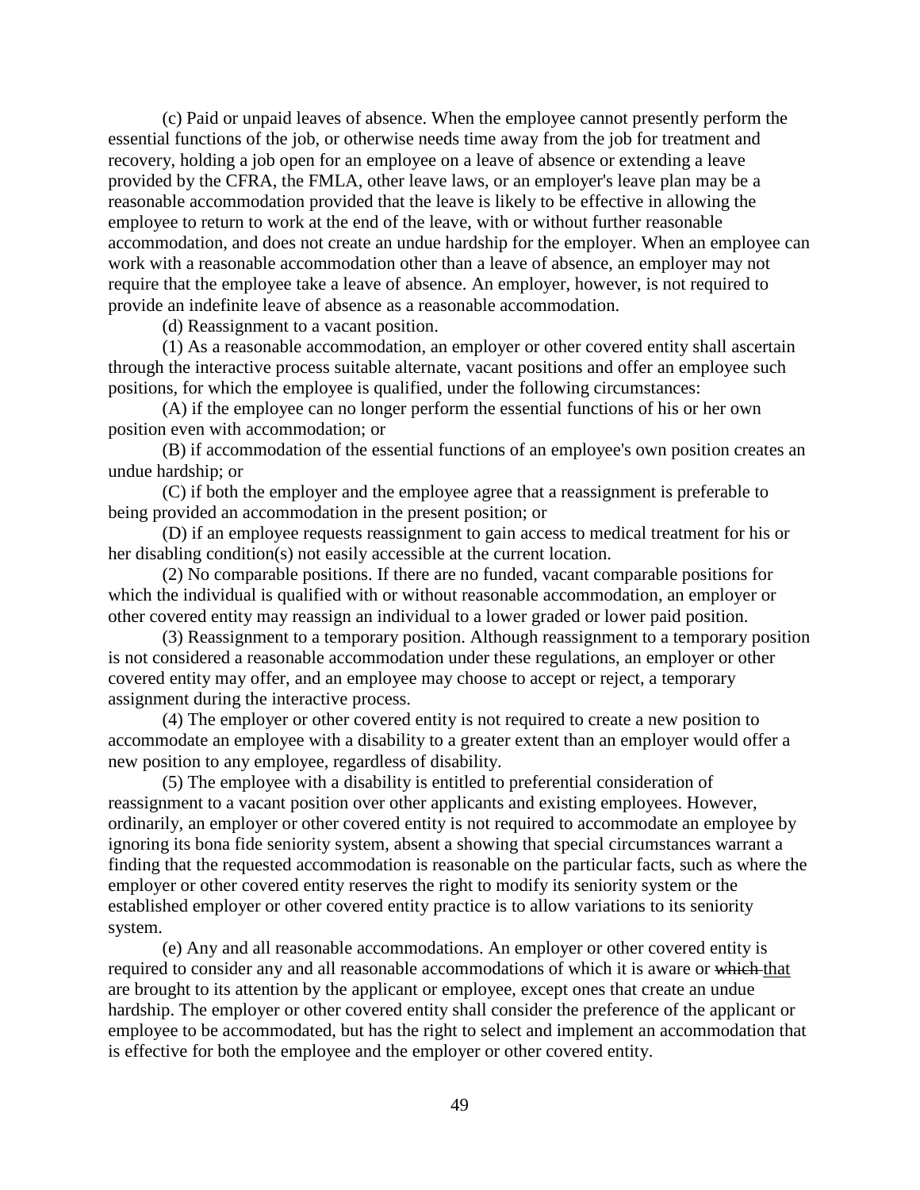(c) Paid or unpaid leaves of absence. When the employee cannot presently perform the essential functions of the job, or otherwise needs time away from the job for treatment and recovery, holding a job open for an employee on a leave of absence or extending a leave provided by the CFRA, the FMLA, other leave laws, or an employer's leave plan may be a reasonable accommodation provided that the leave is likely to be effective in allowing the employee to return to work at the end of the leave, with or without further reasonable accommodation, and does not create an undue hardship for the employer. When an employee can work with a reasonable accommodation other than a leave of absence, an employer may not require that the employee take a leave of absence. An employer, however, is not required to provide an indefinite leave of absence as a reasonable accommodation.

(d) Reassignment to a vacant position.

(1) As a reasonable accommodation, an employer or other covered entity shall ascertain through the interactive process suitable alternate, vacant positions and offer an employee such positions, for which the employee is qualified, under the following circumstances:

(A) if the employee can no longer perform the essential functions of his or her own position even with accommodation; or

(B) if accommodation of the essential functions of an employee's own position creates an undue hardship; or

(C) if both the employer and the employee agree that a reassignment is preferable to being provided an accommodation in the present position; or

(D) if an employee requests reassignment to gain access to medical treatment for his or her disabling condition(s) not easily accessible at the current location.

(2) No comparable positions. If there are no funded, vacant comparable positions for which the individual is qualified with or without reasonable accommodation, an employer or other covered entity may reassign an individual to a lower graded or lower paid position.

(3) Reassignment to a temporary position. Although reassignment to a temporary position is not considered a reasonable accommodation under these regulations, an employer or other covered entity may offer, and an employee may choose to accept or reject, a temporary assignment during the interactive process.

(4) The employer or other covered entity is not required to create a new position to accommodate an employee with a disability to a greater extent than an employer would offer a new position to any employee, regardless of disability.

(5) The employee with a disability is entitled to preferential consideration of reassignment to a vacant position over other applicants and existing employees. However, ordinarily, an employer or other covered entity is not required to accommodate an employee by ignoring its bona fide seniority system, absent a showing that special circumstances warrant a finding that the requested accommodation is reasonable on the particular facts, such as where the employer or other covered entity reserves the right to modify its seniority system or the established employer or other covered entity practice is to allow variations to its seniority system.

(e) Any and all reasonable accommodations. An employer or other covered entity is required to consider any and all reasonable accommodations of which it is aware or ~~which~~ <u>that</u> are brought to its attention by the applicant or employee, except ones that create an undue hardship. The employer or other covered entity shall consider the preference of the applicant or employee to be accommodated, but has the right to select and implement an accommodation that is effective for both the employee and the employer or other covered entity.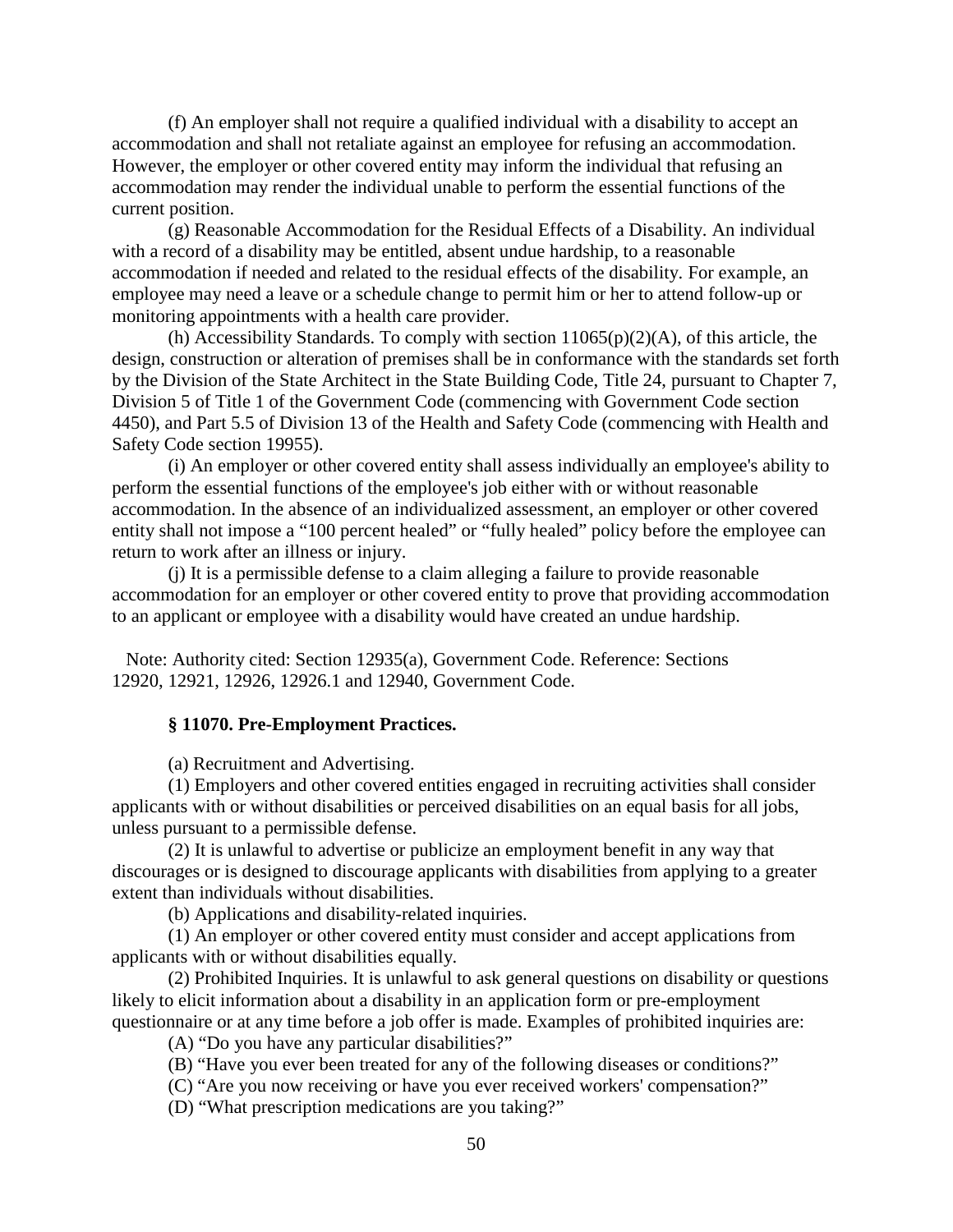(f) An employer shall not require a qualified individual with a disability to accept an accommodation and shall not retaliate against an employee for refusing an accommodation. However, the employer or other covered entity may inform the individual that refusing an accommodation may render the individual unable to perform the essential functions of the current position.

(g) Reasonable Accommodation for the Residual Effects of a Disability. An individual with a record of a disability may be entitled, absent undue hardship, to a reasonable accommodation if needed and related to the residual effects of the disability. For example, an employee may need a leave or a schedule change to permit him or her to attend follow-up or monitoring appointments with a health care provider.

(h) Accessibility Standards. To comply with section 11065(p)(2)(A), of this article, the design, construction or alteration of premises shall be in conformance with the standards set forth by the Division of the State Architect in the State Building Code, Title 24, pursuant to Chapter 7, Division 5 of Title 1 of the Government Code (commencing with Government Code section 4450), and Part 5.5 of Division 13 of the Health and Safety Code (commencing with Health and Safety Code section 19955).

(i) An employer or other covered entity shall assess individually an employee's ability to perform the essential functions of the employee's job either with or without reasonable accommodation. In the absence of an individualized assessment, an employer or other covered entity shall not impose a "100 percent healed" or "fully healed" policy before the employee can return to work after an illness or injury.

(j) It is a permissible defense to a claim alleging a failure to provide reasonable accommodation for an employer or other covered entity to prove that providing accommodation to an applicant or employee with a disability would have created an undue hardship.

Note: Authority cited: Section 12935(a), Government Code. Reference: Sections 12920, 12921, 12926, 12926.1 and 12940, Government Code.

### § 11070. Pre-Employment Practices.

(a) Recruitment and Advertising.

(1) Employers and other covered entities engaged in recruiting activities shall consider applicants with or without disabilities or perceived disabilities on an equal basis for all jobs, unless pursuant to a permissible defense.

(2) It is unlawful to advertise or publicize an employment benefit in any way that discourages or is designed to discourage applicants with disabilities from applying to a greater extent than individuals without disabilities.

(b) Applications and disability-related inquiries.

(1) An employer or other covered entity must consider and accept applications from applicants with or without disabilities equally.

(2) Prohibited Inquiries. It is unlawful to ask general questions on disability or questions likely to elicit information about a disability in an application form or pre-employment questionnaire or at any time before a job offer is made. Examples of prohibited inquiries are:

(A) "Do you have any particular disabilities?"

(B) "Have you ever been treated for any of the following diseases or conditions?"

(C) "Are you now receiving or have you ever received workers' compensation?"

(D) "What prescription medications are you taking?"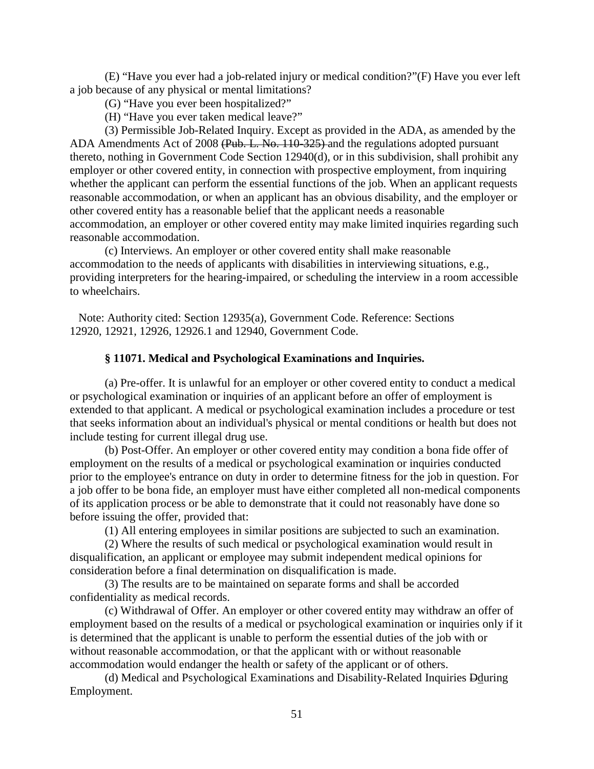(E) "Have you ever had a job-related injury or medical condition?"(F) Have you ever left a job because of any physical or mental limitations?

(G) "Have you ever been hospitalized?"

(H) "Have you ever taken medical leave?"

(3) Permissible Job-Related Inquiry. Except as provided in the ADA, as amended by the ADA Amendments Act of 2008 ~~(Pub. L. No. 110-325)~~ and the regulations adopted pursuant thereto, nothing in Government Code Section 12940(d), or in this subdivision, shall prohibit any employer or other covered entity, in connection with prospective employment, from inquiring whether the applicant can perform the essential functions of the job. When an applicant requests reasonable accommodation, or when an applicant has an obvious disability, and the employer or other covered entity has a reasonable belief that the applicant needs a reasonable accommodation, an employer or other covered entity may make limited inquiries regarding such reasonable accommodation.

(c) Interviews. An employer or other covered entity shall make reasonable accommodation to the needs of applicants with disabilities in interviewing situations, e.g., providing interpreters for the hearing-impaired, or scheduling the interview in a room accessible to wheelchairs.

Note: Authority cited: Section 12935(a), Government Code. Reference: Sections 12920, 12921, 12926, 12926.1 and 12940, Government Code.

### § 11071. Medical and Psychological Examinations and Inquiries.

(a) Pre-offer. It is unlawful for an employer or other covered entity to conduct a medical or psychological examination or inquiries of an applicant before an offer of employment is extended to that applicant. A medical or psychological examination includes a procedure or test that seeks information about an individual's physical or mental conditions or health but does not include testing for current illegal drug use.

(b) Post-Offer. An employer or other covered entity may condition a bona fide offer of employment on the results of a medical or psychological examination or inquiries conducted prior to the employee's entrance on duty in order to determine fitness for the job in question. For a job offer to be bona fide, an employer must have either completed all non-medical components of its application process or be able to demonstrate that it could not reasonably have done so before issuing the offer, provided that:

(1) All entering employees in similar positions are subjected to such an examination.

(2) Where the results of such medical or psychological examination would result in disqualification, an applicant or employee may submit independent medical opinions for consideration before a final determination on disqualification is made.

(3) The results are to be maintained on separate forms and shall be accorded confidentiality as medical records.

(c) Withdrawal of Offer. An employer or other covered entity may withdraw an offer of employment based on the results of a medical or psychological examination or inquiries only if it is determined that the applicant is unable to perform the essential duties of the job with or without reasonable accommodation, or that the applicant with or without reasonable accommodation would endanger the health or safety of the applicant or of others.

(d) Medical and Psychological Examinations and Disability-Related Inquiries ~~D~~during Employment.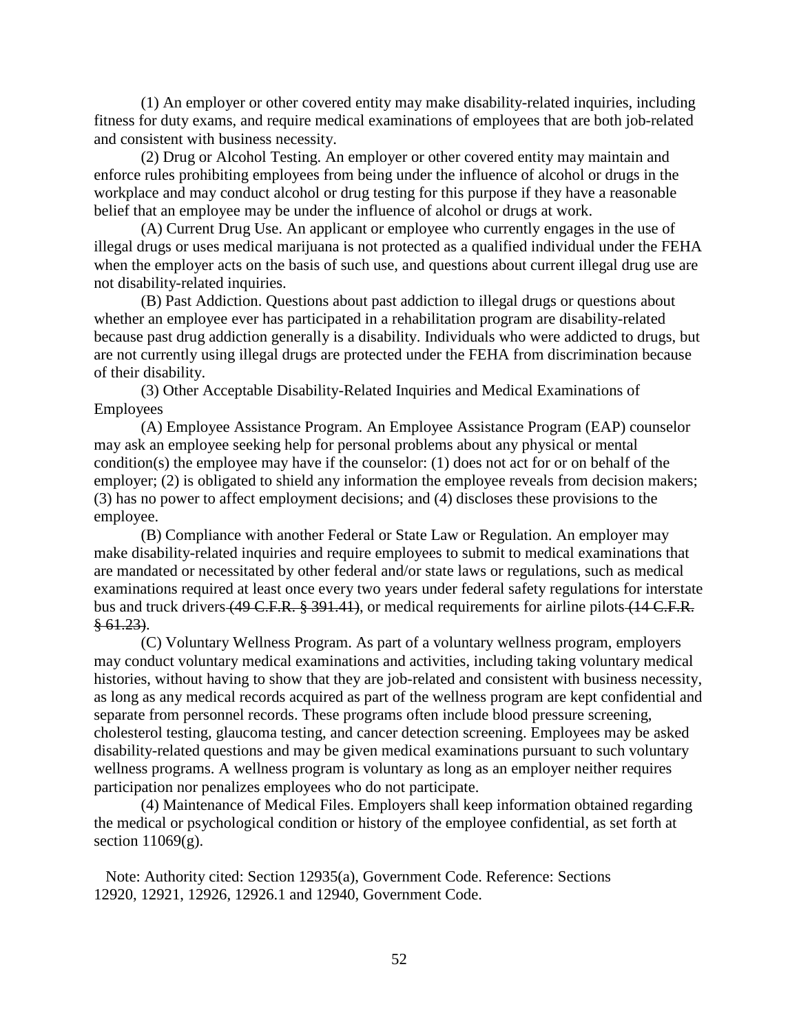(1) An employer or other covered entity may make disability-related inquiries, including fitness for duty exams, and require medical examinations of employees that are both job-related and consistent with business necessity.

(2) Drug or Alcohol Testing. An employer or other covered entity may maintain and enforce rules prohibiting employees from being under the influence of alcohol or drugs in the workplace and may conduct alcohol or drug testing for this purpose if they have a reasonable belief that an employee may be under the influence of alcohol or drugs at work.

(A) Current Drug Use. An applicant or employee who currently engages in the use of illegal drugs or uses medical marijuana is not protected as a qualified individual under the FEHA when the employer acts on the basis of such use, and questions about current illegal drug use are not disability-related inquiries.

(B) Past Addiction. Questions about past addiction to illegal drugs or questions about whether an employee ever has participated in a rehabilitation program are disability-related because past drug addiction generally is a disability. Individuals who were addicted to drugs, but are not currently using illegal drugs are protected under the FEHA from discrimination because of their disability.

(3) Other Acceptable Disability-Related Inquiries and Medical Examinations of Employees

(A) Employee Assistance Program. An Employee Assistance Program (EAP) counselor may ask an employee seeking help for personal problems about any physical or mental condition(s) the employee may have if the counselor: (1) does not act for or on behalf of the employer; (2) is obligated to shield any information the employee reveals from decision makers; (3) has no power to affect employment decisions; and (4) discloses these provisions to the employee.

(B) Compliance with another Federal or State Law or Regulation. An employer may make disability-related inquiries and require employees to submit to medical examinations that are mandated or necessitated by other federal and/or state laws or regulations, such as medical examinations required at least once every two years under federal safety regulations for interstate bus and truck drivers ~~(49 C.F.R. § 391.41)~~, or medical requirements for airline pilots ~~(14 C.F.R. § 61.23)~~.

(C) Voluntary Wellness Program. As part of a voluntary wellness program, employers may conduct voluntary medical examinations and activities, including taking voluntary medical histories, without having to show that they are job-related and consistent with business necessity, as long as any medical records acquired as part of the wellness program are kept confidential and separate from personnel records. These programs often include blood pressure screening, cholesterol testing, glaucoma testing, and cancer detection screening. Employees may be asked disability-related questions and may be given medical examinations pursuant to such voluntary wellness programs. A wellness program is voluntary as long as an employer neither requires participation nor penalizes employees who do not participate.

(4) Maintenance of Medical Files. Employers shall keep information obtained regarding the medical or psychological condition or history of the employee confidential, as set forth at section 11069(g).

Note: Authority cited: Section 12935(a), Government Code. Reference: Sections 12920, 12921, 12926, 12926.1 and 12940, Government Code.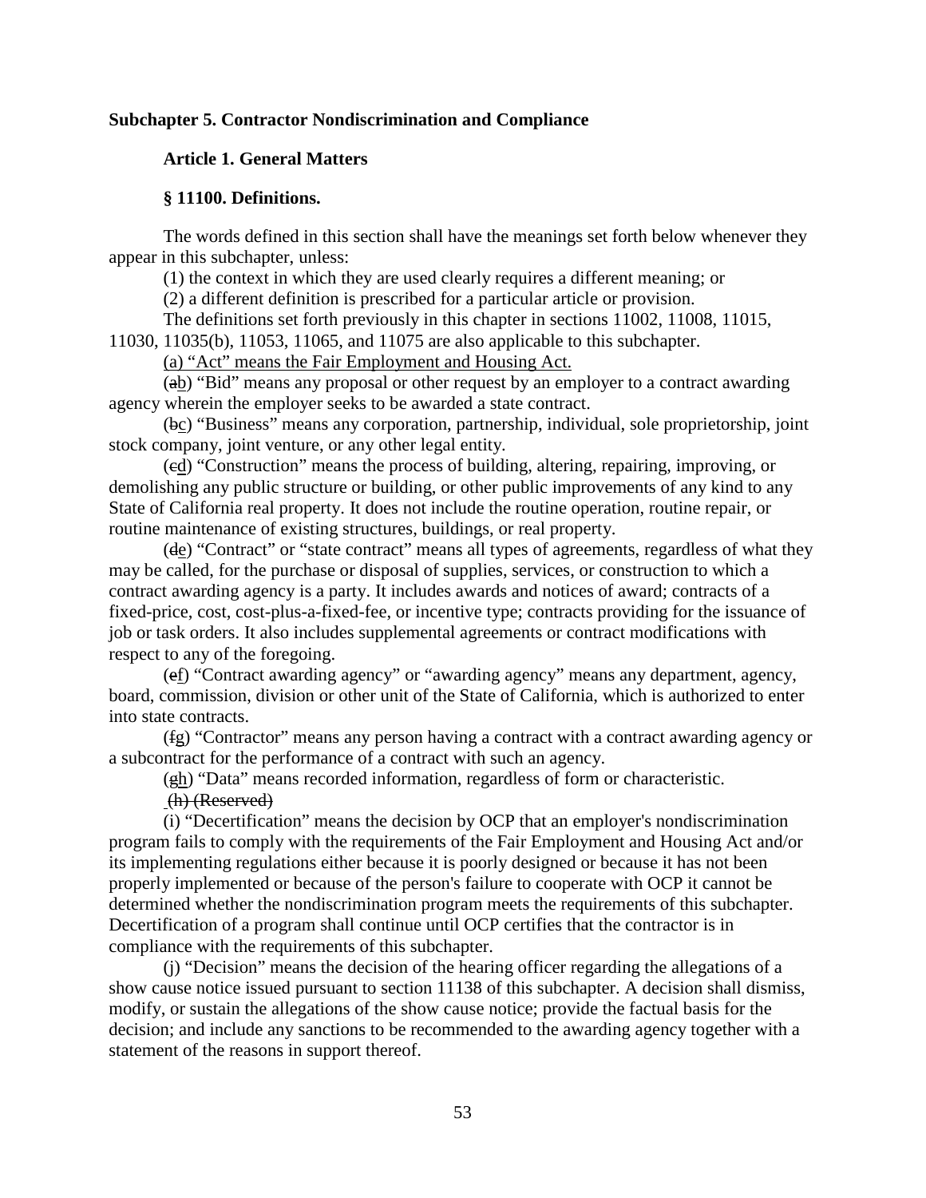**Subchapter 5. Contractor Nondiscrimination and Compliance**

**Article 1. General Matters**

**§ 11100. Definitions.**

The words defined in this section shall have the meanings set forth below whenever they appear in this subchapter, unless:

(1) the context in which they are used clearly requires a different meaning; or

(2) a different definition is prescribed for a particular article or provision.

The definitions set forth previously in this chapter in sections 11002, 11008, 11015, 11030, 11035(b), 11053, 11065, and 11075 are also applicable to this subchapter.

<u>(a) "Act" means the Fair Employment and Housing Act.</u>

(~~a~~<u>b</u>) "Bid" means any proposal or other request by an employer to a contract awarding agency wherein the employer seeks to be awarded a state contract.

(~~b~~<u>c</u>) "Business" means any corporation, partnership, individual, sole proprietorship, joint stock company, joint venture, or any other legal entity.

(~~c~~<u>d</u>) "Construction" means the process of building, altering, repairing, improving, or demolishing any public structure or building, or other public improvements of any kind to any State of California real property. It does not include the routine operation, routine repair, or routine maintenance of existing structures, buildings, or real property.

(~~d~~<u>e</u>) "Contract" or "state contract" means all types of agreements, regardless of what they may be called, for the purchase or disposal of supplies, services, or construction to which a contract awarding agency is a party. It includes awards and notices of award; contracts of a fixed-price, cost, cost-plus-a-fixed-fee, or incentive type; contracts providing for the issuance of job or task orders. It also includes supplemental agreements or contract modifications with respect to any of the foregoing.

(~~e~~<u>f</u>) "Contract awarding agency" or "awarding agency" means any department, agency, board, commission, division or other unit of the State of California, which is authorized to enter into state contracts.

(~~f~~<u>g</u>) "Contractor" means any person having a contract with a contract awarding agency or a subcontract for the performance of a contract with such an agency.

(~~g~~<u>h</u>) "Data" means recorded information, regardless of form or characteristic.

~~(h) (Reserved)~~

(i) "Decertification" means the decision by OCP that an employer's nondiscrimination program fails to comply with the requirements of the Fair Employment and Housing Act and/or its implementing regulations either because it is poorly designed or because it has not been properly implemented or because of the person's failure to cooperate with OCP it cannot be determined whether the nondiscrimination program meets the requirements of this subchapter. Decertification of a program shall continue until OCP certifies that the contractor is in compliance with the requirements of this subchapter.

(j) "Decision" means the decision of the hearing officer regarding the allegations of a show cause notice issued pursuant to section 11138 of this subchapter. A decision shall dismiss, modify, or sustain the allegations of the show cause notice; provide the factual basis for the decision; and include any sanctions to be recommended to the awarding agency together with a statement of the reasons in support thereof.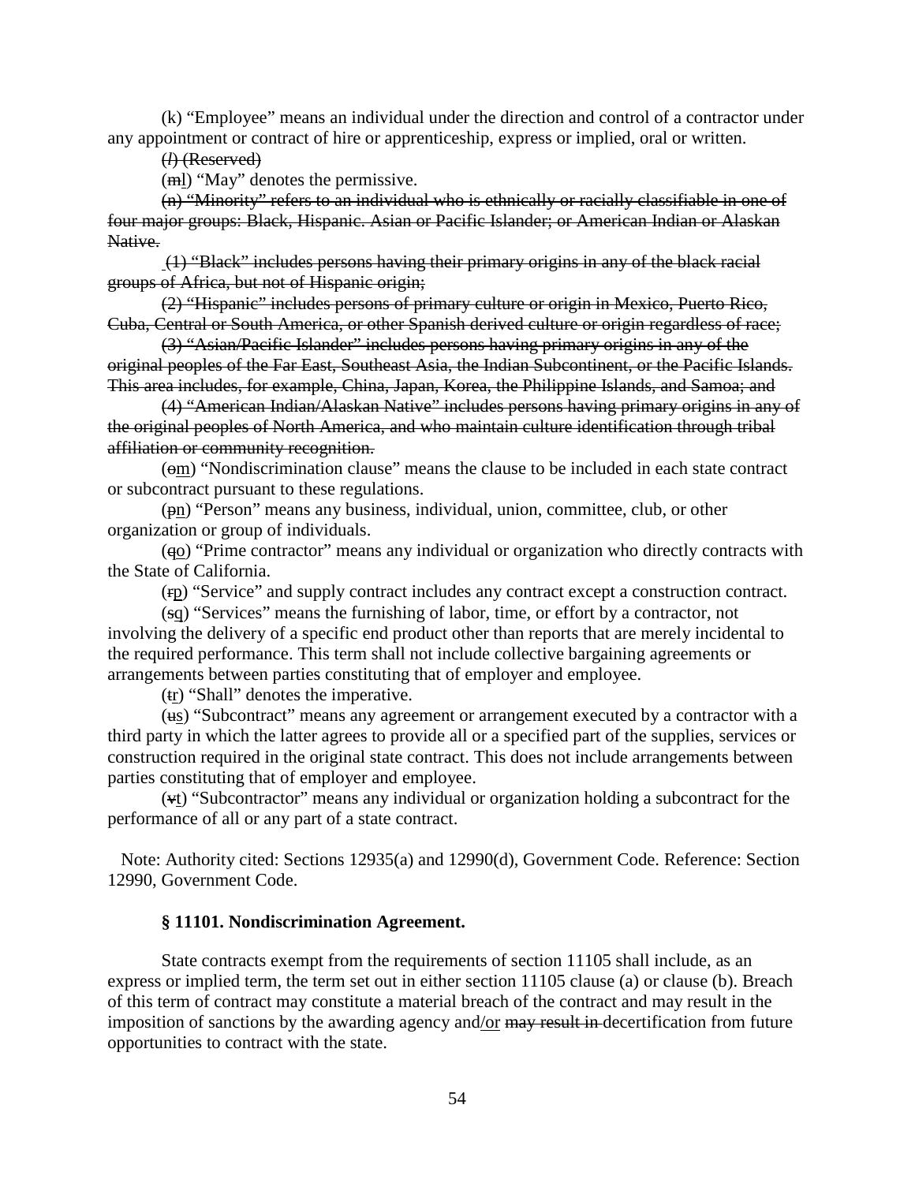(k) "Employee" means an individual under the direction and control of a contractor under any appointment or contract of hire or apprenticeship, express or implied, oral or written.

~~(*l*) (Reserved)~~

(~~m~~l) "May" denotes the permissive.

~~(n) "Minority" refers to an individual who is ethnically or racially classifiable in one of four major groups: Black, Hispanic. Asian or Pacific Islander; or American Indian or Alaskan Native.~~

~~(1) "Black" includes persons having their primary origins in any of the black racial groups of Africa, but not of Hispanic origin;~~

~~(2) "Hispanic" includes persons of primary culture or origin in Mexico, Puerto Rico, Cuba, Central or South America, or other Spanish derived culture or origin regardless of race;~~

~~(3) "Asian/Pacific Islander" includes persons having primary origins in any of the original peoples of the Far East, Southeast Asia, the Indian Subcontinent, or the Pacific Islands. This area includes, for example, China, Japan, Korea, the Philippine Islands, and Samoa; and~~

~~(4) "American Indian/Alaskan Native" includes persons having primary origins in any of the original peoples of North America, and who maintain culture identification through tribal affiliation or community recognition.~~

(~~o~~m) "Nondiscrimination clause" means the clause to be included in each state contract or subcontract pursuant to these regulations.

(~~p~~n) "Person" means any business, individual, union, committee, club, or other organization or group of individuals.

(~~q~~o) "Prime contractor" means any individual or organization who directly contracts with the State of California.

(~~r~~p) "Service" and supply contract includes any contract except a construction contract.

(~~s~~q) "Services" means the furnishing of labor, time, or effort by a contractor, not involving the delivery of a specific end product other than reports that are merely incidental to the required performance. This term shall not include collective bargaining agreements or arrangements between parties constituting that of employer and employee.

(~~t~~r) "Shall" denotes the imperative.

(~~u~~s) "Subcontract" means any agreement or arrangement executed by a contractor with a third party in which the latter agrees to provide all or a specified part of the supplies, services or construction required in the original state contract. This does not include arrangements between parties constituting that of employer and employee.

(~~v~~t) "Subcontractor" means any individual or organization holding a subcontract for the performance of all or any part of a state contract.

Note: Authority cited: Sections 12935(a) and 12990(d), Government Code. Reference: Section 12990, Government Code.

**§ 11101. Nondiscrimination Agreement.**

State contracts exempt from the requirements of section 11105 shall include, as an express or implied term, the term set out in either section 11105 clause (a) or clause (b). Breach of this term of contract may constitute a material breach of the contract and may result in the imposition of sanctions by the awarding agency and/or ~~may result in~~ decertification from future opportunities to contract with the state.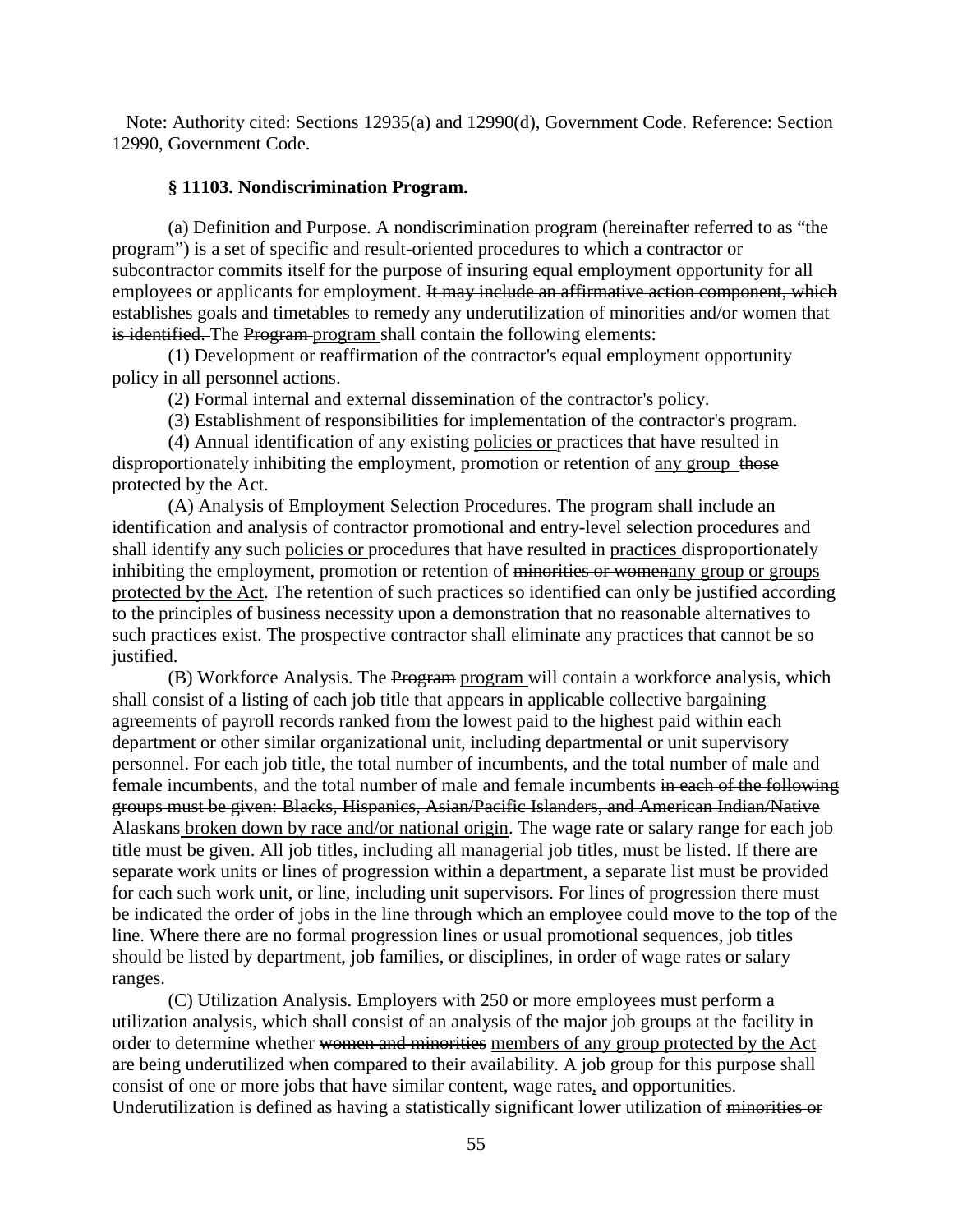Note: Authority cited: Sections 12935(a) and 12990(d), Government Code. Reference: Section 12990, Government Code.

**§ 11103. Nondiscrimination Program.**

(a) Definition and Purpose. A nondiscrimination program (hereinafter referred to as "the program") is a set of specific and result-oriented procedures to which a contractor or subcontractor commits itself for the purpose of insuring equal employment opportunity for all employees or applicants for employment. ~~It may include an affirmative action component, which establishes goals and timetables to remedy any underutilization of minorities and/or women that is identified.~~ The ~~Program~~ <u>program</u> shall contain the following elements:

(1) Development or reaffirmation of the contractor's equal employment opportunity policy in all personnel actions.

(2) Formal internal and external dissemination of the contractor's policy.

(3) Establishment of responsibilities for implementation of the contractor's program.

(4) Annual identification of any existing <u>policies or</u> practices that have resulted in disproportionately inhibiting the employment, promotion or retention of <u>any group</u> ~~those~~ protected by the Act.

(A) Analysis of Employment Selection Procedures. The program shall include an identification and analysis of contractor promotional and entry-level selection procedures and shall identify any such <u>policies or</u> procedures that have resulted in <u>practices</u> disproportionately inhibiting the employment, promotion or retention of ~~minorities or women~~<u>any group or groups protected by the Act</u>. The retention of such practices so identified can only be justified according to the principles of business necessity upon a demonstration that no reasonable alternatives to such practices exist. The prospective contractor shall eliminate any practices that cannot be so justified.

(B) Workforce Analysis. The ~~Program~~ <u>program</u> will contain a workforce analysis, which shall consist of a listing of each job title that appears in applicable collective bargaining agreements of payroll records ranked from the lowest paid to the highest paid within each department or other similar organizational unit, including departmental or unit supervisory personnel. For each job title, the total number of incumbents, and the total number of male and female incumbents, and the total number of male and female incumbents ~~in each of the following groups must be given: Blacks, Hispanics, Asian/Pacific Islanders, and American Indian/Native Alaskans~~ <u>broken down by race and/or national origin</u>. The wage rate or salary range for each job title must be given. All job titles, including all managerial job titles, must be listed. If there are separate work units or lines of progression within a department, a separate list must be provided for each such work unit, or line, including unit supervisors. For lines of progression there must be indicated the order of jobs in the line through which an employee could move to the top of the line. Where there are no formal progression lines or usual promotional sequences, job titles should be listed by department, job families, or disciplines, in order of wage rates or salary ranges.

(C) Utilization Analysis. Employers with 250 or more employees must perform a utilization analysis, which shall consist of an analysis of the major job groups at the facility in order to determine whether ~~women and minorities~~ <u>members of any group protected by the Act</u> are being underutilized when compared to their availability. A job group for this purpose shall consist of one or more jobs that have similar content, wage rates<u>,</u> and opportunities. Underutilization is defined as having a statistically significant lower utilization of ~~minorities or~~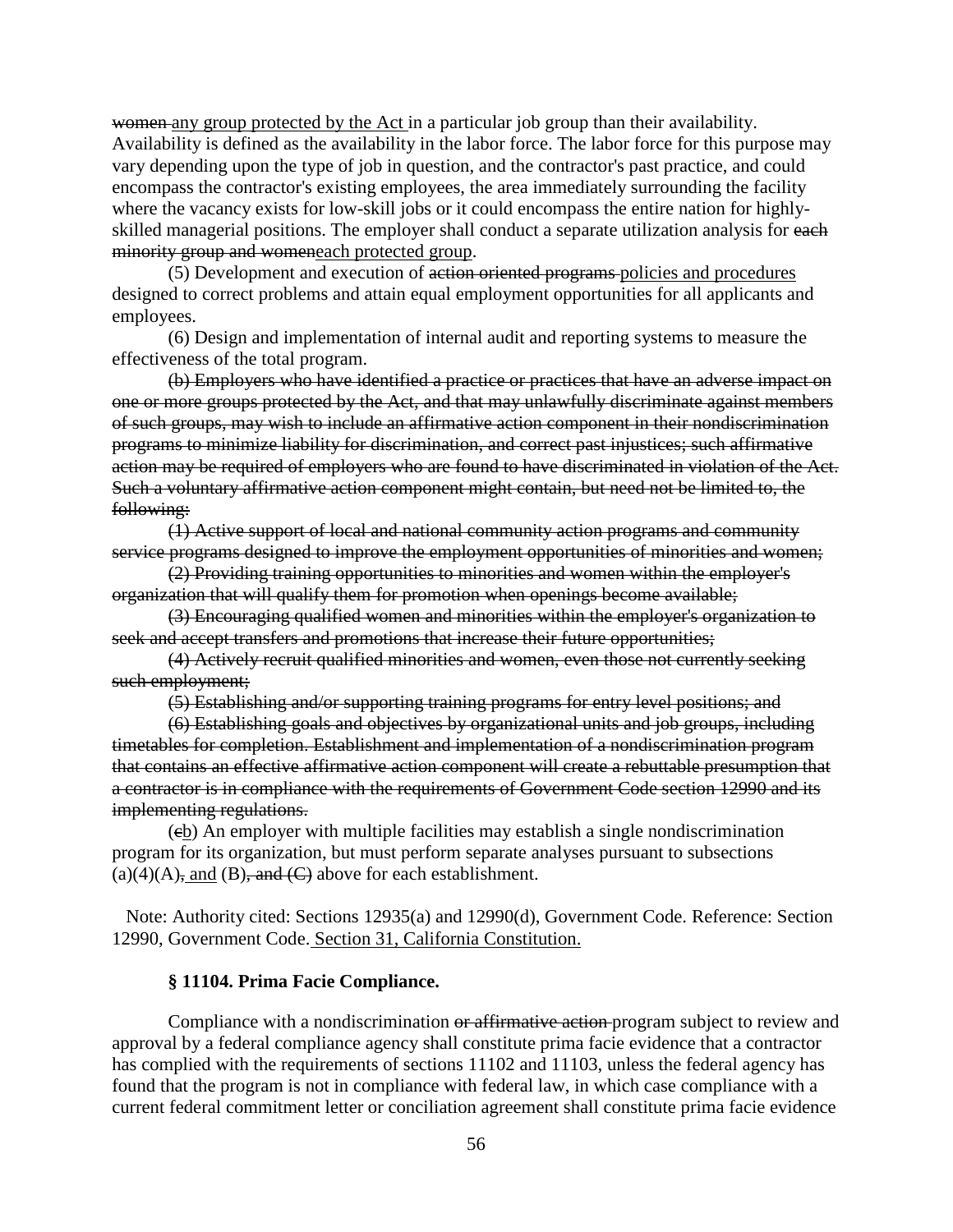~~women~~ <u>any group protected by the Act</u> in a particular job group than their availability. Availability is defined as the availability in the labor force. The labor force for this purpose may vary depending upon the type of job in question, and the contractor's past practice, and could encompass the contractor's existing employees, the area immediately surrounding the facility where the vacancy exists for low-skill jobs or it could encompass the entire nation for highly-skilled managerial positions. The employer shall conduct a separate utilization analysis for ~~each minority group and women~~<u>each protected group</u>.

(5) Development and execution of ~~action oriented programs~~ <u>policies and procedures</u> designed to correct problems and attain equal employment opportunities for all applicants and employees.

(6) Design and implementation of internal audit and reporting systems to measure the effectiveness of the total program.

~~(b) Employers who have identified a practice or practices that have an adverse impact on one or more groups protected by the Act, and that may unlawfully discriminate against members of such groups, may wish to include an affirmative action component in their nondiscrimination programs to minimize liability for discrimination, and correct past injustices; such affirmative action may be required of employers who are found to have discriminated in violation of the Act. Such a voluntary affirmative action component might contain, but need not be limited to, the following:~~

~~(1) Active support of local and national community action programs and community service programs designed to improve the employment opportunities of minorities and women;~~

~~(2) Providing training opportunities to minorities and women within the employer's organization that will qualify them for promotion when openings become available;~~

~~(3) Encouraging qualified women and minorities within the employer's organization to seek and accept transfers and promotions that increase their future opportunities;~~

~~(4) Actively recruit qualified minorities and women, even those not currently seeking such employment;~~

~~(5) Establishing and/or supporting training programs for entry level positions; and~~

~~(6) Establishing goals and objectives by organizational units and job groups, including timetables for completion. Establishment and implementation of a nondiscrimination program that contains an effective affirmative action component will create a rebuttable presumption that a contractor is in compliance with the requirements of Government Code section 12990 and its implementing regulations.~~

(~~c~~<u>b</u>) An employer with multiple facilities may establish a single nondiscrimination program for its organization, but must perform separate analyses pursuant to subsections (a)(4)(A)~~,~~ <u>and</u> (B)~~, and (C)~~ above for each establishment.

Note: Authority cited: Sections 12935(a) and 12990(d), Government Code. Reference: Section 12990, Government Code. <u>Section 31, California Constitution.</u>

**§ 11104. Prima Facie Compliance.**

Compliance with a nondiscrimination ~~or affirmative action~~ program subject to review and approval by a federal compliance agency shall constitute prima facie evidence that a contractor has complied with the requirements of sections 11102 and 11103, unless the federal agency has found that the program is not in compliance with federal law, in which case compliance with a current federal commitment letter or conciliation agreement shall constitute prima facie evidence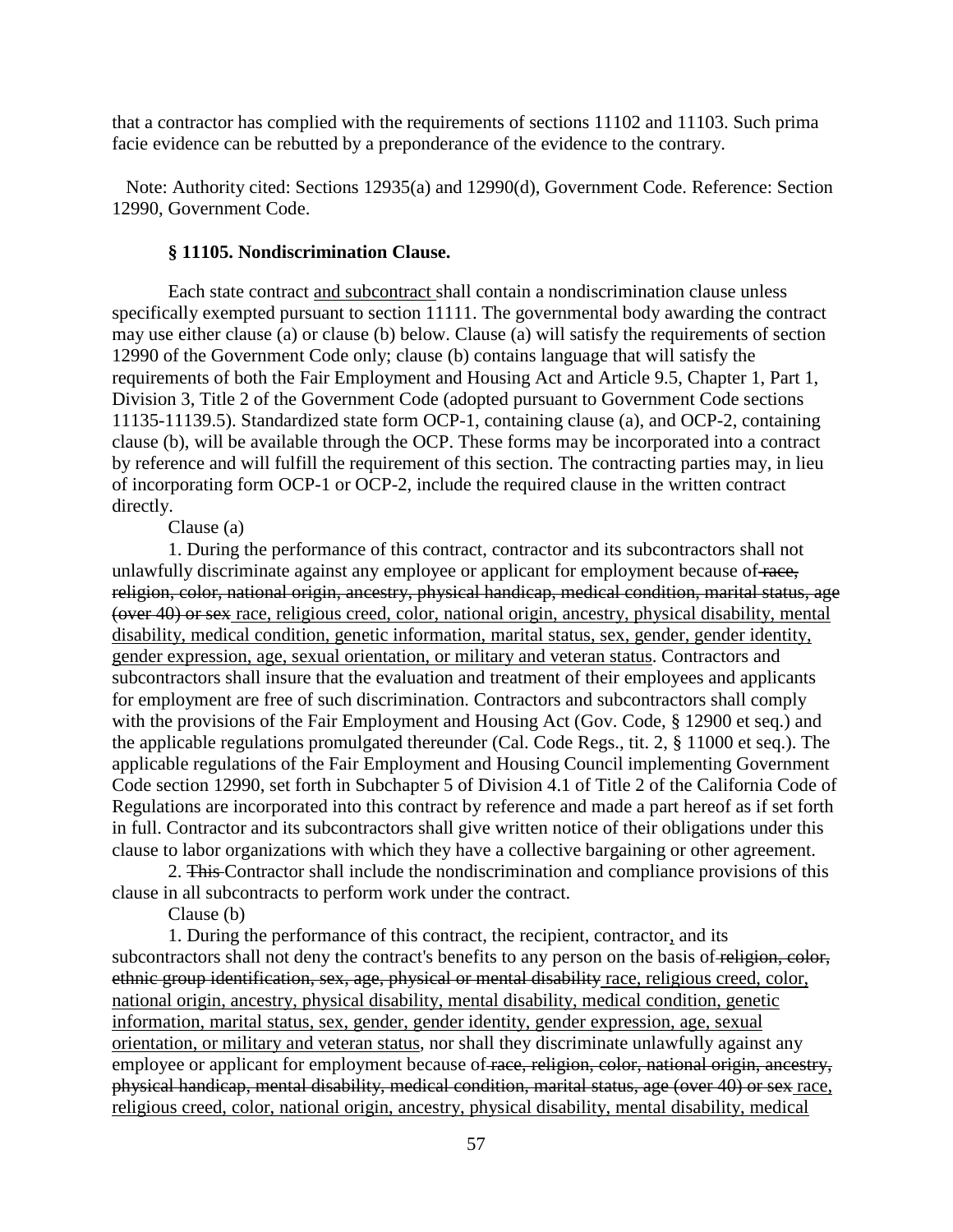that a contractor has complied with the requirements of sections 11102 and 11103. Such prima facie evidence can be rebutted by a preponderance of the evidence to the contrary.

Note: Authority cited: Sections 12935(a) and 12990(d), Government Code. Reference: Section 12990, Government Code.

### § 11105. Nondiscrimination Clause.

Each state contract <u>and subcontract</u> shall contain a nondiscrimination clause unless specifically exempted pursuant to section 11111. The governmental body awarding the contract may use either clause (a) or clause (b) below. Clause (a) will satisfy the requirements of section 12990 of the Government Code only; clause (b) contains language that will satisfy the requirements of both the Fair Employment and Housing Act and Article 9.5, Chapter 1, Part 1, Division 3, Title 2 of the Government Code (adopted pursuant to Government Code sections 11135-11139.5). Standardized state form OCP-1, containing clause (a), and OCP-2, containing clause (b), will be available through the OCP. These forms may be incorporated into a contract by reference and will fulfill the requirement of this section. The contracting parties may, in lieu of incorporating form OCP-1 or OCP-2, include the required clause in the written contract directly.

Clause (a)

1. During the performance of this contract, contractor and its subcontractors shall not unlawfully discriminate against any employee or applicant for employment because of ~~race, religion, color, national origin, ancestry, physical handicap, medical condition, marital status, age (over 40) or sex~~ <u>race, religious creed, color, national origin, ancestry, physical disability, mental disability, medical condition, genetic information, marital status, sex, gender, gender identity, gender expression, age, sexual orientation, or military and veteran status</u>. Contractors and subcontractors shall insure that the evaluation and treatment of their employees and applicants for employment are free of such discrimination. Contractors and subcontractors shall comply with the provisions of the Fair Employment and Housing Act (Gov. Code, § 12900 et seq.) and the applicable regulations promulgated thereunder (Cal. Code Regs., tit. 2, § 11000 et seq.). The applicable regulations of the Fair Employment and Housing Council implementing Government Code section 12990, set forth in Subchapter 5 of Division 4.1 of Title 2 of the California Code of Regulations are incorporated into this contract by reference and made a part hereof as if set forth in full. Contractor and its subcontractors shall give written notice of their obligations under this clause to labor organizations with which they have a collective bargaining or other agreement.

2. ~~This~~ Contractor shall include the nondiscrimination and compliance provisions of this clause in all subcontracts to perform work under the contract.

Clause (b)

1. During the performance of this contract, the recipient, contractor<u>,</u> and its subcontractors shall not deny the contract's benefits to any person on the basis of ~~religion, color, ethnic group identification, sex, age, physical or mental disability~~ <u>race, religious creed, color, national origin, ancestry, physical disability, mental disability, medical condition, genetic information, marital status, sex, gender, gender identity, gender expression, age, sexual orientation, or military and veteran status</u>, nor shall they discriminate unlawfully against any employee or applicant for employment because of ~~race, religion, color, national origin, ancestry, physical handicap, mental disability, medical condition, marital status, age (over 40) or sex~~ <u>race, religious creed, color, national origin, ancestry, physical disability, mental disability, medical</u>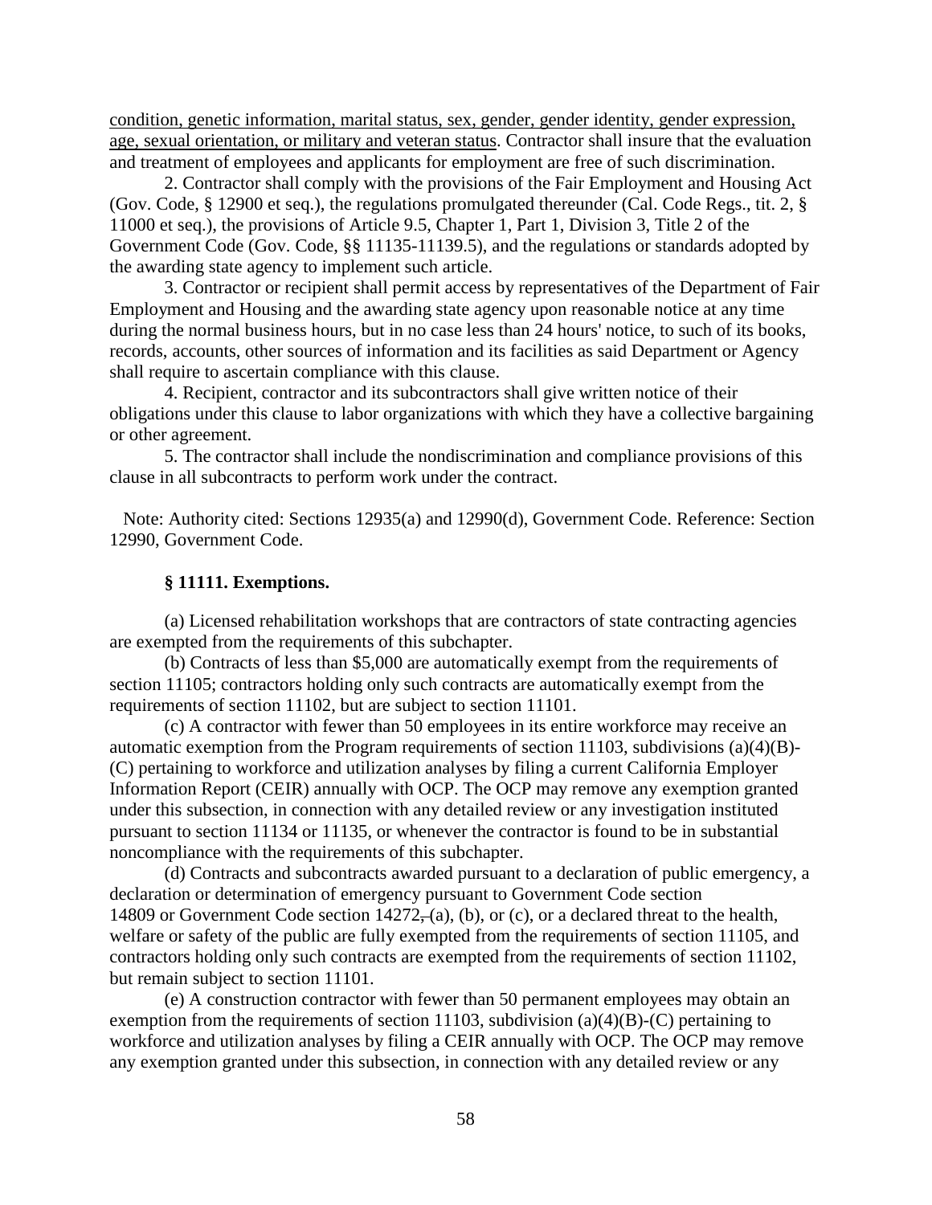condition, genetic information, marital status, sex, gender, gender identity, gender expression, age, sexual orientation, or military and veteran status. Contractor shall insure that the evaluation and treatment of employees and applicants for employment are free of such discrimination.

2. Contractor shall comply with the provisions of the Fair Employment and Housing Act (Gov. Code, § 12900 et seq.), the regulations promulgated thereunder (Cal. Code Regs., tit. 2, § 11000 et seq.), the provisions of Article 9.5, Chapter 1, Part 1, Division 3, Title 2 of the Government Code (Gov. Code, §§ 11135-11139.5), and the regulations or standards adopted by the awarding state agency to implement such article.

3. Contractor or recipient shall permit access by representatives of the Department of Fair Employment and Housing and the awarding state agency upon reasonable notice at any time during the normal business hours, but in no case less than 24 hours' notice, to such of its books, records, accounts, other sources of information and its facilities as said Department or Agency shall require to ascertain compliance with this clause.

4. Recipient, contractor and its subcontractors shall give written notice of their obligations under this clause to labor organizations with which they have a collective bargaining or other agreement.

5. The contractor shall include the nondiscrimination and compliance provisions of this clause in all subcontracts to perform work under the contract.

Note: Authority cited: Sections 12935(a) and 12990(d), Government Code. Reference: Section 12990, Government Code.

**§ 11111. Exemptions.**

(a) Licensed rehabilitation workshops that are contractors of state contracting agencies are exempted from the requirements of this subchapter.

(b) Contracts of less than $5,000 are automatically exempt from the requirements of section 11105; contractors holding only such contracts are automatically exempt from the requirements of section 11102, but are subject to section 11101.

(c) A contractor with fewer than 50 employees in its entire workforce may receive an automatic exemption from the Program requirements of section 11103, subdivisions (a)(4)(B)-(C) pertaining to workforce and utilization analyses by filing a current California Employer Information Report (CEIR) annually with OCP. The OCP may remove any exemption granted under this subsection, in connection with any detailed review or any investigation instituted pursuant to section 11134 or 11135, or whenever the contractor is found to be in substantial noncompliance with the requirements of this subchapter.

(d) Contracts and subcontracts awarded pursuant to a declaration of public emergency, a declaration or determination of emergency pursuant to Government Code section 14809 or Government Code section 14272, (a), (b), or (c), or a declared threat to the health, welfare or safety of the public are fully exempted from the requirements of section 11105, and contractors holding only such contracts are exempted from the requirements of section 11102, but remain subject to section 11101.

(e) A construction contractor with fewer than 50 permanent employees may obtain an exemption from the requirements of section 11103, subdivision (a)(4)(B)-(C) pertaining to workforce and utilization analyses by filing a CEIR annually with OCP. The OCP may remove any exemption granted under this subsection, in connection with any detailed review or any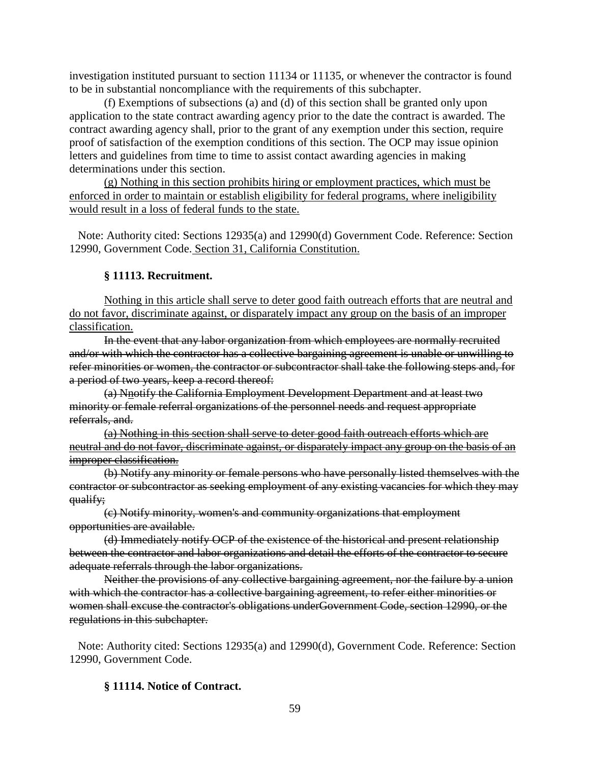investigation instituted pursuant to section 11134 or 11135, or whenever the contractor is found to be in substantial noncompliance with the requirements of this subchapter.

(f) Exemptions of subsections (a) and (d) of this section shall be granted only upon application to the state contract awarding agency prior to the date the contract is awarded. The contract awarding agency shall, prior to the grant of any exemption under this section, require proof of satisfaction of the exemption conditions of this section. The OCP may issue opinion letters and guidelines from time to time to assist contact awarding agencies in making determinations under this section.

<u>(g) Nothing in this section prohibits hiring or employment practices, which must be enforced in order to maintain or establish eligibility for federal programs, where ineligibility would result in a loss of federal funds to the state.</u>

Note: Authority cited: Sections 12935(a) and 12990(d) Government Code. Reference: Section 12990, Government Code.<u> Section 31, California Constitution.</u>

**§ 11113. Recruitment.**

<u>Nothing in this article shall serve to deter good faith outreach efforts that are neutral and do not favor, discriminate against, or disparately impact any group on the basis of an improper classification.</u>

~~In the event that any labor organization from which employees are normally recruited and/or with which the contractor has a collective bargaining agreement is unable or unwilling to refer minorities or women, the contractor or subcontractor shall take the following steps and, for a period of two years, keep a record thereof:~~

~~(a) N~~<u>n</u>~~otify the California Employment Development Department and at least two minority or female referral organizations of the personnel needs and request appropriate referrals, and.~~

~~<u>(a) Nothing in this section shall serve to deter good faith outreach efforts which are neutral and do not favor, discriminate against, or disparately impact any group on the basis of an improper classification.</u>~~

~~(b) Notify any minority or female persons who have personally listed themselves with the contractor or subcontractor as seeking employment of any existing vacancies for which they may qualify;~~

~~(c) Notify minority, women's and community organizations that employment opportunities are available.~~

~~(d) Immediately notify OCP of the existence of the historical and present relationship between the contractor and labor organizations and detail the efforts of the contractor to secure adequate referrals through the labor organizations.~~

~~Neither the provisions of any collective bargaining agreement, nor the failure by a union with which the contractor has a collective bargaining agreement, to refer either minorities or women shall excuse the contractor's obligations underGovernment Code, section 12990, or the regulations in this subchapter.~~

Note: Authority cited: Sections 12935(a) and 12990(d), Government Code. Reference: Section 12990, Government Code.

**§ 11114. Notice of Contract.**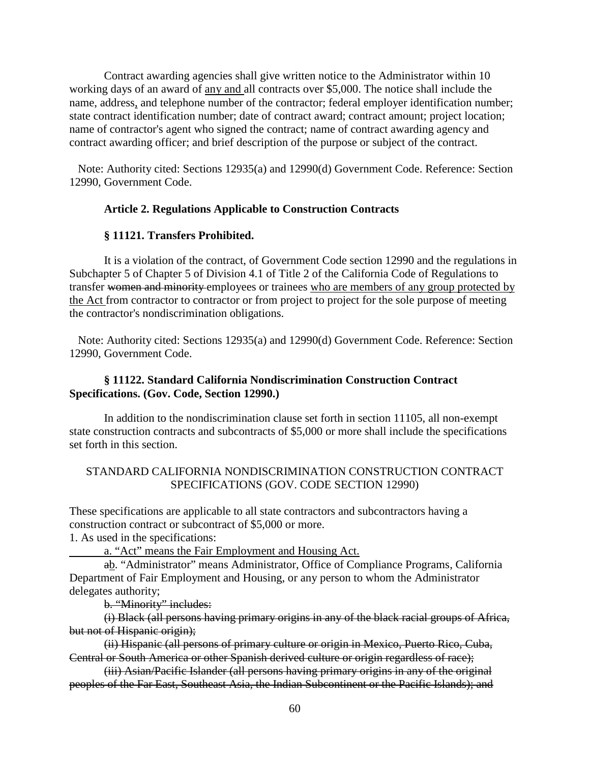Contract awarding agencies shall give written notice to the Administrator within 10 working days of an award of <u>any and</u> all contracts over $5,000. The notice shall include the name, address<u>,</u> and telephone number of the contractor; federal employer identification number; state contract identification number; date of contract award; contract amount; project location; name of contractor's agent who signed the contract; name of contract awarding agency and contract awarding officer; and brief description of the purpose or subject of the contract.

Note: Authority cited: Sections 12935(a) and 12990(d) Government Code. Reference: Section 12990, Government Code.

### Article 2. Regulations Applicable to Construction Contracts

### § 11121. Transfers Prohibited.

It is a violation of the contract, of Government Code section 12990 and the regulations in Subchapter 5 of Chapter 5 of Division 4.1 of Title 2 of the California Code of Regulations to transfer ~~women and minority~~ employees or trainees <u>who are members of any group protected by the Act</u> from contractor to contractor or from project to project for the sole purpose of meeting the contractor's nondiscrimination obligations.

Note: Authority cited: Sections 12935(a) and 12990(d) Government Code. Reference: Section 12990, Government Code.

### § 11122. Standard California Nondiscrimination Construction Contract Specifications. (Gov. Code, Section 12990.)

In addition to the nondiscrimination clause set forth in section 11105, all non-exempt state construction contracts and subcontracts of $5,000 or more shall include the specifications set forth in this section.

STANDARD CALIFORNIA NONDISCRIMINATION CONSTRUCTION CONTRACT SPECIFICATIONS (GOV. CODE SECTION 12990)

These specifications are applicable to all state contractors and subcontractors having a construction contract or subcontract of $5,000 or more.

1. As used in the specifications:

<u>a. "Act" means the Fair Employment and Housing Act.</u>

~~a~~<u>b</u>. "Administrator" means Administrator, Office of Compliance Programs, California Department of Fair Employment and Housing, or any person to whom the Administrator delegates authority;

~~b. "Minority" includes:~~

~~(i) Black (all persons having primary origins in any of the black racial groups of Africa, but not of Hispanic origin);~~

~~(ii) Hispanic (all persons of primary culture or origin in Mexico, Puerto Rico, Cuba, Central or South America or other Spanish derived culture or origin regardless of race);~~

~~(iii) Asian/Pacific Islander (all persons having primary origins in any of the original peoples of the Far East, Southeast Asia, the Indian Subcontinent or the Pacific Islands); and~~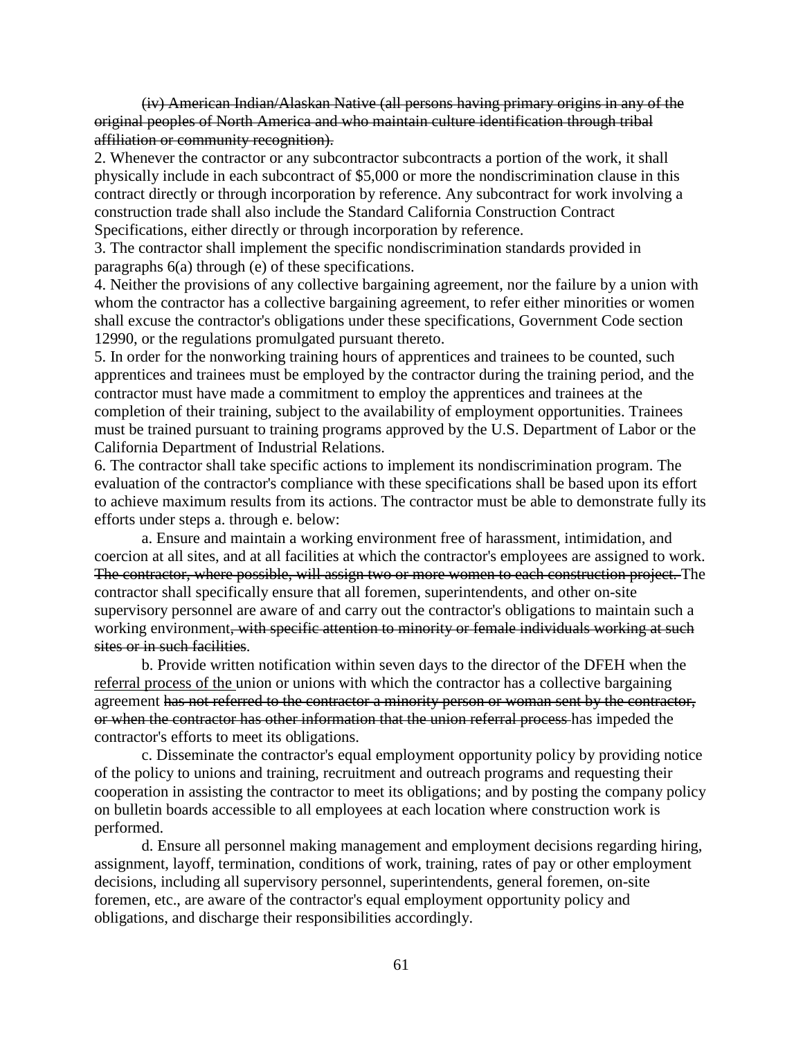~~(iv) American Indian/Alaskan Native (all persons having primary origins in any of the original peoples of North America and who maintain culture identification through tribal affiliation or community recognition).~~

2. Whenever the contractor or any subcontractor subcontracts a portion of the work, it shall physically include in each subcontract of $5,000 or more the nondiscrimination clause in this contract directly or through incorporation by reference. Any subcontract for work involving a construction trade shall also include the Standard California Construction Contract Specifications, either directly or through incorporation by reference.

3. The contractor shall implement the specific nondiscrimination standards provided in paragraphs 6(a) through (e) of these specifications.

4. Neither the provisions of any collective bargaining agreement, nor the failure by a union with whom the contractor has a collective bargaining agreement, to refer either minorities or women shall excuse the contractor's obligations under these specifications, Government Code section 12990, or the regulations promulgated pursuant thereto.

5. In order for the nonworking training hours of apprentices and trainees to be counted, such apprentices and trainees must be employed by the contractor during the training period, and the contractor must have made a commitment to employ the apprentices and trainees at the completion of their training, subject to the availability of employment opportunities. Trainees must be trained pursuant to training programs approved by the U.S. Department of Labor or the California Department of Industrial Relations.

6. The contractor shall take specific actions to implement its nondiscrimination program. The evaluation of the contractor's compliance with these specifications shall be based upon its effort to achieve maximum results from its actions. The contractor must be able to demonstrate fully its efforts under steps a. through e. below:

a. Ensure and maintain a working environment free of harassment, intimidation, and coercion at all sites, and at all facilities at which the contractor's employees are assigned to work. ~~The contractor, where possible, will assign two or more women to each construction project.~~ The contractor shall specifically ensure that all foremen, superintendents, and other on-site supervisory personnel are aware of and carry out the contractor's obligations to maintain such a working environment~~, with specific attention to minority or female individuals working at such sites or in such facilities~~.

b. Provide written notification within seven days to the director of the DFEH when the <u>referral process of the</u> union or unions with which the contractor has a collective bargaining agreement ~~has not referred to the contractor a minority person or woman sent by the contractor, or when the contractor has other information that the union referral process~~ has impeded the contractor's efforts to meet its obligations.

c. Disseminate the contractor's equal employment opportunity policy by providing notice of the policy to unions and training, recruitment and outreach programs and requesting their cooperation in assisting the contractor to meet its obligations; and by posting the company policy on bulletin boards accessible to all employees at each location where construction work is performed.

d. Ensure all personnel making management and employment decisions regarding hiring, assignment, layoff, termination, conditions of work, training, rates of pay or other employment decisions, including all supervisory personnel, superintendents, general foremen, on-site foremen, etc., are aware of the contractor's equal employment opportunity policy and obligations, and discharge their responsibilities accordingly.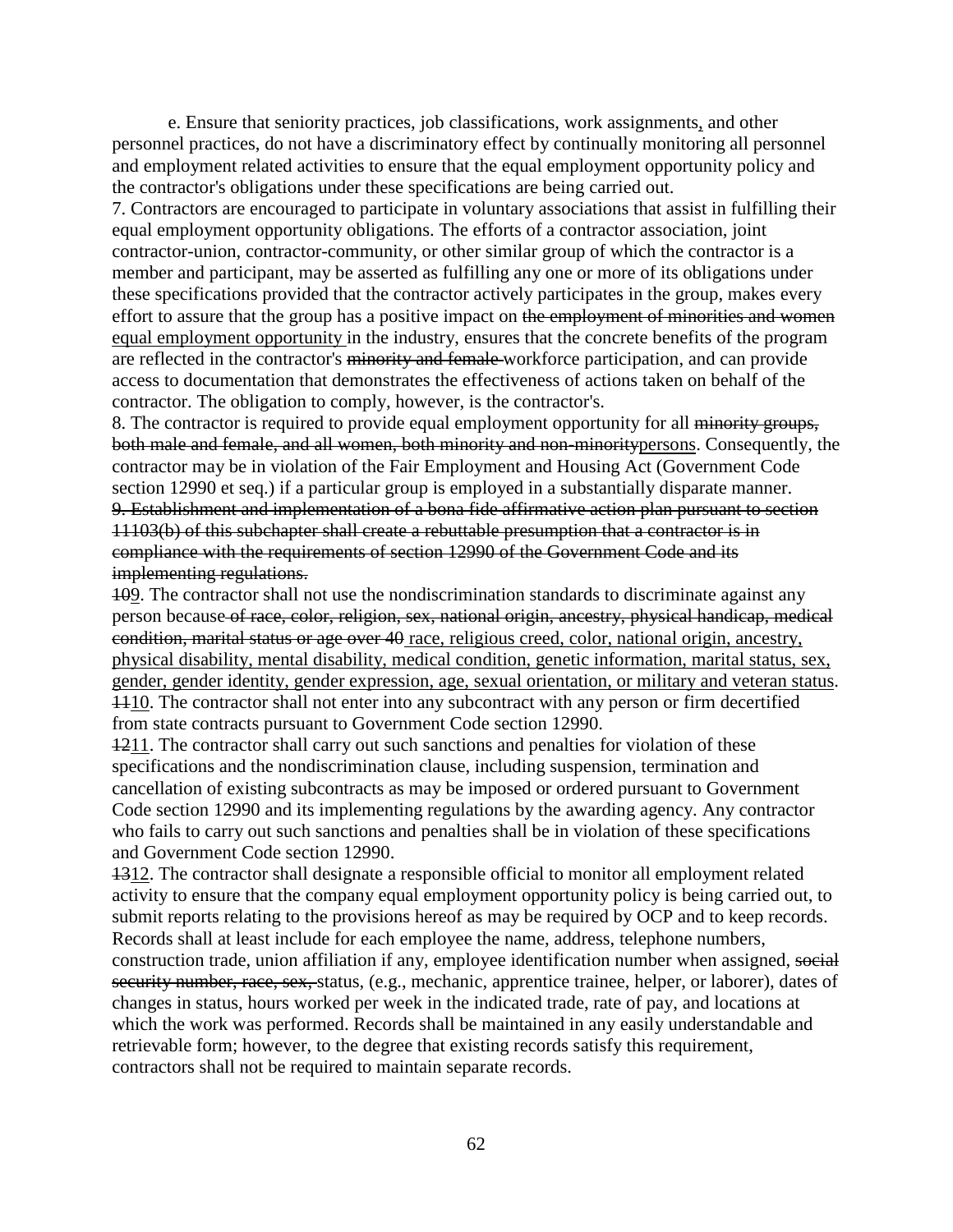e. Ensure that seniority practices, job classifications, work assignments<u>,</u> and other personnel practices, do not have a discriminatory effect by continually monitoring all personnel and employment related activities to ensure that the equal employment opportunity policy and the contractor's obligations under these specifications are being carried out.

7. Contractors are encouraged to participate in voluntary associations that assist in fulfilling their equal employment opportunity obligations. The efforts of a contractor association, joint contractor-union, contractor-community, or other similar group of which the contractor is a member and participant, may be asserted as fulfilling any one or more of its obligations under these specifications provided that the contractor actively participates in the group, makes every effort to assure that the group has a positive impact on ~~the employment of minorities and women~~ <u>equal employment opportunity</u> in the industry, ensures that the concrete benefits of the program are reflected in the contractor's ~~minority and female~~ workforce participation, and can provide access to documentation that demonstrates the effectiveness of actions taken on behalf of the contractor. The obligation to comply, however, is the contractor's.

8. The contractor is required to provide equal employment opportunity for all ~~minority groups, both male and female, and all women, both minority and non-minority~~<u>persons</u>. Consequently, the contractor may be in violation of the Fair Employment and Housing Act (Government Code section 12990 et seq.) if a particular group is employed in a substantially disparate manner.

~~9. Establishment and implementation of a bona fide affirmative action plan pursuant to section 11103(b) of this subchapter shall create a rebuttable presumption that a contractor is in compliance with the requirements of section 12990 of the Government Code and its implementing regulations.~~

~~10~~<u>9</u>. The contractor shall not use the nondiscrimination standards to discriminate against any person because ~~of race, color, religion, sex, national origin, ancestry, physical handicap, medical condition, marital status or age over 40~~ <u>race, religious creed, color, national origin, ancestry, physical disability, mental disability, medical condition, genetic information, marital status, sex, gender, gender identity, gender expression, age, sexual orientation, or military and veteran status</u>.

~~11~~<u>10</u>. The contractor shall not enter into any subcontract with any person or firm decertified from state contracts pursuant to Government Code section 12990.

~~12~~<u>11</u>. The contractor shall carry out such sanctions and penalties for violation of these specifications and the nondiscrimination clause, including suspension, termination and cancellation of existing subcontracts as may be imposed or ordered pursuant to Government Code section 12990 and its implementing regulations by the awarding agency. Any contractor who fails to carry out such sanctions and penalties shall be in violation of these specifications and Government Code section 12990.

~~13~~<u>12</u>. The contractor shall designate a responsible official to monitor all employment related activity to ensure that the company equal employment opportunity policy is being carried out, to submit reports relating to the provisions hereof as may be required by OCP and to keep records. Records shall at least include for each employee the name, address, telephone numbers, construction trade, union affiliation if any, employee identification number when assigned, ~~social security number, race, sex,~~ status, (e.g., mechanic, apprentice trainee, helper, or laborer), dates of changes in status, hours worked per week in the indicated trade, rate of pay, and locations at which the work was performed. Records shall be maintained in any easily understandable and retrievable form; however, to the degree that existing records satisfy this requirement, contractors shall not be required to maintain separate records.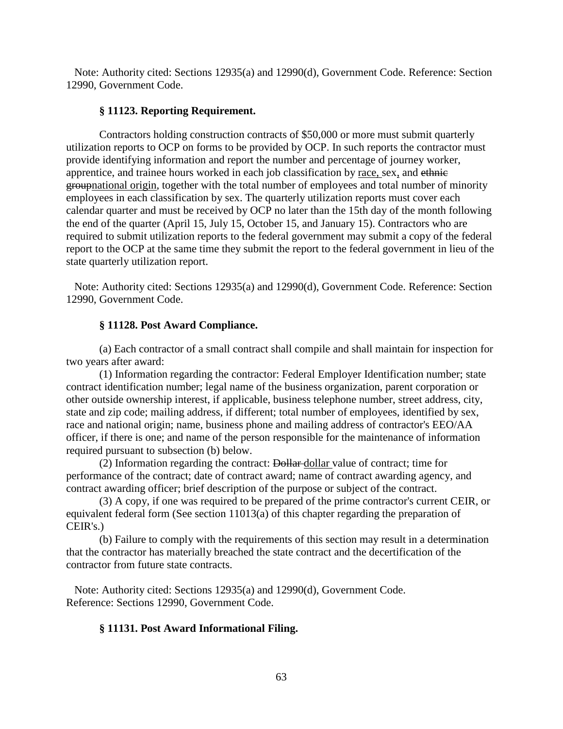Note: Authority cited: Sections 12935(a) and 12990(d), Government Code. Reference: Section 12990, Government Code.

### § 11123. Reporting Requirement.

Contractors holding construction contracts of $50,000 or more must submit quarterly utilization reports to OCP on forms to be provided by OCP. In such reports the contractor must provide identifying information and report the number and percentage of journey worker, apprentice, and trainee hours worked in each job classification by <u>race,</u> sex, and ~~ethnic group~~<u>national origin</u>, together with the total number of employees and total number of minority employees in each classification by sex. The quarterly utilization reports must cover each calendar quarter and must be received by OCP no later than the 15th day of the month following the end of the quarter (April 15, July 15, October 15, and January 15). Contractors who are required to submit utilization reports to the federal government may submit a copy of the federal report to the OCP at the same time they submit the report to the federal government in lieu of the state quarterly utilization report.

Note: Authority cited: Sections 12935(a) and 12990(d), Government Code. Reference: Section 12990, Government Code.

### § 11128. Post Award Compliance.

(a) Each contractor of a small contract shall compile and shall maintain for inspection for two years after award:

(1) Information regarding the contractor: Federal Employer Identification number; state contract identification number; legal name of the business organization, parent corporation or other outside ownership interest, if applicable, business telephone number, street address, city, state and zip code; mailing address, if different; total number of employees, identified by sex, race and national origin; name, business phone and mailing address of contractor's EEO/AA officer, if there is one; and name of the person responsible for the maintenance of information required pursuant to subsection (b) below.

(2) Information regarding the contract: ~~Dollar~~ <u>dollar</u> value of contract; time for performance of the contract; date of contract award; name of contract awarding agency, and contract awarding officer; brief description of the purpose or subject of the contract.

(3) A copy, if one was required to be prepared of the prime contractor's current CEIR, or equivalent federal form (See section 11013(a) of this chapter regarding the preparation of CEIR's.)

(b) Failure to comply with the requirements of this section may result in a determination that the contractor has materially breached the state contract and the decertification of the contractor from future state contracts.

Note: Authority cited: Sections 12935(a) and 12990(d), Government Code. Reference: Sections 12990, Government Code.

### § 11131. Post Award Informational Filing.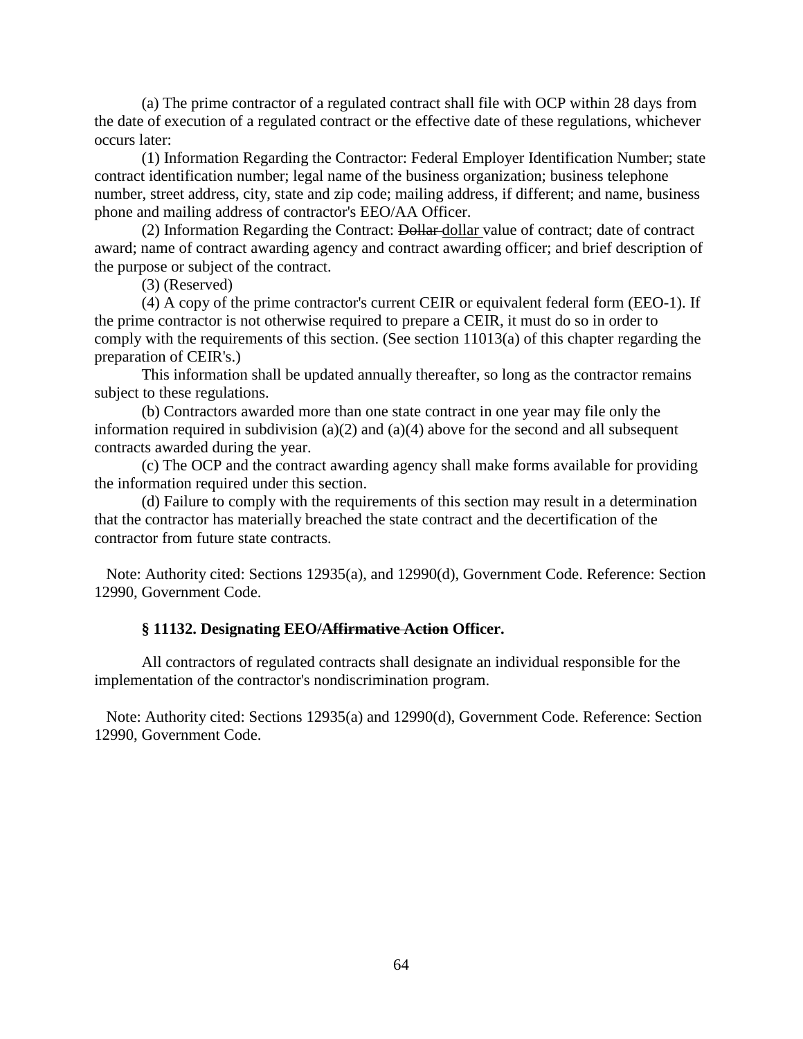(a) The prime contractor of a regulated contract shall file with OCP within 28 days from the date of execution of a regulated contract or the effective date of these regulations, whichever occurs later:

(1) Information Regarding the Contractor: Federal Employer Identification Number; state contract identification number; legal name of the business organization; business telephone number, street address, city, state and zip code; mailing address, if different; and name, business phone and mailing address of contractor's EEO/AA Officer.

(2) Information Regarding the Contract: ~~Dollar~~ <u>dollar</u> value of contract; date of contract award; name of contract awarding agency and contract awarding officer; and brief description of the purpose or subject of the contract.

(3) (Reserved)

(4) A copy of the prime contractor's current CEIR or equivalent federal form (EEO-1). If the prime contractor is not otherwise required to prepare a CEIR, it must do so in order to comply with the requirements of this section. (See section 11013(a) of this chapter regarding the preparation of CEIR's.)

This information shall be updated annually thereafter, so long as the contractor remains subject to these regulations.

(b) Contractors awarded more than one state contract in one year may file only the information required in subdivision (a)(2) and (a)(4) above for the second and all subsequent contracts awarded during the year.

(c) The OCP and the contract awarding agency shall make forms available for providing the information required under this section.

(d) Failure to comply with the requirements of this section may result in a determination that the contractor has materially breached the state contract and the decertification of the contractor from future state contracts.

Note: Authority cited: Sections 12935(a), and 12990(d), Government Code. Reference: Section 12990, Government Code.

### § 11132. Designating EEO~~/Affirmative Action~~ Officer.

All contractors of regulated contracts shall designate an individual responsible for the implementation of the contractor's nondiscrimination program.

Note: Authority cited: Sections 12935(a) and 12990(d), Government Code. Reference: Section 12990, Government Code.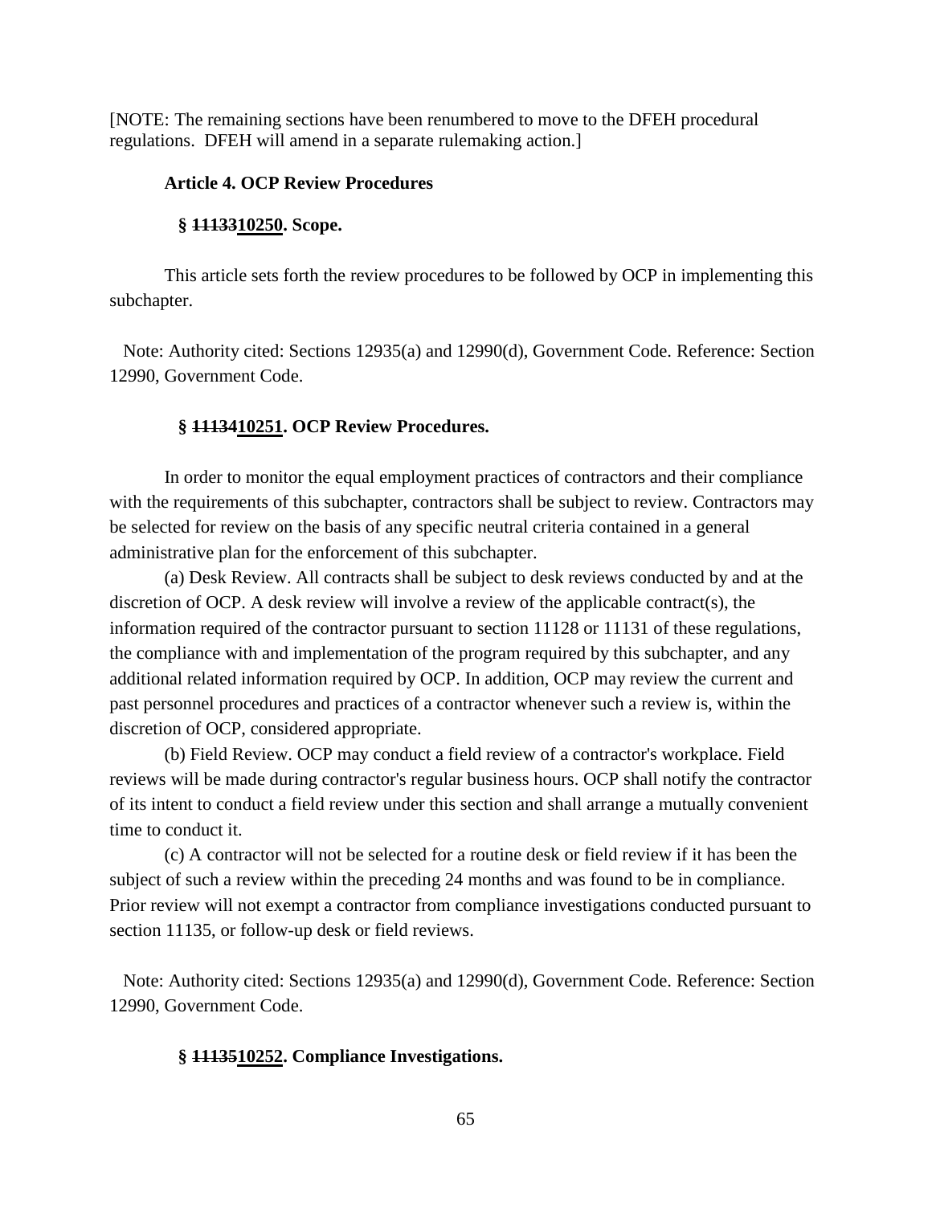[NOTE: The remaining sections have been renumbered to move to the DFEH procedural regulations. DFEH will amend in a separate rulemaking action.]

**Article 4. OCP Review Procedures**

**§ ~~11133~~10250. Scope.**

This article sets forth the review procedures to be followed by OCP in implementing this subchapter.

Note: Authority cited: Sections 12935(a) and 12990(d), Government Code. Reference: Section 12990, Government Code.

**§ ~~11134~~10251. OCP Review Procedures.**

In order to monitor the equal employment practices of contractors and their compliance with the requirements of this subchapter, contractors shall be subject to review. Contractors may be selected for review on the basis of any specific neutral criteria contained in a general administrative plan for the enforcement of this subchapter.

(a) Desk Review. All contracts shall be subject to desk reviews conducted by and at the discretion of OCP. A desk review will involve a review of the applicable contract(s), the information required of the contractor pursuant to section 11128 or 11131 of these regulations, the compliance with and implementation of the program required by this subchapter, and any additional related information required by OCP. In addition, OCP may review the current and past personnel procedures and practices of a contractor whenever such a review is, within the discretion of OCP, considered appropriate.

(b) Field Review. OCP may conduct a field review of a contractor's workplace. Field reviews will be made during contractor's regular business hours. OCP shall notify the contractor of its intent to conduct a field review under this section and shall arrange a mutually convenient time to conduct it.

(c) A contractor will not be selected for a routine desk or field review if it has been the subject of such a review within the preceding 24 months and was found to be in compliance. Prior review will not exempt a contractor from compliance investigations conducted pursuant to section 11135, or follow-up desk or field reviews.

Note: Authority cited: Sections 12935(a) and 12990(d), Government Code. Reference: Section 12990, Government Code.

**§ ~~11135~~10252. Compliance Investigations.**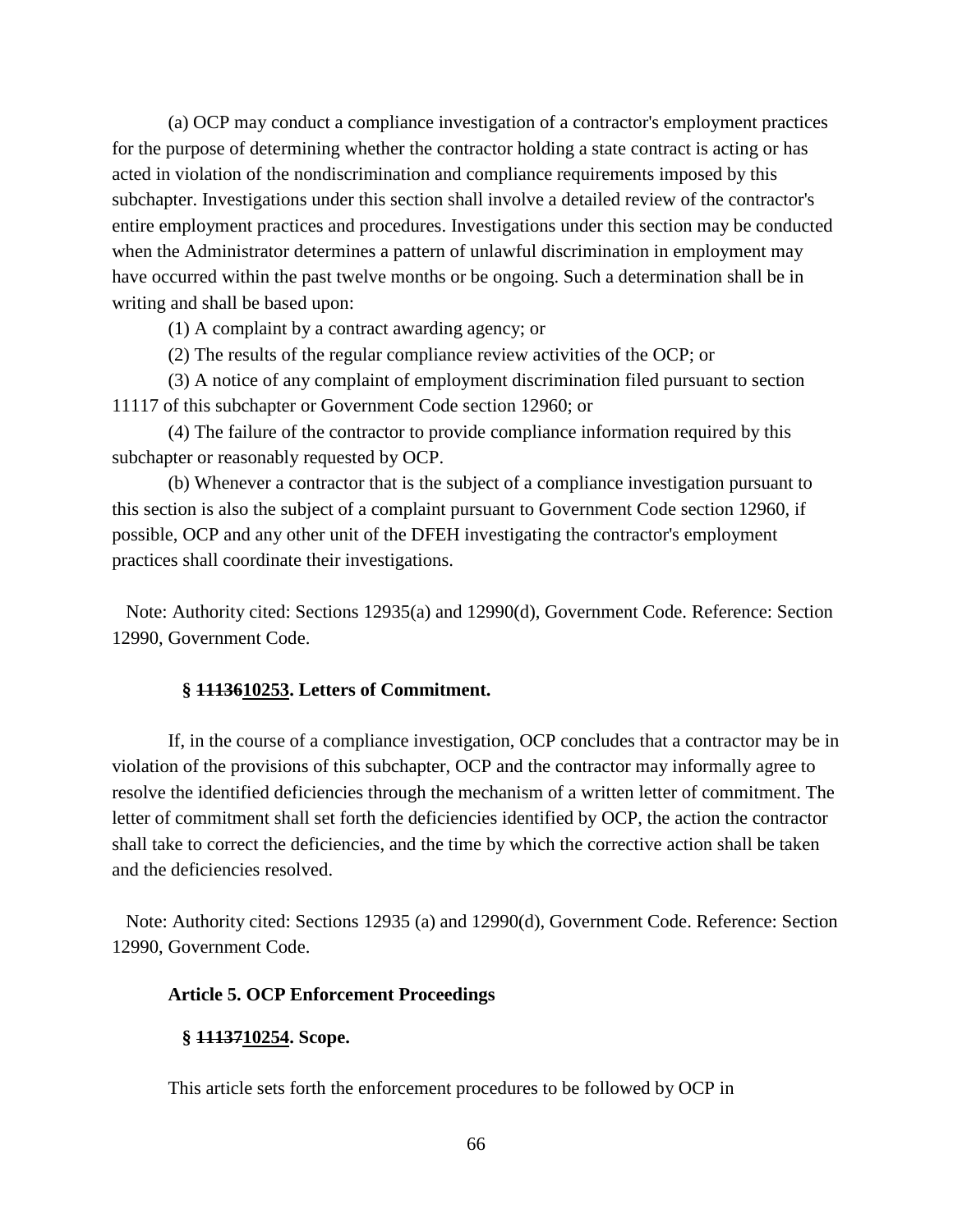(a) OCP may conduct a compliance investigation of a contractor's employment practices for the purpose of determining whether the contractor holding a state contract is acting or has acted in violation of the nondiscrimination and compliance requirements imposed by this subchapter. Investigations under this section shall involve a detailed review of the contractor's entire employment practices and procedures. Investigations under this section may be conducted when the Administrator determines a pattern of unlawful discrimination in employment may have occurred within the past twelve months or be ongoing. Such a determination shall be in writing and shall be based upon:

(1) A complaint by a contract awarding agency; or

(2) The results of the regular compliance review activities of the OCP; or

(3) A notice of any complaint of employment discrimination filed pursuant to section 11117 of this subchapter or Government Code section 12960; or

(4) The failure of the contractor to provide compliance information required by this subchapter or reasonably requested by OCP.

(b) Whenever a contractor that is the subject of a compliance investigation pursuant to this section is also the subject of a complaint pursuant to Government Code section 12960, if possible, OCP and any other unit of the DFEH investigating the contractor's employment practices shall coordinate their investigations.

Note: Authority cited: Sections 12935(a) and 12990(d), Government Code. Reference: Section 12990, Government Code.

**§ ~~11136~~10253. Letters of Commitment.**

If, in the course of a compliance investigation, OCP concludes that a contractor may be in violation of the provisions of this subchapter, OCP and the contractor may informally agree to resolve the identified deficiencies through the mechanism of a written letter of commitment. The letter of commitment shall set forth the deficiencies identified by OCP, the action the contractor shall take to correct the deficiencies, and the time by which the corrective action shall be taken and the deficiencies resolved.

Note: Authority cited: Sections 12935 (a) and 12990(d), Government Code. Reference: Section 12990, Government Code.

**Article 5. OCP Enforcement Proceedings**

**§ ~~11137~~10254. Scope.**

This article sets forth the enforcement procedures to be followed by OCP in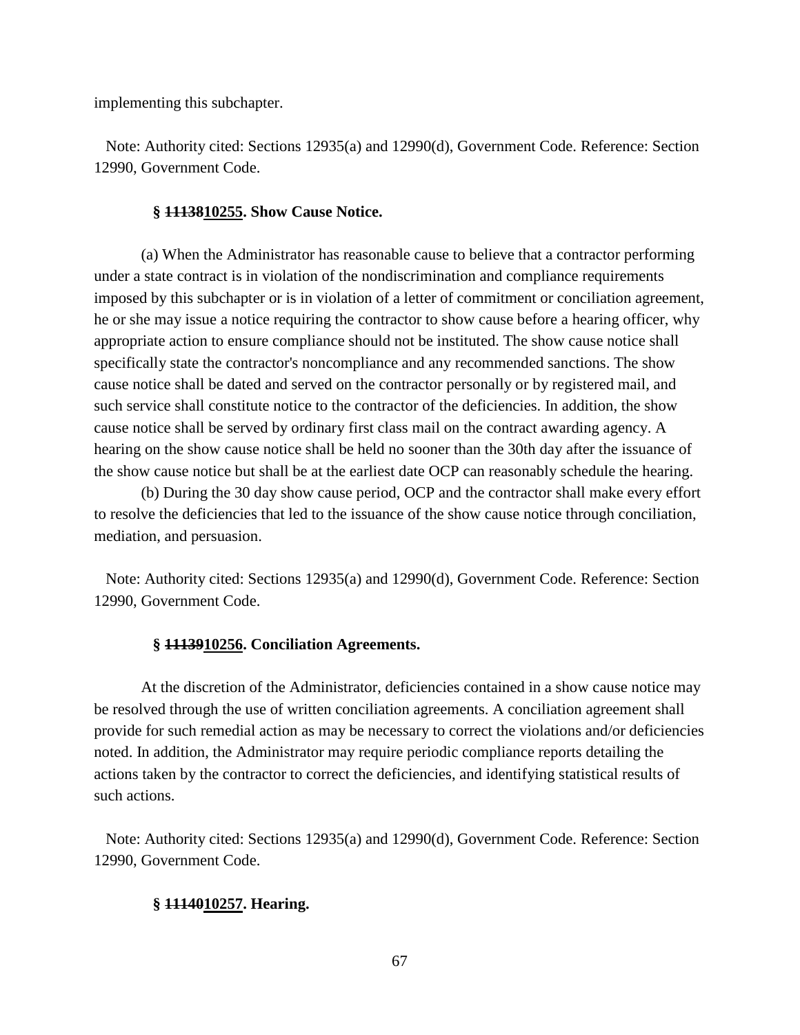implementing this subchapter.

Note: Authority cited: Sections 12935(a) and 12990(d), Government Code. Reference: Section 12990, Government Code.

**§ ~~11138~~10255. Show Cause Notice.**

(a) When the Administrator has reasonable cause to believe that a contractor performing under a state contract is in violation of the nondiscrimination and compliance requirements imposed by this subchapter or is in violation of a letter of commitment or conciliation agreement, he or she may issue a notice requiring the contractor to show cause before a hearing officer, why appropriate action to ensure compliance should not be instituted. The show cause notice shall specifically state the contractor's noncompliance and any recommended sanctions. The show cause notice shall be dated and served on the contractor personally or by registered mail, and such service shall constitute notice to the contractor of the deficiencies. In addition, the show cause notice shall be served by ordinary first class mail on the contract awarding agency. A hearing on the show cause notice shall be held no sooner than the 30th day after the issuance of the show cause notice but shall be at the earliest date OCP can reasonably schedule the hearing.

(b) During the 30 day show cause period, OCP and the contractor shall make every effort to resolve the deficiencies that led to the issuance of the show cause notice through conciliation, mediation, and persuasion.

Note: Authority cited: Sections 12935(a) and 12990(d), Government Code. Reference: Section 12990, Government Code.

**§ ~~11139~~10256. Conciliation Agreements.**

At the discretion of the Administrator, deficiencies contained in a show cause notice may be resolved through the use of written conciliation agreements. A conciliation agreement shall provide for such remedial action as may be necessary to correct the violations and/or deficiencies noted. In addition, the Administrator may require periodic compliance reports detailing the actions taken by the contractor to correct the deficiencies, and identifying statistical results of such actions.

Note: Authority cited: Sections 12935(a) and 12990(d), Government Code. Reference: Section 12990, Government Code.

**§ ~~11140~~10257. Hearing.**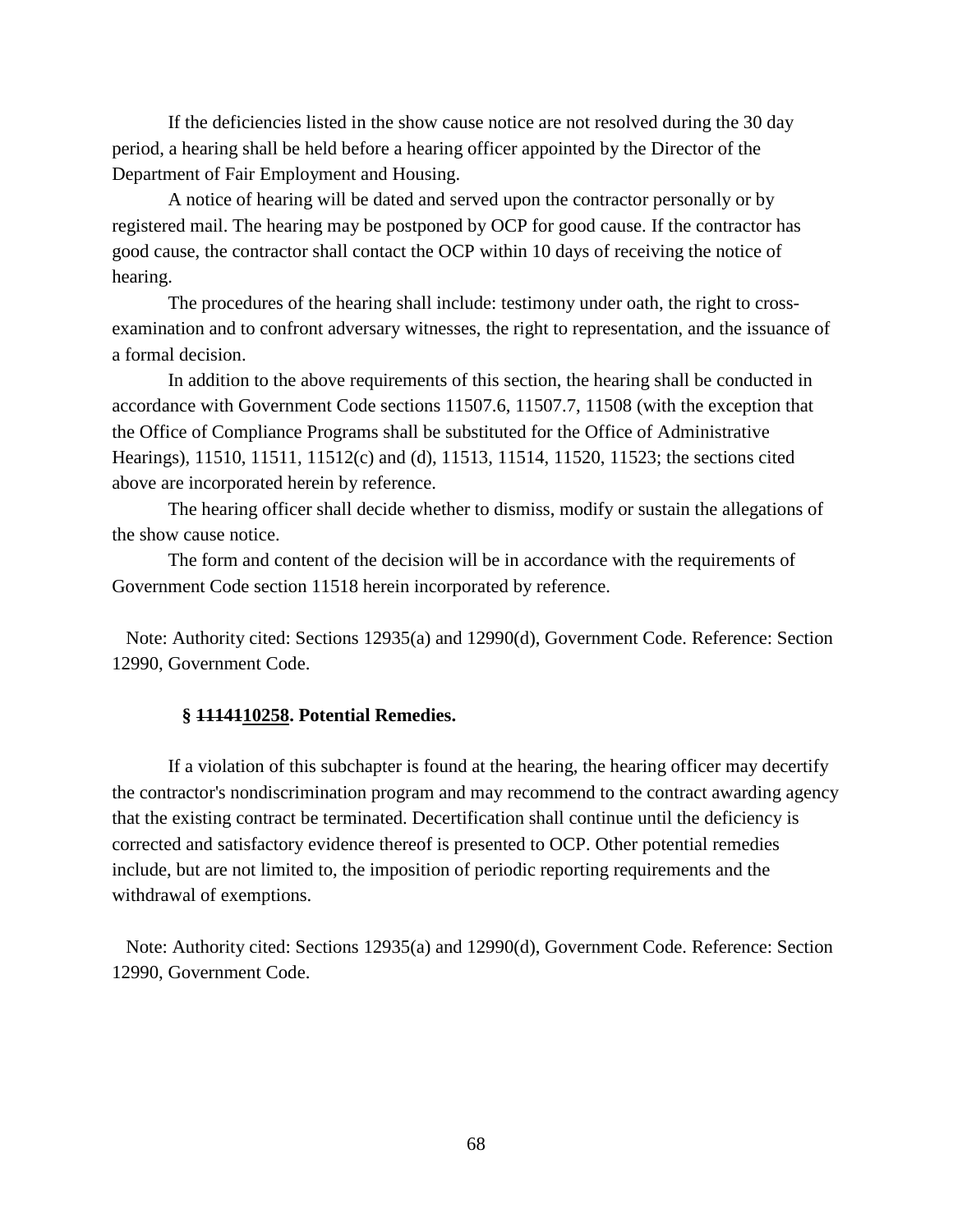If the deficiencies listed in the show cause notice are not resolved during the 30 day period, a hearing shall be held before a hearing officer appointed by the Director of the Department of Fair Employment and Housing.

A notice of hearing will be dated and served upon the contractor personally or by registered mail. The hearing may be postponed by OCP for good cause. If the contractor has good cause, the contractor shall contact the OCP within 10 days of receiving the notice of hearing.

The procedures of the hearing shall include: testimony under oath, the right to cross-examination and to confront adversary witnesses, the right to representation, and the issuance of a formal decision.

In addition to the above requirements of this section, the hearing shall be conducted in accordance with Government Code sections 11507.6, 11507.7, 11508 (with the exception that the Office of Compliance Programs shall be substituted for the Office of Administrative Hearings), 11510, 11511, 11512(c) and (d), 11513, 11514, 11520, 11523; the sections cited above are incorporated herein by reference.

The hearing officer shall decide whether to dismiss, modify or sustain the allegations of the show cause notice.

The form and content of the decision will be in accordance with the requirements of Government Code section 11518 herein incorporated by reference.

Note: Authority cited: Sections 12935(a) and 12990(d), Government Code. Reference: Section 12990, Government Code.

**§ ~~1114~~<u>10258</u>. Potential Remedies.**

If a violation of this subchapter is found at the hearing, the hearing officer may decertify the contractor's nondiscrimination program and may recommend to the contract awarding agency that the existing contract be terminated. Decertification shall continue until the deficiency is corrected and satisfactory evidence thereof is presented to OCP. Other potential remedies include, but are not limited to, the imposition of periodic reporting requirements and the withdrawal of exemptions.

Note: Authority cited: Sections 12935(a) and 12990(d), Government Code. Reference: Section 12990, Government Code.